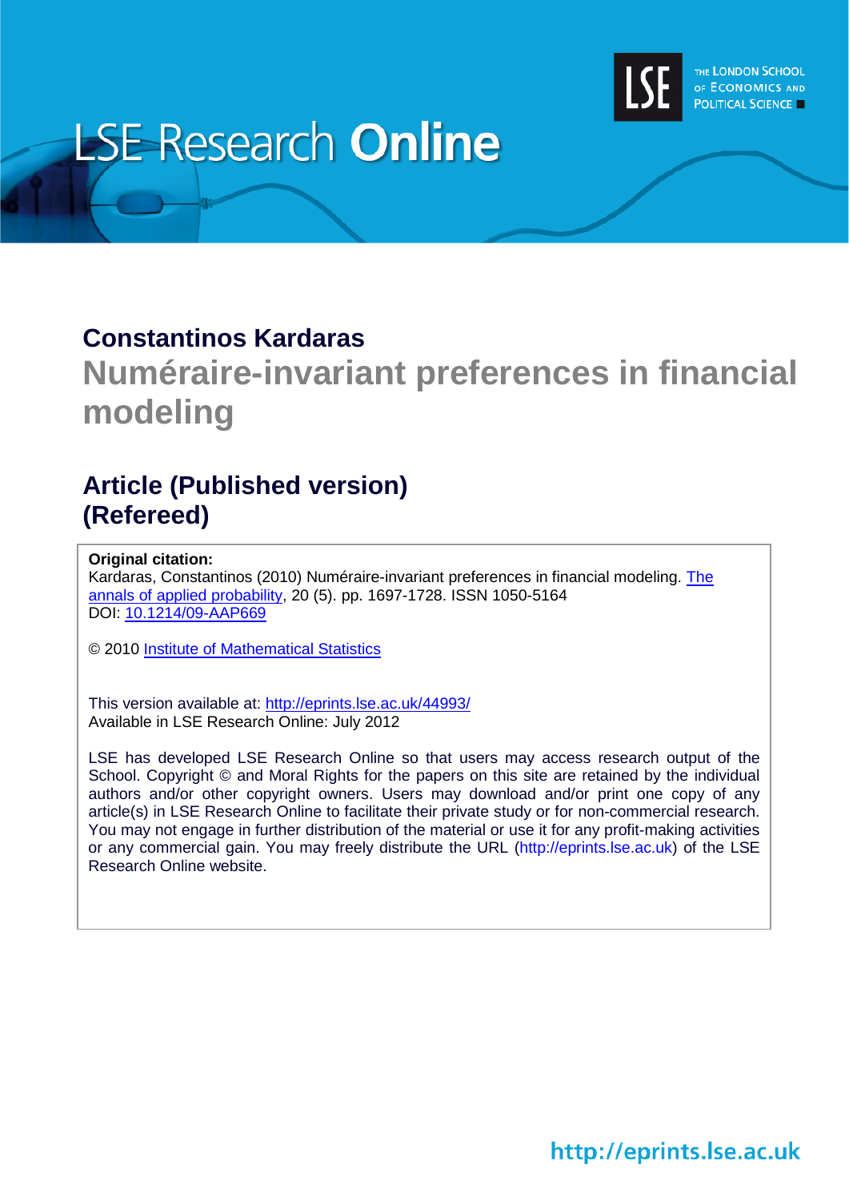# LSE Research Online

THE LONDON SCHOOL OF ECONOMICS AND POLITICAL SCIENCE

## Constantinos Kardaras

# Numéraire-invariant preferences in financial modeling

## Article (Published version) (Refereed)

**Original citation:**
Kardaras, Constantinos (2010) Numéraire-invariant preferences in financial modeling. The annals of applied probability, 20 (5). pp. 1697-1728. ISSN 1050-5164
DOI: 10.1214/09-AAP669

© 2010 Institute of Mathematical Statistics

This version available at: http://eprints.lse.ac.uk/44993/
Available in LSE Research Online: July 2012

LSE has developed LSE Research Online so that users may access research output of the School. Copyright © and Moral Rights for the papers on this site are retained by the individual authors and/or other copyright owners. Users may download and/or print one copy of any article(s) in LSE Research Online to facilitate their private study or for non-commercial research. You may not engage in further distribution of the material or use it for any profit-making activities or any commercial gain. You may freely distribute the URL (http://eprints.lse.ac.uk) of the LSE Research Online website.

http://eprints.lse.ac.uk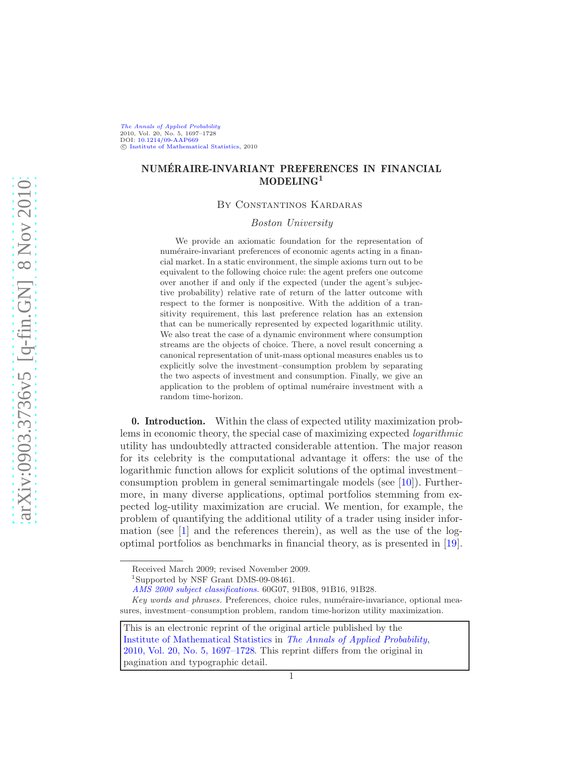# NUMÉRAIRE-INVARIANT PREFERENCES IN FINANCIAL MODELING[1]

By Constantinos Kardaras

*Boston University*

We provide an axiomatic foundation for the representation of numéraire-invariant preferences of economic agents acting in a financial market. In a static environment, the simple axioms turn out to be equivalent to the following choice rule: the agent prefers one outcome over another if and only if the expected (under the agent's subjective probability) relative rate of return of the latter outcome with respect to the former is nonpositive. With the addition of a transitivity requirement, this last preference relation has an extension that can be numerically represented by expected logarithmic utility. We also treat the case of a dynamic environment where consumption streams are the objects of choice. There, a novel result concerning a canonical representation of unit-mass optional measures enables us to explicitly solve the investment–consumption problem by separating the two aspects of investment and consumption. Finally, we give an application to the problem of optimal numéraire investment with a random time-horizon.

**0. Introduction.** Within the class of expected utility maximization problems in economic theory, the special case of maximizing expected *logarithmic* utility has undoubtedly attracted considerable attention. The major reason for its celebrity is the computational advantage it offers: the use of the logarithmic function allows for explicit solutions of the optimal investment–consumption problem in general semimartingale models (see [10]). Furthermore, in many diverse applications, optimal portfolios stemming from expected log-utility maximization are crucial. We mention, for example, the problem of quantifying the additional utility of a trader using insider information (see [1] and the references therein), as well as the use of the log-optimal portfolios as benchmarks in financial theory, as is presented in [19].

Received March 2009; revised November 2009.

[1]Supported by NSF Grant DMS-09-08461.

*AMS 2000 subject classifications.* 60G07, 91B08, 91B16, 91B28.

*Key words and phrases.* Preferences, choice rules, numéraire-invariance, optional measures, investment–consumption problem, random time-horizon utility maximization.

This is an electronic reprint of the original article published by the Institute of Mathematical Statistics in *The Annals of Applied Probability*, 2010, Vol. 20, No. 5, 1697–1728. This reprint differs from the original in pagination and typographic detail.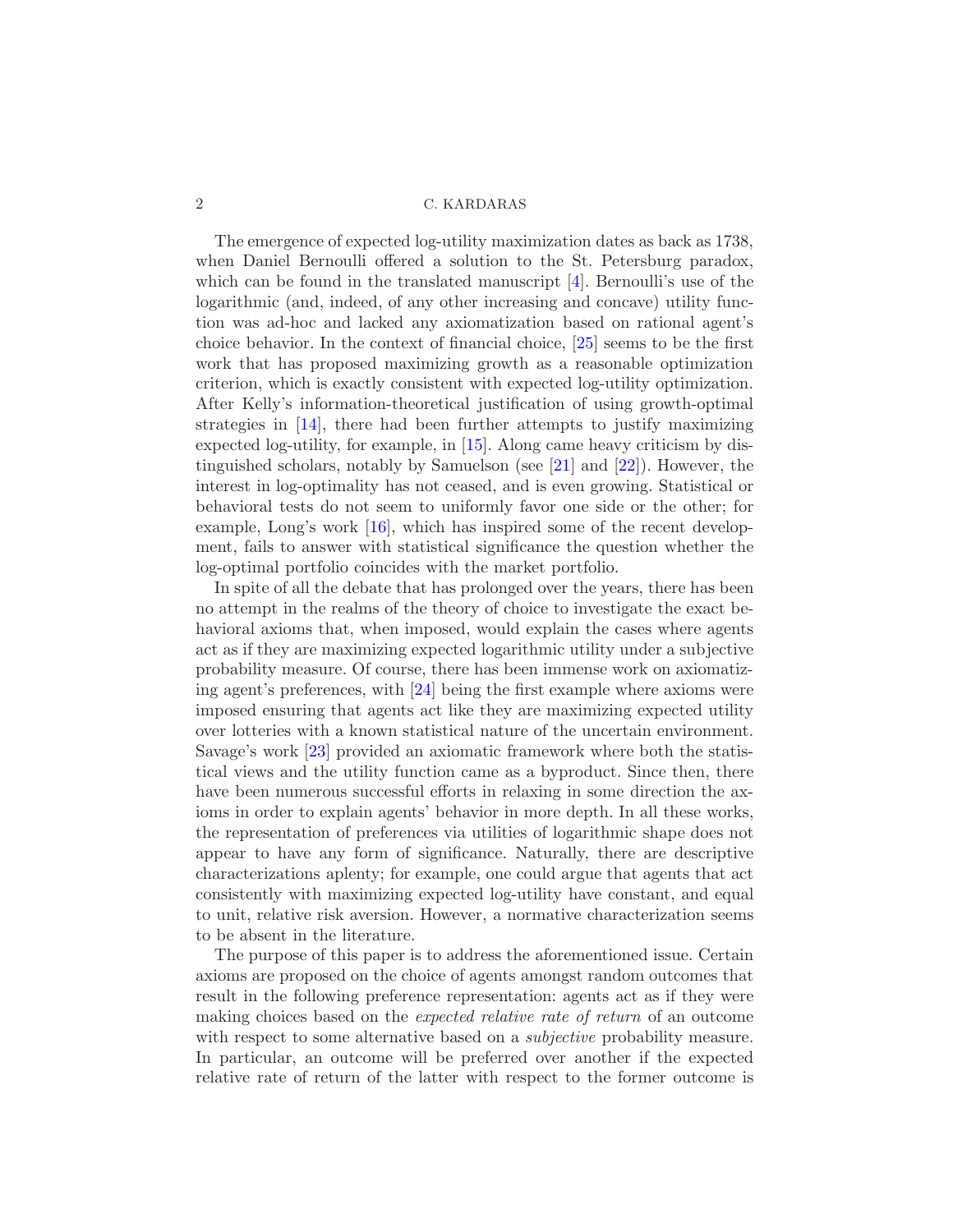The emergence of expected log-utility maximization dates as back as 1738, when Daniel Bernoulli offered a solution to the St. Petersburg paradox, which can be found in the translated manuscript [4]. Bernoulli's use of the logarithmic (and, indeed, of any other increasing and concave) utility function was ad-hoc and lacked any axiomatization based on rational agent's choice behavior. In the context of financial choice, [25] seems to be the first work that has proposed maximizing growth as a reasonable optimization criterion, which is exactly consistent with expected log-utility optimization. After Kelly's information-theoretical justification of using growth-optimal strategies in [14], there had been further attempts to justify maximizing expected log-utility, for example, in [15]. Along came heavy criticism by distinguished scholars, notably by Samuelson (see [21] and [22]). However, the interest in log-optimality has not ceased, and is even growing. Statistical or behavioral tests do not seem to uniformly favor one side or the other; for example, Long's work [16], which has inspired some of the recent development, fails to answer with statistical significance the question whether the log-optimal portfolio coincides with the market portfolio.

In spite of all the debate that has prolonged over the years, there has been no attempt in the realms of the theory of choice to investigate the exact behavioral axioms that, when imposed, would explain the cases where agents act as if they are maximizing expected logarithmic utility under a subjective probability measure. Of course, there has been immense work on axiomatizing agent's preferences, with [24] being the first example where axioms were imposed ensuring that agents act like they are maximizing expected utility over lotteries with a known statistical nature of the uncertain environment. Savage's work [23] provided an axiomatic framework where both the statistical views and the utility function came as a byproduct. Since then, there have been numerous successful efforts in relaxing in some direction the axioms in order to explain agents' behavior in more depth. In all these works, the representation of preferences via utilities of logarithmic shape does not appear to have any form of significance. Naturally, there are descriptive characterizations aplenty; for example, one could argue that agents that act consistently with maximizing expected log-utility have constant, and equal to unit, relative risk aversion. However, a normative characterization seems to be absent in the literature.

The purpose of this paper is to address the aforementioned issue. Certain axioms are proposed on the choice of agents amongst random outcomes that result in the following preference representation: agents act as if they were making choices based on the *expected relative rate of return* of an outcome with respect to some alternative based on a *subjective* probability measure. In particular, an outcome will be preferred over another if the expected relative rate of return of the latter with respect to the former outcome is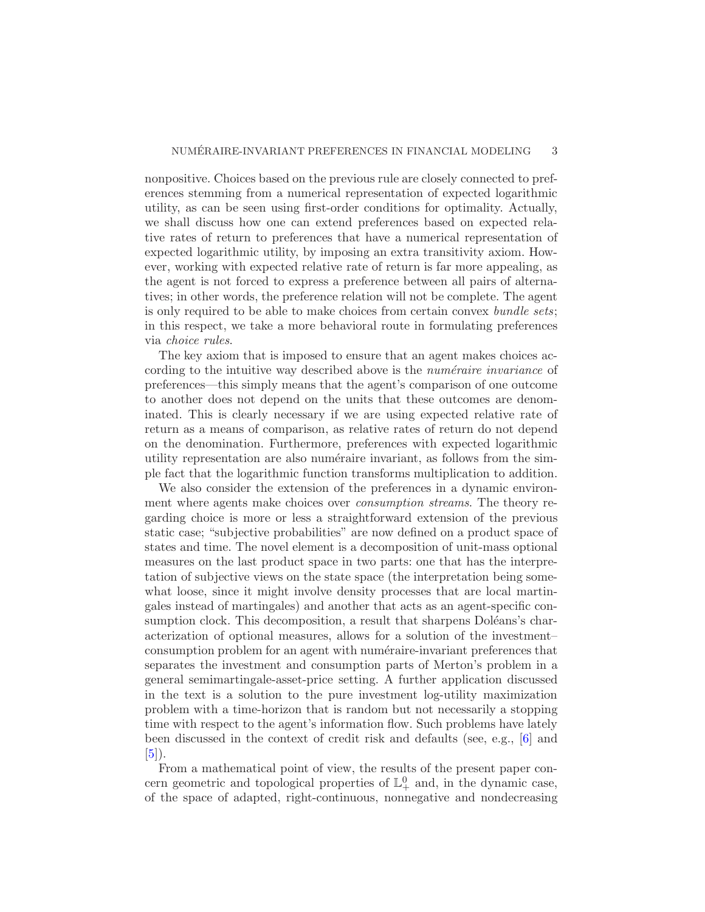nonpositive. Choices based on the previous rule are closely connected to preferences stemming from a numerical representation of expected logarithmic utility, as can be seen using first-order conditions for optimality. Actually, we shall discuss how one can extend preferences based on expected relative rates of return to preferences that have a numerical representation of expected logarithmic utility, by imposing an extra transitivity axiom. However, working with expected relative rate of return is far more appealing, as the agent is not forced to express a preference between all pairs of alternatives; in other words, the preference relation will not be complete. The agent is only required to be able to make choices from certain convex *bundle sets*; in this respect, we take a more behavioral route in formulating preferences via *choice rules*.

The key axiom that is imposed to ensure that an agent makes choices according to the intuitive way described above is the *numéraire invariance* of preferences—this simply means that the agent's comparison of one outcome to another does not depend on the units that these outcomes are denominated. This is clearly necessary if we are using expected relative rate of return as a means of comparison, as relative rates of return do not depend on the denomination. Furthermore, preferences with expected logarithmic utility representation are also numéraire invariant, as follows from the simple fact that the logarithmic function transforms multiplication to addition.

We also consider the extension of the preferences in a dynamic environment where agents make choices over *consumption streams*. The theory regarding choice is more or less a straightforward extension of the previous static case; "subjective probabilities" are now defined on a product space of states and time. The novel element is a decomposition of unit-mass optional measures on the last product space in two parts: one that has the interpretation of subjective views on the state space (the interpretation being somewhat loose, since it might involve density processes that are local martingales instead of martingales) and another that acts as an agent-specific consumption clock. This decomposition, a result that sharpens Doléans's characterization of optional measures, allows for a solution of the investment–consumption problem for an agent with numéraire-invariant preferences that separates the investment and consumption parts of Merton's problem in a general semimartingale-asset-price setting. A further application discussed in the text is a solution to the pure investment log-utility maximization problem with a time-horizon that is random but not necessarily a stopping time with respect to the agent's information flow. Such problems have lately been discussed in the context of credit risk and defaults (see, e.g., [6] and [5]).

From a mathematical point of view, the results of the present paper concern geometric and topological properties of $\mathbb{L}^0_+$ and, in the dynamic case, of the space of adapted, right-continuous, nonnegative and nondecreasing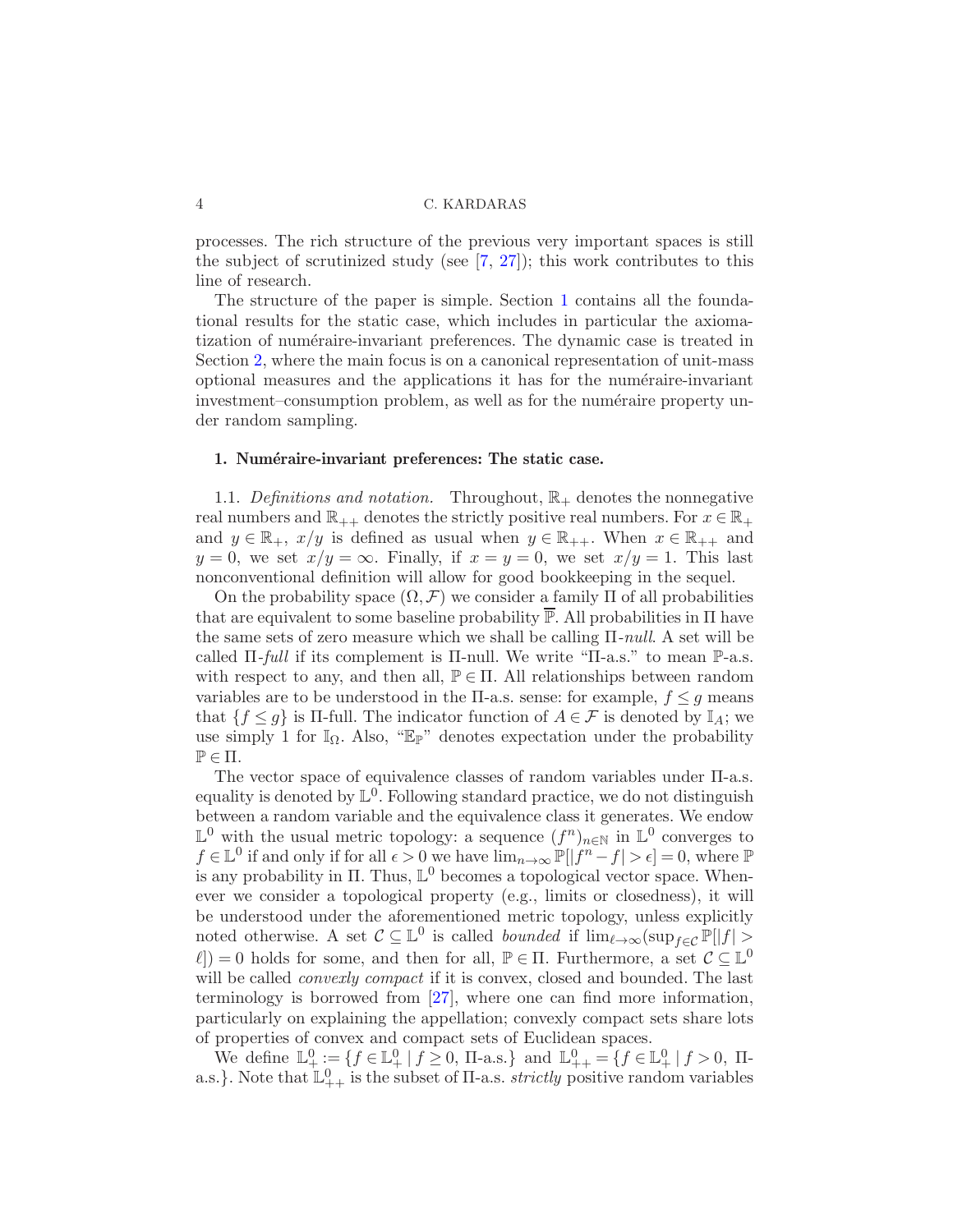processes. The rich structure of the previous very important spaces is still the subject of scrutinized study (see [7, 27]); this work contributes to this line of research.

The structure of the paper is simple. Section 1 contains all the foundational results for the static case, which includes in particular the axiomatization of numéraire-invariant preferences. The dynamic case is treated in Section 2, where the main focus is on a canonical representation of unit-mass optional measures and the applications it has for the numéraire-invariant investment–consumption problem, as well as for the numéraire property under random sampling.

## 1. Numéraire-invariant preferences: The static case.

1.1. *Definitions and notation.* Throughout, $\mathbb{R}_+$ denotes the nonnegative real numbers and $\mathbb{R}_{++}$ denotes the strictly positive real numbers. For $x \in \mathbb{R}_+$ and $y \in \mathbb{R}_+$, $x/y$ is defined as usual when $y \in \mathbb{R}_{++}$. When $x \in \mathbb{R}_{++}$ and $y = 0$, we set $x/y = \infty$. Finally, if $x = y = 0$, we set $x/y = 1$. This last nonconventional definition will allow for good bookkeeping in the sequel.

On the probability space $(\Omega, \mathcal{F})$ we consider a family $\Pi$ of all probabilities that are equivalent to some baseline probability $\overline{\mathbb{P}}$. All probabilities in $\Pi$ have the same sets of zero measure which we shall be calling $\Pi$-*null*. A set will be called $\Pi$-*full* if its complement is $\Pi$-null. We write "$\Pi$-a.s." to mean $\mathbb{P}$-a.s. with respect to any, and then all, $\mathbb{P} \in \Pi$. All relationships between random variables are to be understood in the $\Pi$-a.s. sense: for example, $f \le g$ means that $\{f \le g\}$ is $\Pi$-full. The indicator function of $A \in \mathcal{F}$ is denoted by $\mathbb{I}_A$; we use simply 1 for $\mathbb{I}_\Omega$. Also, "$\mathbb{E}_\mathbb{P}$" denotes expectation under the probability $\mathbb{P} \in \Pi$.

The vector space of equivalence classes of random variables under $\Pi$-a.s. equality is denoted by $\mathbb{L}^0$. Following standard practice, we do not distinguish between a random variable and the equivalence class it generates. We endow $\mathbb{L}^0$ with the usual metric topology: a sequence $(f^n)_{n\in\mathbb{N}}$ in $\mathbb{L}^0$ converges to $f \in \mathbb{L}^0$ if and only if for all $\epsilon > 0$ we have $\lim_{n\to\infty} \mathbb{P}[|f^n - f| > \epsilon] = 0$, where $\mathbb{P}$ is any probability in $\Pi$. Thus, $\mathbb{L}^0$ becomes a topological vector space. Whenever we consider a topological property (e.g., limits or closedness), it will be understood under the aforementioned metric topology, unless explicitly noted otherwise. A set $\mathcal{C} \subseteq \mathbb{L}^0$ is called *bounded* if $\lim_{\ell\to\infty}(\sup_{f\in\mathcal{C}} \mathbb{P}[|f| > \ell]) = 0$ holds for some, and then for all, $\mathbb{P} \in \Pi$. Furthermore, a set $\mathcal{C} \subseteq \mathbb{L}^0$ will be called *convexly compact* if it is convex, closed and bounded. The last terminology is borrowed from [27], where one can find more information, particularly on explaining the appellation; convexly compact sets share lots of properties of convex and compact sets of Euclidean spaces.

We define $\mathbb{L}^0_+ := \{f \in \mathbb{L}^0_+ \mid f \ge 0, \Pi\text{-a.s.}\}$ and $\mathbb{L}^0_{++} = \{f \in \mathbb{L}^0_+ \mid f > 0, \Pi\text{-a.s.}\}$. Note that $\mathbb{L}^0_{++}$ is the subset of $\Pi$-a.s. *strictly* positive random variables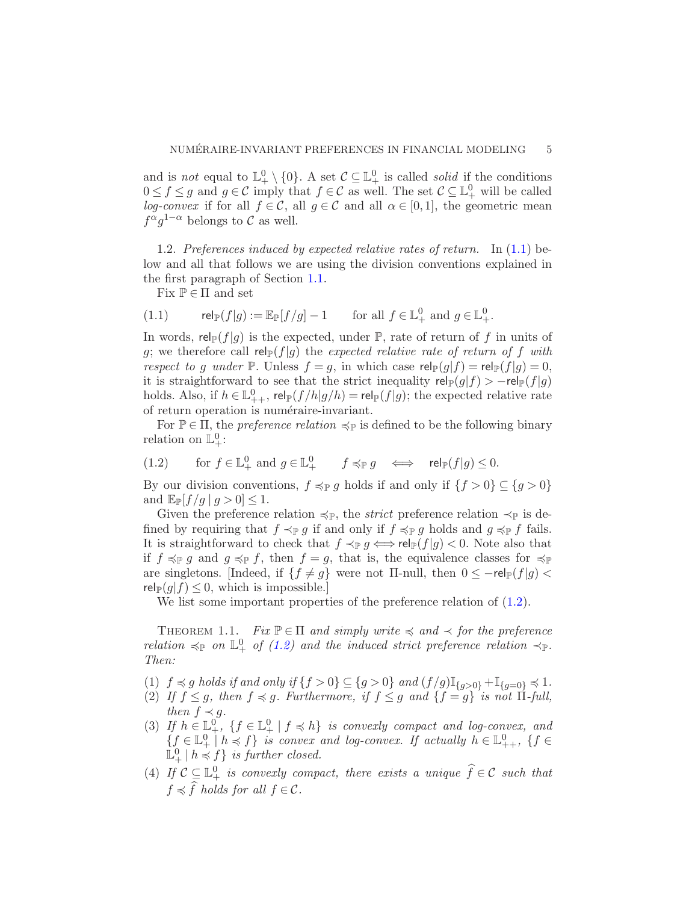and is *not* equal to $\mathbb{L}^0_+ \setminus \{0\}$. A set $\mathcal{C} \subseteq \mathbb{L}^0_+$ is called *solid* if the conditions $0 \le f \le g$ and $g \in \mathcal{C}$ imply that $f \in \mathcal{C}$ as well. The set $\mathcal{C} \subseteq \mathbb{L}^0_+$ will be called *log-convex* if for all $f \in \mathcal{C}$, all $g \in \mathcal{C}$ and all $\alpha \in [0,1]$, the geometric mean $f^\alpha g^{1-\alpha}$ belongs to $\mathcal{C}$ as well.

1.2. *Preferences induced by expected relative rates of return.* In (1.1) below and all that follows we are using the division conventions explained in the first paragraph of Section 1.1.

Fix $\mathbb{P} \in \Pi$ and set

$$\mathsf{rel}_{\mathbb{P}}(f|g) := \mathbb{E}_{\mathbb{P}}[f/g] - 1 \qquad \text{for all } f \in \mathbb{L}^0_+ \text{ and } g \in \mathbb{L}^0_+. \tag{1.1}$$

In words, $\mathsf{rel}_{\mathbb{P}}(f|g)$ is the expected, under $\mathbb{P}$, rate of return of $f$ in units of $g$; we therefore call $\mathsf{rel}_{\mathbb{P}}(f|g)$ the *expected relative rate of return of $f$ with respect to $g$ under $\mathbb{P}$*. Unless $f = g$, in which case $\mathsf{rel}_{\mathbb{P}}(g|f) = \mathsf{rel}_{\mathbb{P}}(f|g) = 0$, it is straightforward to see that the strict inequality $\mathsf{rel}_{\mathbb{P}}(g|f) > -\mathsf{rel}_{\mathbb{P}}(f|g)$ holds. Also, if $h \in \mathbb{L}^0_{++}$, $\mathsf{rel}_{\mathbb{P}}(f/h|g/h) = \mathsf{rel}_{\mathbb{P}}(f|g)$; the expected relative rate of return operation is numéraire-invariant.

For $\mathbb{P} \in \Pi$, the *preference relation* $\preccurlyeq_{\mathbb{P}}$ is defined to be the following binary relation on $\mathbb{L}^0_+$:

$$\text{for } f \in \mathbb{L}^0_+ \text{ and } g \in \mathbb{L}^0_+ \qquad f \preccurlyeq_{\mathbb{P}} g \quad \Longleftrightarrow \quad \mathsf{rel}_{\mathbb{P}}(f|g) \le 0. \tag{1.2}$$

By our division conventions, $f \preccurlyeq_{\mathbb{P}} g$ holds if and only if $\{f > 0\} \subseteq \{g > 0\}$ and $\mathbb{E}_{\mathbb{P}}[f/g \mid g > 0] \le 1$.

Given the preference relation $\preccurlyeq_{\mathbb{P}}$, the *strict* preference relation $\prec_{\mathbb{P}}$ is defined by requiring that $f \prec_{\mathbb{P}} g$ if and only if $f \preccurlyeq_{\mathbb{P}} g$ holds and $g \preccurlyeq_{\mathbb{P}} f$ fails. It is straightforward to check that $f \prec_{\mathbb{P}} g \Longleftrightarrow \mathsf{rel}_{\mathbb{P}}(f|g) < 0$. Note also that if $f \preccurlyeq_{\mathbb{P}} g$ and $g \preccurlyeq_{\mathbb{P}} f$, then $f = g$, that is, the equivalence classes for $\preccurlyeq_{\mathbb{P}}$ are singletons. [Indeed, if $\{f \neq g\}$ were not $\Pi$-null, then $0 \le -\mathsf{rel}_{\mathbb{P}}(f|g) < \mathsf{rel}_{\mathbb{P}}(g|f) \le 0$, which is impossible.]

We list some important properties of the preference relation of (1.2).

THEOREM 1.1. *Fix $\mathbb{P} \in \Pi$ and simply write $\preccurlyeq$ and $\prec$ for the preference relation $\preccurlyeq_{\mathbb{P}}$ on $\mathbb{L}^0_+$ of (1.2) and the induced strict preference relation $\prec_{\mathbb{P}}$. Then:*

1. *$f \preccurlyeq g$ holds if and only if $\{f > 0\} \subseteq \{g > 0\}$ and $(f/g)\mathbb{I}_{\{g>0\}} + \mathbb{I}_{\{g=0\}} \preccurlyeq 1$.*
2. *If $f \le g$, then $f \preccurlyeq g$. Furthermore, if $f \le g$ and $\{f = g\}$ is not $\Pi$-full, then $f \prec g$.*
3. *If $h \in \mathbb{L}^0_+$, $\{f \in \mathbb{L}^0_+ \mid f \preccurlyeq h\}$ is convexly compact and log-convex, and $\{f \in \mathbb{L}^0_+ \mid h \preccurlyeq f\}$ is convex and log-convex. If actually $h \in \mathbb{L}^0_{++}$, $\{f \in \mathbb{L}^0_+ \mid h \preccurlyeq f\}$ is further closed.*
4. *If $\mathcal{C} \subseteq \mathbb{L}^0_+$ is convexly compact, there exists a unique $\widehat{f} \in \mathcal{C}$ such that $f \preccurlyeq \widehat{f}$ holds for all $f \in \mathcal{C}$.*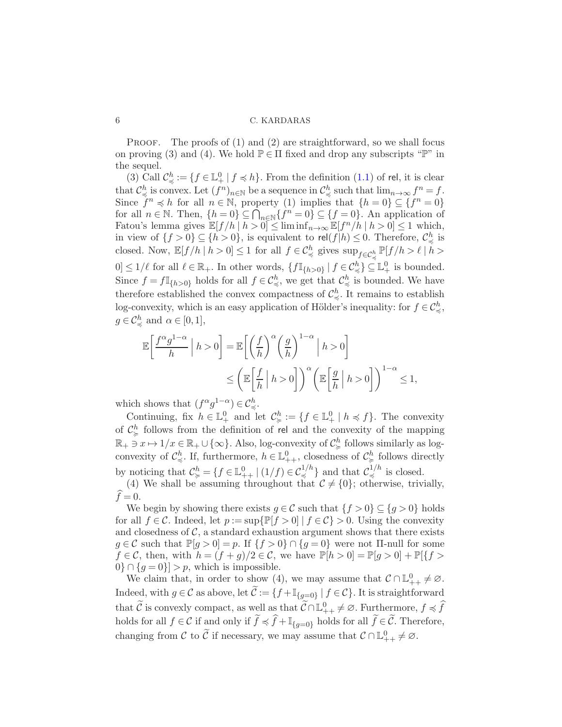PROOF. The proofs of (1) and (2) are straightforward, so we shall focus on proving (3) and (4). We hold $\mathbb{P} \in \Pi$ fixed and drop any subscripts "$\mathbb{P}$" in the sequel.

(3) Call $\mathcal{C}^h_{\preccurlyeq} := \{f \in \mathbb{L}^0_+ \mid f \preccurlyeq h\}$. From the definition (1.1) of $\mathsf{rel}$, it is clear that $\mathcal{C}^h_{\preccurlyeq}$ is convex. Let $(f^n)_{n\in\mathbb{N}}$ be a sequence in $\mathcal{C}^h_{\preccurlyeq}$ such that $\lim_{n\to\infty} f^n = f$. Since $f^n \preccurlyeq h$ for all $n \in \mathbb{N}$, property (1) implies that $\{h = 0\} \subseteq \{f^n = 0\}$ for all $n \in \mathbb{N}$. Then, $\{h = 0\} \subseteq \bigcap_{n\in\mathbb{N}}\{f^n = 0\} \subseteq \{f = 0\}$. An application of Fatou's lemma gives $\mathbb{E}[f/h \mid h > 0] \leq \liminf_{n\to\infty} \mathbb{E}[f^n/h \mid h > 0] \leq 1$ which, in view of $\{f > 0\} \subseteq \{h > 0\}$, is equivalent to $\mathsf{rel}(f|h) \leq 0$. Therefore, $\mathcal{C}^h_{\preccurlyeq}$ is closed. Now, $\mathbb{E}[f/h \mid h > 0] \leq 1$ for all $f \in \mathcal{C}^h_{\preccurlyeq}$ gives $\sup_{f\in\mathcal{C}^h_{\preccurlyeq}} \mathbb{P}[f/h > \ell \mid h > 0] \leq 1/\ell$ for all $\ell \in \mathbb{R}_+$. In other words, $\{f\mathbb{I}_{\{h>0\}} \mid f \in \mathcal{C}^h_{\preccurlyeq}\} \subseteq \mathbb{L}^0_+$ is bounded. Since $f = f\mathbb{I}_{\{h>0\}}$ holds for all $f \in \mathcal{C}^h_{\preccurlyeq}$, we get that $\mathcal{C}^h_{\preccurlyeq}$ is bounded. We have therefore established the convex compactness of $\mathcal{C}^h_{\preccurlyeq}$. It remains to establish log-convexity, which is an easy application of Hölder's inequality: for $f \in \mathcal{C}^h_{\preccurlyeq}$, $g \in \mathcal{C}^h_{\preccurlyeq}$ and $\alpha \in [0, 1]$,

$$
\begin{aligned}
\mathbb{E}\left[\frac{f^\alpha g^{1-\alpha}}{h} \,\Big|\, h > 0\right] &= \mathbb{E}\left[\left(\frac{f}{h}\right)^\alpha \left(\frac{g}{h}\right)^{1-\alpha} \,\Big|\, h > 0\right] \\
&\leq \left(\mathbb{E}\left[\frac{f}{h} \,\Big|\, h > 0\right]\right)^\alpha \left(\mathbb{E}\left[\frac{g}{h} \,\Big|\, h > 0\right]\right)^{1-\alpha} \leq 1,
\end{aligned}
$$

which shows that $(f^\alpha g^{1-\alpha}) \in \mathcal{C}^h_{\preccurlyeq}$.

Continuing, fix $h \in \mathbb{L}^0_+$ and let $\mathcal{C}^h_{\succcurlyeq} := \{f \in \mathbb{L}^0_+ \mid h \preccurlyeq f\}$. The convexity of $\mathcal{C}^h_{\succcurlyeq}$ follows from the definition of $\mathsf{rel}$ and the convexity of the mapping $\mathbb{R}_+ \ni x \mapsto 1/x \in \mathbb{R}_+ \cup \{\infty\}$. Also, log-convexity of $\mathcal{C}^h_{\succcurlyeq}$ follows similarly as log-convexity of $\mathcal{C}^h_{\preccurlyeq}$. If, furthermore, $h \in \mathbb{L}^0_{++}$, closedness of $\mathcal{C}^h_{\succcurlyeq}$ follows directly by noticing that $\mathcal{C}^h_{\succcurlyeq} = \{f \in \mathbb{L}^0_{++} \mid (1/f) \in \mathcal{C}^{1/h}_{\preccurlyeq}\}$ and that $\mathcal{C}^{1/h}_{\preccurlyeq}$ is closed.

(4) We shall be assuming throughout that $\mathcal{C} \neq \{0\}$; otherwise, trivially, $\widehat{f} = 0$.

We begin by showing there exists $g \in \mathcal{C}$ such that $\{f > 0\} \subseteq \{g > 0\}$ holds for all $f \in \mathcal{C}$. Indeed, let $p := \sup\{\mathbb{P}[f > 0] \mid f \in \mathcal{C}\} > 0$. Using the convexity and closedness of $\mathcal{C}$, a standard exhaustion argument shows that there exists $g \in \mathcal{C}$ such that $\mathbb{P}[g > 0] = p$. If $\{f > 0\} \cap \{g = 0\}$ were not $\Pi$-null for some $f \in \mathcal{C}$, then, with $h = (f + g)/2 \in \mathcal{C}$, we have $\mathbb{P}[h > 0] = \mathbb{P}[g > 0] + \mathbb{P}[\{f > 0\} \cap \{g = 0\}] > p$, which is impossible.

We claim that, in order to show (4), we may assume that $\mathcal{C} \cap \mathbb{L}^0_{++} \neq \varnothing$. Indeed, with $g \in \mathcal{C}$ as above, let $\widetilde{\mathcal{C}} := \{f + \mathbb{I}_{\{g=0\}} \mid f \in \mathcal{C}\}$. It is straightforward that $\widetilde{\mathcal{C}}$ is convexly compact, as well as that $\widetilde{\mathcal{C}} \cap \mathbb{L}^0_{++} \neq \varnothing$. Furthermore, $f \preccurlyeq \widehat{f}$ holds for all $f \in \mathcal{C}$ if and only if $\widetilde{f} \preccurlyeq \widehat{f} + \mathbb{I}_{\{g=0\}}$ holds for all $\widetilde{f} \in \widetilde{\mathcal{C}}$. Therefore, changing from $\mathcal{C}$ to $\widetilde{\mathcal{C}}$ if necessary, we may assume that $\mathcal{C} \cap \mathbb{L}^0_{++} \neq \varnothing$.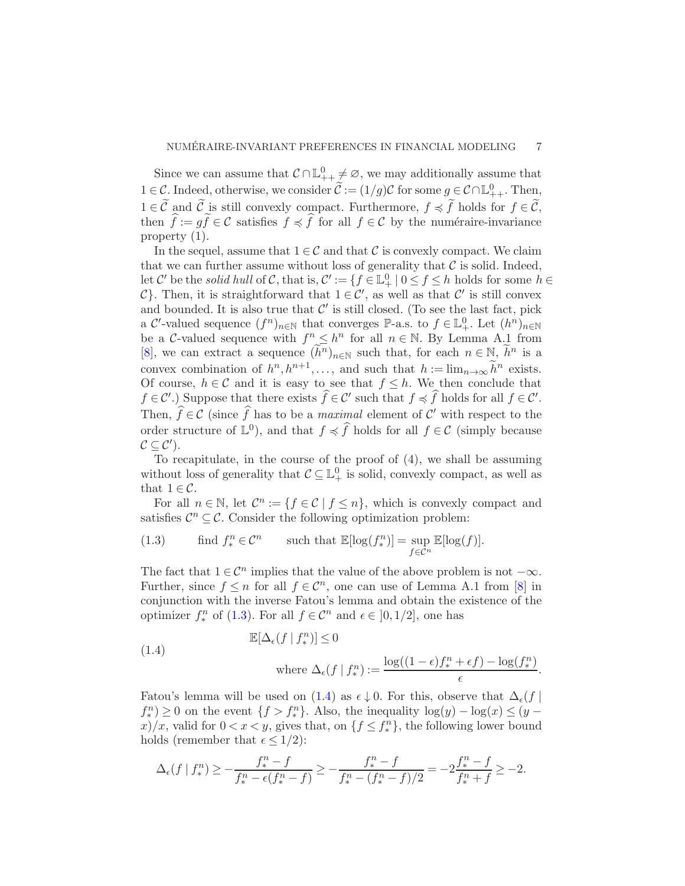Since we can assume that $\mathcal{C} \cap \mathbb{L}^0_{++} \neq \varnothing$, we may additionally assume that $1 \in \mathcal{C}$. Indeed, otherwise, we consider $\widetilde{\mathcal{C}} := (1/g)\mathcal{C}$ for some $g \in \mathcal{C} \cap \mathbb{L}^0_{++}$. Then, $1 \in \widetilde{\mathcal{C}}$ and $\widetilde{\mathcal{C}}$ is still convexly compact. Furthermore, $f \preccurlyeq \widetilde{f}$ holds for $f \in \widetilde{\mathcal{C}}$, then $\widehat{f} := g\widetilde{f} \in \mathcal{C}$ satisfies $f \preccurlyeq \widehat{f}$ for all $f \in \mathcal{C}$ by the numéraire-invariance property (1).

In the sequel, assume that $1 \in \mathcal{C}$ and that $\mathcal{C}$ is convexly compact. We claim that we can further assume without loss of generality that $\mathcal{C}$ is solid. Indeed, let $\mathcal{C}'$ be the *solid hull* of $\mathcal{C}$, that is, $\mathcal{C}' := \{f \in \mathbb{L}^0_+ \mid 0 \leq f \leq h$ holds for some $h \in \mathcal{C}\}$. Then, it is straightforward that $1 \in \mathcal{C}'$, as well as that $\mathcal{C}'$ is still convex and bounded. It is also true that $\mathcal{C}'$ is still closed. (To see the last fact, pick a $\mathcal{C}'$-valued sequence $(f^n)_{n \in \mathbb{N}}$ that converges $\mathbb{P}$-a.s. to $f \in \mathbb{L}^0_+$. Let $(h^n)_{n \in \mathbb{N}}$ be a $\mathcal{C}$-valued sequence with $f^n \leq h^n$ for all $n \in \mathbb{N}$. By Lemma A.1 from [8], we can extract a sequence $(\widetilde{h}^n)_{n \in \mathbb{N}}$ such that, for each $n \in \mathbb{N}$, $\widetilde{h}^n$ is a convex combination of $h^n, h^{n+1}, \ldots$, and such that $h := \lim_{n \to \infty} \widetilde{h}^n$ exists. Of course, $h \in \mathcal{C}$ and it is easy to see that $f \leq h$. We then conclude that $f \in \mathcal{C}'$.) Suppose that there exists $\widehat{f} \in \mathcal{C}'$ such that $f \preccurlyeq \widehat{f}$ holds for all $f \in \mathcal{C}'$. Then, $\widehat{f} \in \mathcal{C}$ (since $\widehat{f}$ has to be a *maximal* element of $\mathcal{C}'$ with respect to the order structure of $\mathbb{L}^0$), and that $f \preccurlyeq \widehat{f}$ holds for all $f \in \mathcal{C}$ (simply because $\mathcal{C} \subseteq \mathcal{C}'$).

To recapitulate, in the course of the proof of (4), we shall be assuming without loss of generality that $\mathcal{C} \subseteq \mathbb{L}^0_+$ is solid, convexly compact, as well as that $1 \in \mathcal{C}$.

For all $n \in \mathbb{N}$, let $\mathcal{C}^n := \{f \in \mathcal{C} \mid f \leq n\}$, which is convexly compact and satisfies $\mathcal{C}^n \subseteq \mathcal{C}$. Consider the following optimization problem:

$$\text{(1.3)} \qquad \text{find } f^n_* \in \mathcal{C}^n \qquad \text{such that } \mathbb{E}[\log(f^n_*)] = \sup_{f \in \mathcal{C}^n} \mathbb{E}[\log(f)].$$

The fact that $1 \in \mathcal{C}^n$ implies that the value of the above problem is not $-\infty$. Further, since $f \leq n$ for all $f \in \mathcal{C}^n$, one can use of Lemma A.1 from [8] in conjunction with the inverse Fatou's lemma and obtain the existence of the optimizer $f^n_*$ of (1.3). For all $f \in \mathcal{C}^n$ and $\epsilon \in \, ]0, 1/2]$, one has

$$\text{(1.4)} \qquad \begin{aligned} &\mathbb{E}[\Delta_\epsilon(f \mid f^n_*)] \leq 0 \\ &\qquad \text{where } \Delta_\epsilon(f \mid f^n_*) := \frac{\log((1-\epsilon)f^n_* + \epsilon f) - \log(f^n_*)}{\epsilon}. \end{aligned}$$

Fatou's lemma will be used on (1.4) as $\epsilon \downarrow 0$. For this, observe that $\Delta_\epsilon(f \mid f^n_*) \geq 0$ on the event $\{f > f^n_*\}$. Also, the inequality $\log(y) - \log(x) \leq (y-x)/x$, valid for $0 < x < y$, gives that, on $\{f \leq f^n_*\}$, the following lower bound holds (remember that $\epsilon \leq 1/2$):

$$\Delta_\epsilon(f \mid f^n_*) \geq -\frac{f^n_* - f}{f^n_* - \epsilon(f^n_* - f)} \geq -\frac{f^n_* - f}{f^n_* - (f^n_* - f)/2} = -2\frac{f^n_* - f}{f^n_* + f} \geq -2.$$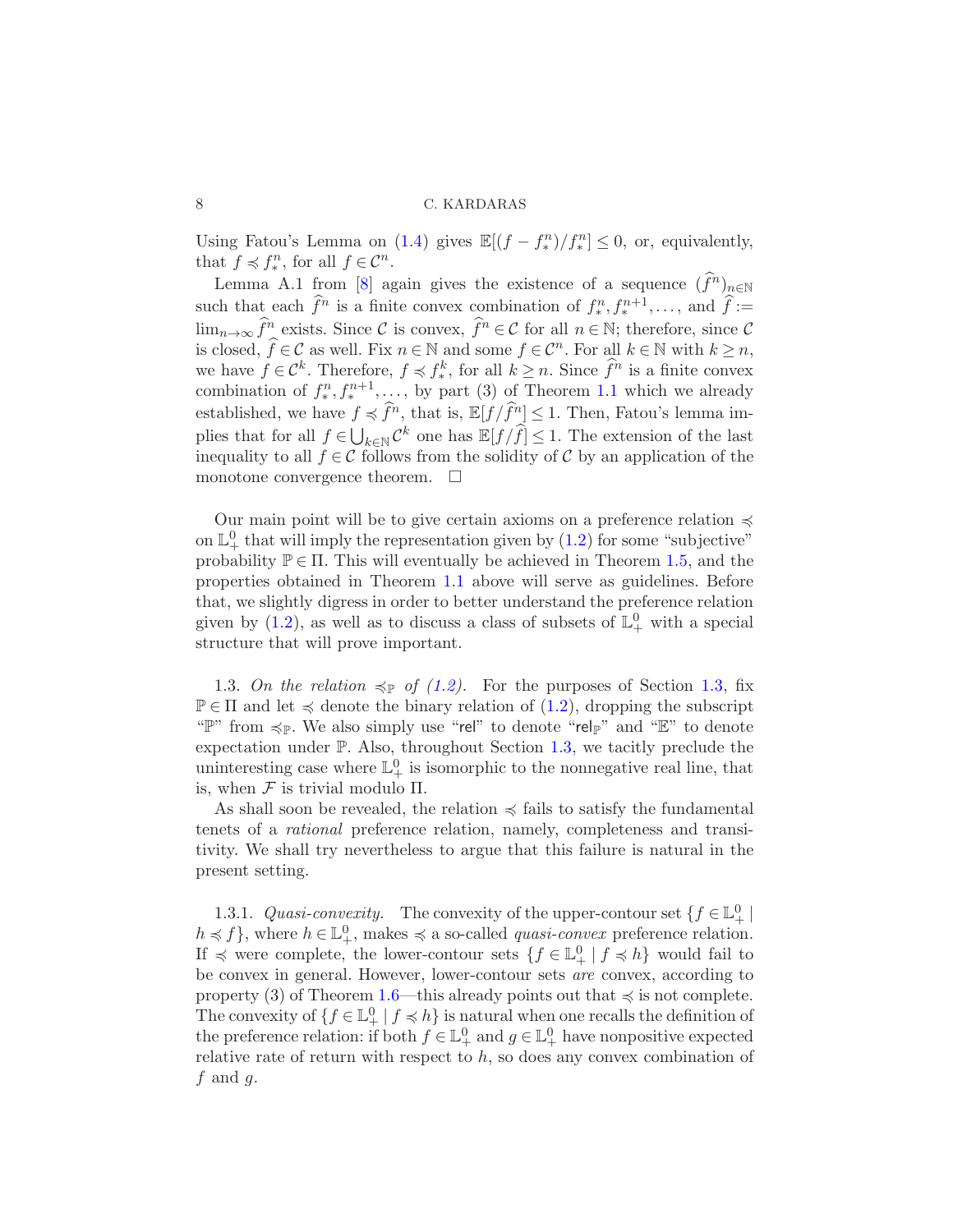Using Fatou's Lemma on (1.4) gives $\mathbb{E}[(f - f_*^n)/f_*^n] \le 0$, or, equivalently, that $f \preccurlyeq f_*^n$, for all $f \in \mathcal{C}^n$.

Lemma A.1 from [8] again gives the existence of a sequence $(\widehat{f}^n)_{n\in\mathbb{N}}$ such that each $\widehat{f}^n$ is a finite convex combination of $f_*^n, f_*^{n+1}, \ldots,$ and $\widehat{f} := \lim_{n\to\infty} \widehat{f}^n$ exists. Since $\mathcal{C}$ is convex, $\widehat{f}^n \in \mathcal{C}$ for all $n \in \mathbb{N}$; therefore, since $\mathcal{C}$ is closed, $\widehat{f} \in \mathcal{C}$ as well. Fix $n \in \mathbb{N}$ and some $f \in \mathcal{C}^n$. For all $k \in \mathbb{N}$ with $k \ge n$, we have $f \in \mathcal{C}^k$. Therefore, $f \preccurlyeq f_*^k$, for all $k \ge n$. Since $\widehat{f}^n$ is a finite convex combination of $f_*^n, f_*^{n+1}, \ldots,$ by part (3) of Theorem 1.1 which we already established, we have $f \preccurlyeq \widehat{f}^n$, that is, $\mathbb{E}[f/\widehat{f}^n] \le 1$. Then, Fatou's lemma implies that for all $f \in \bigcup_{k\in\mathbb{N}} \mathcal{C}^k$ one has $\mathbb{E}[f/\widehat{f}] \le 1$. The extension of the last inequality to all $f \in \mathcal{C}$ follows from the solidity of $\mathcal{C}$ by an application of the monotone convergence theorem. $\square$

Our main point will be to give certain axioms on a preference relation $\preccurlyeq$ on $\mathbb{L}_+^0$ that will imply the representation given by (1.2) for some "subjective" probability $\mathbb{P} \in \Pi$. This will eventually be achieved in Theorem 1.5, and the properties obtained in Theorem 1.1 above will serve as guidelines. Before that, we slightly digress in order to better understand the preference relation given by (1.2), as well as to discuss a class of subsets of $\mathbb{L}_+^0$ with a special structure that will prove important.

1.3. *On the relation $\preccurlyeq_{\mathbb{P}}$ of (1.2).* For the purposes of Section 1.3, fix $\mathbb{P} \in \Pi$ and let $\preccurlyeq$ denote the binary relation of (1.2), dropping the subscript "$\mathbb{P}$" from $\preccurlyeq_{\mathbb{P}}$. We also simply use "$\mathsf{rel}$" to denote "$\mathsf{rel}_{\mathbb{P}}$" and "$\mathbb{E}$" to denote expectation under $\mathbb{P}$. Also, throughout Section 1.3, we tacitly preclude the uninteresting case where $\mathbb{L}_+^0$ is isomorphic to the nonnegative real line, that is, when $\mathcal{F}$ is trivial modulo $\Pi$.

As shall soon be revealed, the relation $\preccurlyeq$ fails to satisfy the fundamental tenets of a *rational* preference relation, namely, completeness and transitivity. We shall try nevertheless to argue that this failure is natural in the present setting.

1.3.1. *Quasi-convexity.* The convexity of the upper-contour set $\{f \in \mathbb{L}_+^0 \mid h \preccurlyeq f\}$, where $h \in \mathbb{L}_+^0$, makes $\preccurlyeq$ a so-called *quasi-convex* preference relation. If $\preccurlyeq$ were complete, the lower-contour sets $\{f \in \mathbb{L}_+^0 \mid f \preccurlyeq h\}$ would fail to be convex in general. However, lower-contour sets *are* convex, according to property (3) of Theorem 1.6—this already points out that $\preccurlyeq$ is not complete. The convexity of $\{f \in \mathbb{L}_+^0 \mid f \preccurlyeq h\}$ is natural when one recalls the definition of the preference relation: if both $f \in \mathbb{L}_+^0$ and $g \in \mathbb{L}_+^0$ have nonpositive expected relative rate of return with respect to $h$, so does any convex combination of $f$ and $g$.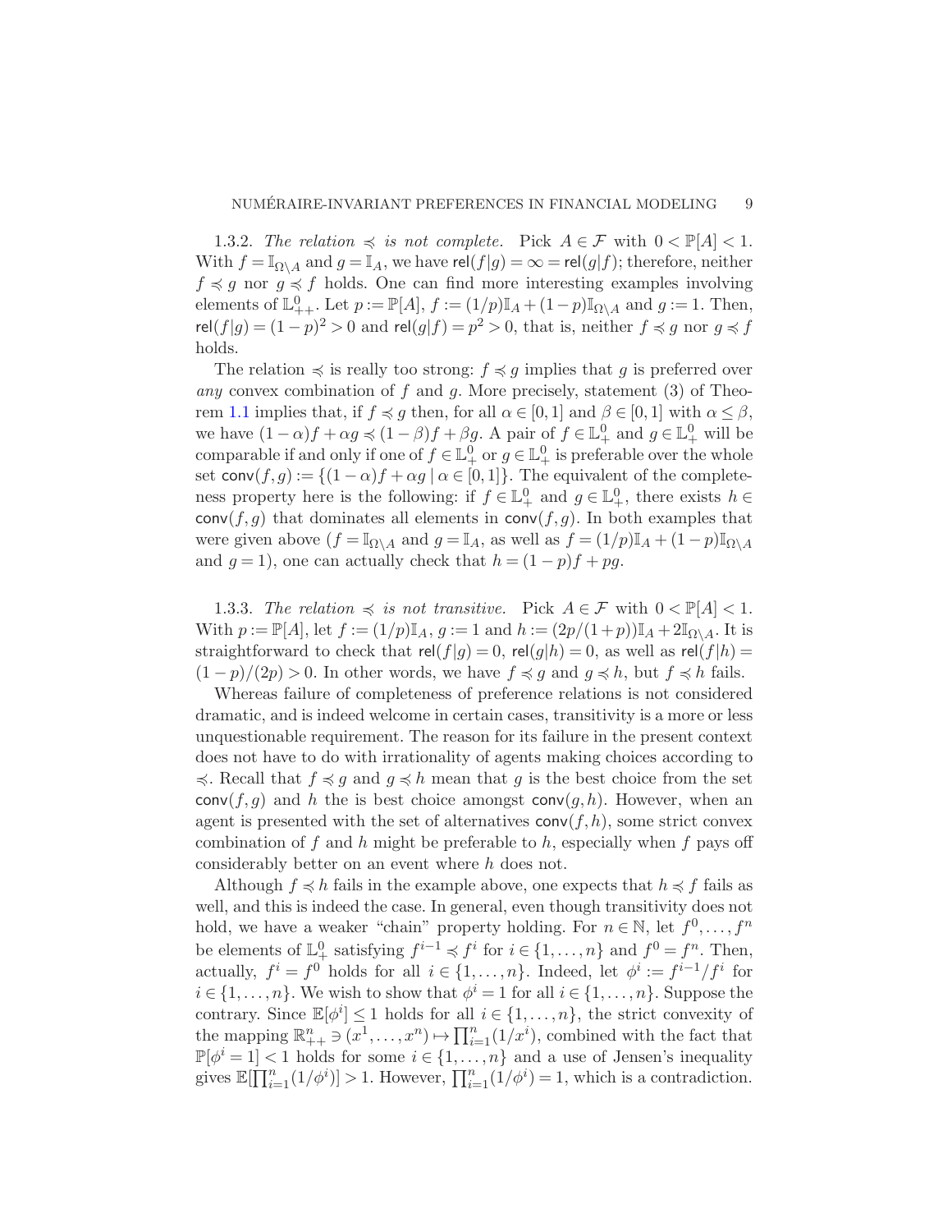1.3.2. *The relation $\preccurlyeq$ is not complete.* Pick $A \in \mathcal{F}$ with $0 < \mathbb{P}[A] < 1$. With $f = \mathbb{I}_{\Omega \setminus A}$ and $g = \mathbb{I}_A$, we have $\mathsf{rel}(f|g) = \infty = \mathsf{rel}(g|f)$; therefore, neither $f \preccurlyeq g$ nor $g \preccurlyeq f$ holds. One can find more interesting examples involving elements of $\mathbb{L}^0_{++}$. Let $p := \mathbb{P}[A]$, $f := (1/p)\mathbb{I}_A + (1-p)\mathbb{I}_{\Omega \setminus A}$ and $g := 1$. Then, $\mathsf{rel}(f|g) = (1-p)^2 > 0$ and $\mathsf{rel}(g|f) = p^2 > 0$, that is, neither $f \preccurlyeq g$ nor $g \preccurlyeq f$ holds.

The relation $\preccurlyeq$ is really too strong: $f \preccurlyeq g$ implies that $g$ is preferred over *any* convex combination of $f$ and $g$. More precisely, statement (3) of Theorem 1.1 implies that, if $f \preccurlyeq g$ then, for all $\alpha \in [0,1]$ and $\beta \in [0,1]$ with $\alpha \leq \beta$, we have $(1-\alpha)f + \alpha g \preccurlyeq (1-\beta)f + \beta g$. A pair of $f \in \mathbb{L}^0_+$ and $g \in \mathbb{L}^0_+$ will be comparable if and only if one of $f \in \mathbb{L}^0_+$ or $g \in \mathbb{L}^0_+$ is preferable over the whole set $\mathsf{conv}(f,g) := \{(1-\alpha)f + \alpha g \mid \alpha \in [0,1]\}$. The equivalent of the completeness property here is the following: if $f \in \mathbb{L}^0_+$ and $g \in \mathbb{L}^0_+$, there exists $h \in \mathsf{conv}(f,g)$ that dominates all elements in $\mathsf{conv}(f,g)$. In both examples that were given above ($f = \mathbb{I}_{\Omega \setminus A}$ and $g = \mathbb{I}_A$, as well as $f = (1/p)\mathbb{I}_A + (1-p)\mathbb{I}_{\Omega \setminus A}$ and $g = 1$), one can actually check that $h = (1-p)f + pg$.

1.3.3. *The relation $\preccurlyeq$ is not transitive.* Pick $A \in \mathcal{F}$ with $0 < \mathbb{P}[A] < 1$. With $p := \mathbb{P}[A]$, let $f := (1/p)\mathbb{I}_A$, $g := 1$ and $h := (2p/(1+p))\mathbb{I}_A + 2\mathbb{I}_{\Omega \setminus A}$. It is straightforward to check that $\mathsf{rel}(f|g) = 0$, $\mathsf{rel}(g|h) = 0$, as well as $\mathsf{rel}(f|h) = (1-p)/(2p) > 0$. In other words, we have $f \preccurlyeq g$ and $g \preccurlyeq h$, but $f \preccurlyeq h$ fails.

Whereas failure of completeness of preference relations is not considered dramatic, and is indeed welcome in certain cases, transitivity is a more or less unquestionable requirement. The reason for its failure in the present context does not have to do with irrationality of agents making choices according to $\preccurlyeq$. Recall that $f \preccurlyeq g$ and $g \preccurlyeq h$ mean that $g$ is the best choice from the set $\mathsf{conv}(f,g)$ and $h$ the is best choice amongst $\mathsf{conv}(g,h)$. However, when an agent is presented with the set of alternatives $\mathsf{conv}(f,h)$, some strict convex combination of $f$ and $h$ might be preferable to $h$, especially when $f$ pays off considerably better on an event where $h$ does not.

Although $f \preccurlyeq h$ fails in the example above, one expects that $h \preccurlyeq f$ fails as well, and this is indeed the case. In general, even though transitivity does not hold, we have a weaker "chain" property holding. For $n \in \mathbb{N}$, let $f^0, \ldots, f^n$ be elements of $\mathbb{L}^0_+$ satisfying $f^{i-1} \preccurlyeq f^i$ for $i \in \{1, \ldots, n\}$ and $f^0 = f^n$. Then, actually, $f^i = f^0$ holds for all $i \in \{1, \ldots, n\}$. Indeed, let $\phi^i := f^{i-1}/f^i$ for $i \in \{1, \ldots, n\}$. We wish to show that $\phi^i = 1$ for all $i \in \{1, \ldots, n\}$. Suppose the contrary. Since $\mathbb{E}[\phi^i] \leq 1$ holds for all $i \in \{1, \ldots, n\}$, the strict convexity of the mapping $\mathbb{R}^n_{++} \ni (x^1, \ldots, x^n) \mapsto \prod_{i=1}^n (1/x^i)$, combined with the fact that $\mathbb{P}[\phi^i = 1] < 1$ holds for some $i \in \{1, \ldots, n\}$ and a use of Jensen's inequality gives $\mathbb{E}[\prod_{i=1}^n (1/\phi^i)] > 1$. However, $\prod_{i=1}^n (1/\phi^i) = 1$, which is a contradiction.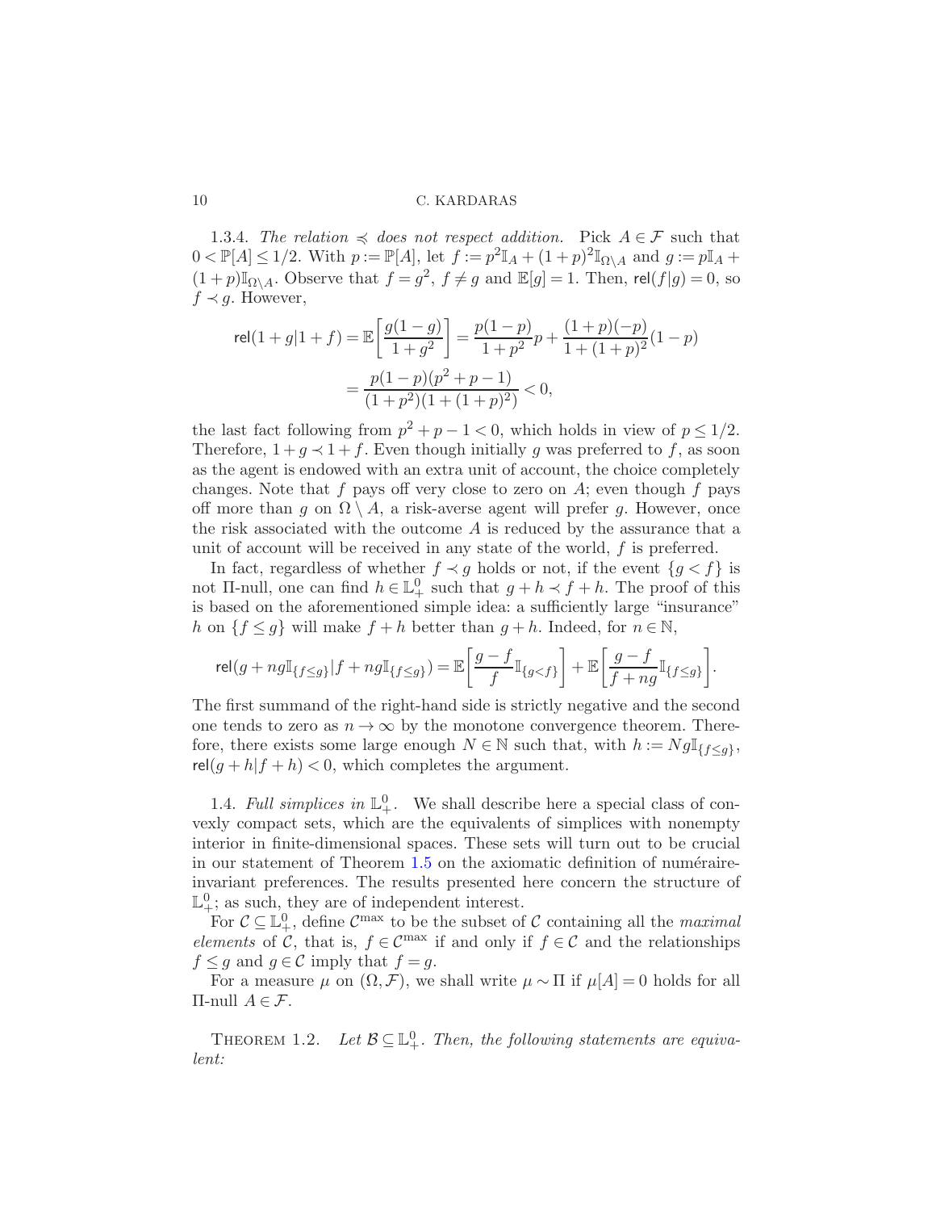1.3.4. *The relation $\preccurlyeq$ does not respect addition.* Pick $A \in \mathcal{F}$ such that $0 < \mathbb{P}[A] \leq 1/2$. With $p := \mathbb{P}[A]$, let $f := p^2 \mathbb{I}_A + (1+p)^2 \mathbb{I}_{\Omega \setminus A}$ and $g := p\mathbb{I}_A + (1+p)\mathbb{I}_{\Omega \setminus A}$. Observe that $f = g^2$, $f \neq g$ and $\mathbb{E}[g] = 1$. Then, $\mathsf{rel}(f|g) = 0$, so $f \prec g$. However,

$$\begin{aligned}
\mathsf{rel}(1+g|1+f) = \mathbb{E}\left[\frac{g(1-g)}{1+g^2}\right] &= \frac{p(1-p)}{1+p^2}p + \frac{(1+p)(-p)}{1+(1+p)^2}(1-p) \\
&= \frac{p(1-p)(p^2+p-1)}{(1+p^2)(1+(1+p)^2)} < 0,
\end{aligned}$$

the last fact following from $p^2 + p - 1 < 0$, which holds in view of $p \leq 1/2$. Therefore, $1 + g \prec 1 + f$. Even though initially $g$ was preferred to $f$, as soon as the agent is endowed with an extra unit of account, the choice completely changes. Note that $f$ pays off very close to zero on $A$; even though $f$ pays off more than $g$ on $\Omega \setminus A$, a risk-averse agent will prefer $g$. However, once the risk associated with the outcome $A$ is reduced by the assurance that a unit of account will be received in any state of the world, $f$ is preferred.

In fact, regardless of whether $f \prec g$ holds or not, if the event $\{g < f\}$ is not $\Pi$-null, one can find $h \in \mathbb{L}^0_+$ such that $g + h \prec f + h$. The proof of this is based on the aforementioned simple idea: a sufficiently large "insurance" $h$ on $\{f \leq g\}$ will make $f + h$ better than $g + h$. Indeed, for $n \in \mathbb{N}$,

$$\mathsf{rel}(g + ng\mathbb{I}_{\{f \leq g\}}|f + ng\mathbb{I}_{\{f \leq g\}}) = \mathbb{E}\left[\frac{g-f}{f}\mathbb{I}_{\{g<f\}}\right] + \mathbb{E}\left[\frac{g-f}{f+ng}\mathbb{I}_{\{f \leq g\}}\right].$$

The first summand of the right-hand side is strictly negative and the second one tends to zero as $n \to \infty$ by the monotone convergence theorem. Therefore, there exists some large enough $N \in \mathbb{N}$ such that, with $h := Ng\mathbb{I}_{\{f \leq g\}}$, $\mathsf{rel}(g + h|f + h) < 0$, which completes the argument.

1.4. *Full simplices in $\mathbb{L}^0_+$.* We shall describe here a special class of convexly compact sets, which are the equivalents of simplices with nonempty interior in finite-dimensional spaces. These sets will turn out to be crucial in our statement of Theorem 1.5 on the axiomatic definition of numéraire-invariant preferences. The results presented here concern the structure of $\mathbb{L}^0_+$; as such, they are of independent interest.

For $\mathcal{C} \subseteq \mathbb{L}^0_+$, define $\mathcal{C}^{\max}$ to be the subset of $\mathcal{C}$ containing all the *maximal elements* of $\mathcal{C}$, that is, $f \in \mathcal{C}^{\max}$ if and only if $f \in \mathcal{C}$ and the relationships $f \leq g$ and $g \in \mathcal{C}$ imply that $f = g$.

For a measure $\mu$ on $(\Omega, \mathcal{F})$, we shall write $\mu \sim \Pi$ if $\mu[A] = 0$ holds for all $\Pi$-null $A \in \mathcal{F}$.

THEOREM 1.2. *Let $\mathcal{B} \subseteq \mathbb{L}^0_+$. Then, the following statements are equivalent:*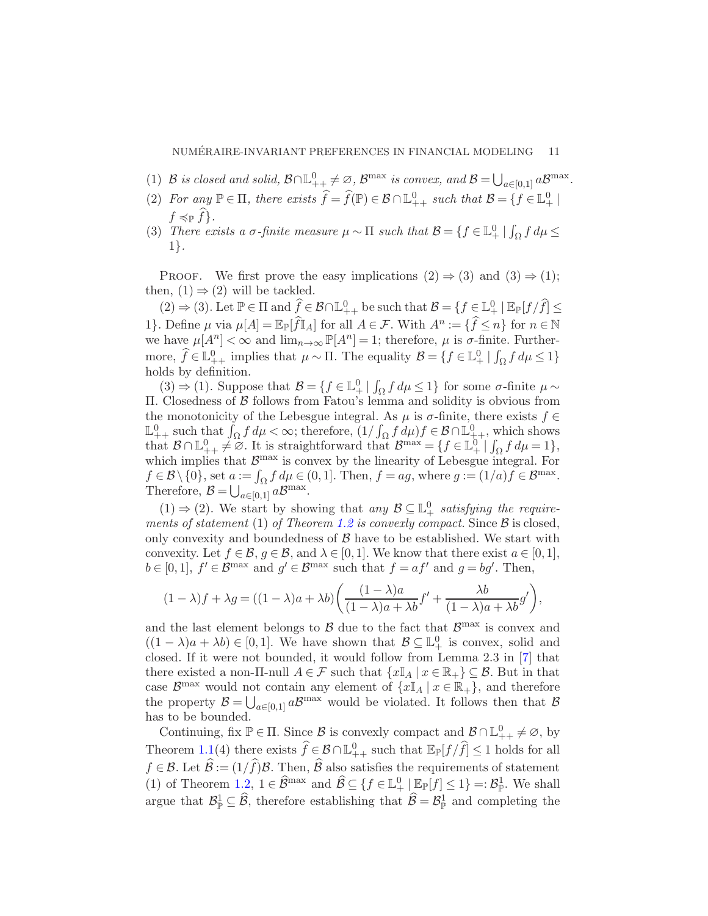(1) $\mathcal{B}$ *is closed and solid*, $\mathcal{B} \cap \mathbb{L}^0_{++} \neq \varnothing$, $\mathcal{B}^{\max}$ *is convex, and* $\mathcal{B} = \bigcup_{a \in [0,1]} a\mathcal{B}^{\max}$.

(2) *For any* $\mathbb{P} \in \Pi$, *there exists* $\widehat{f} = \widehat{f}(\mathbb{P}) \in \mathcal{B} \cap \mathbb{L}^0_{++}$ *such that* $\mathcal{B} = \{f \in \mathbb{L}^0_+ \mid f \preccurlyeq_{\mathbb{P}} \widehat{f}\}$.

(3) *There exists a $\sigma$-finite measure* $\mu \sim \Pi$ *such that* $\mathcal{B} = \{f \in \mathbb{L}^0_+ \mid \int_\Omega f\, d\mu \leq 1\}$.

Proof. We first prove the easy implications (2) $\Rightarrow$ (3) and (3) $\Rightarrow$ (1); then, (1) $\Rightarrow$ (2) will be tackled.

(2) $\Rightarrow$ (3). Let $\mathbb{P} \in \Pi$ and $\widehat{f} \in \mathcal{B} \cap \mathbb{L}^0_{++}$ be such that $\mathcal{B} = \{f \in \mathbb{L}^0_+ \mid \mathbb{E}_{\mathbb{P}}[f/\widehat{f}] \leq 1\}$. Define $\mu$ via $\mu[A] = \mathbb{E}_{\mathbb{P}}[\widehat{f}\mathbb{I}_A]$ for all $A \in \mathcal{F}$. With $A^n := \{\widehat{f} \leq n\}$ for $n \in \mathbb{N}$ we have $\mu[A^n] < \infty$ and $\lim_{n \to \infty} \mathbb{P}[A^n] = 1$; therefore, $\mu$ is $\sigma$-finite. Furthermore, $\widehat{f} \in \mathbb{L}^0_{++}$ implies that $\mu \sim \Pi$. The equality $\mathcal{B} = \{f \in \mathbb{L}^0_+ \mid \int_\Omega f\, d\mu \leq 1\}$ holds by definition.

(3) $\Rightarrow$ (1). Suppose that $\mathcal{B} = \{f \in \mathbb{L}^0_+ \mid \int_\Omega f\, d\mu \leq 1\}$ for some $\sigma$-finite $\mu \sim \Pi$. Closedness of $\mathcal{B}$ follows from Fatou's lemma and solidity is obvious from the monotonicity of the Lebesgue integral. As $\mu$ is $\sigma$-finite, there exists $f \in \mathbb{L}^0_{++}$ such that $\int_\Omega f\, d\mu < \infty$; therefore, $(1/\int_\Omega f\, d\mu) f \in \mathcal{B} \cap \mathbb{L}^0_{++}$, which shows that $\mathcal{B} \cap \mathbb{L}^0_{++} \neq \varnothing$. It is straightforward that $\mathcal{B}^{\max} = \{f \in \mathbb{L}^0_+ \mid \int_\Omega f\, d\mu = 1\}$, which implies that $\mathcal{B}^{\max}$ is convex by the linearity of Lebesgue integral. For $f \in \mathcal{B} \setminus \{0\}$, set $a := \int_\Omega f\, d\mu \in (0,1]$. Then, $f = ag$, where $g := (1/a)f \in \mathcal{B}^{\max}$. Therefore, $\mathcal{B} = \bigcup_{a \in [0,1]} a\mathcal{B}^{\max}$.

(1) $\Rightarrow$ (2). We start by showing that *any* $\mathcal{B} \subseteq \mathbb{L}^0_+$ *satisfying the requirements of statement* (1) *of Theorem 1.2 is convexly compact.* Since $\mathcal{B}$ is closed, only convexity and boundedness of $\mathcal{B}$ have to be established. We start with convexity. Let $f \in \mathcal{B}$, $g \in \mathcal{B}$, and $\lambda \in [0,1]$. We know that there exist $a \in [0,1]$, $b \in [0,1]$, $f' \in \mathcal{B}^{\max}$ and $g' \in \mathcal{B}^{\max}$ such that $f = af'$ and $g = bg'$. Then,

$$(1-\lambda)f + \lambda g = ((1-\lambda)a + \lambda b)\left(\frac{(1-\lambda)a}{(1-\lambda)a + \lambda b} f' + \frac{\lambda b}{(1-\lambda)a + \lambda b} g'\right),$$

and the last element belongs to $\mathcal{B}$ due to the fact that $\mathcal{B}^{\max}$ is convex and $((1-\lambda)a + \lambda b) \in [0,1]$. We have shown that $\mathcal{B} \subseteq \mathbb{L}^0_+$ is convex, solid and closed. If it were not bounded, it would follow from Lemma 2.3 in [7] that there existed a non-$\Pi$-null $A \in \mathcal{F}$ such that $\{x\mathbb{I}_A \mid x \in \mathbb{R}_+\} \subseteq \mathcal{B}$. But in that case $\mathcal{B}^{\max}$ would not contain any element of $\{x\mathbb{I}_A \mid x \in \mathbb{R}_+\}$, and therefore the property $\mathcal{B} = \bigcup_{a \in [0,1]} a\mathcal{B}^{\max}$ would be violated. It follows then that $\mathcal{B}$ has to be bounded.

Continuing, fix $\mathbb{P} \in \Pi$. Since $\mathcal{B}$ is convexly compact and $\mathcal{B} \cap \mathbb{L}^0_{++} \neq \varnothing$, by Theorem 1.1(4) there exists $\widehat{f} \in \mathcal{B} \cap \mathbb{L}^0_{++}$ such that $\mathbb{E}_{\mathbb{P}}[f/\widehat{f}] \leq 1$ holds for all $f \in \mathcal{B}$. Let $\widehat{\mathcal{B}} := (1/\widehat{f})\mathcal{B}$. Then, $\widehat{\mathcal{B}}$ also satisfies the requirements of statement (1) of Theorem 1.2, $1 \in \widehat{\mathcal{B}}^{\max}$ and $\widehat{\mathcal{B}} \subseteq \{f \in \mathbb{L}^0_+ \mid \mathbb{E}_{\mathbb{P}}[f] \leq 1\} =: \mathcal{B}^1_{\mathbb{P}}$. We shall argue that $\mathcal{B}^1_{\mathbb{P}} \subseteq \widehat{\mathcal{B}}$, therefore establishing that $\widehat{\mathcal{B}} = \mathcal{B}^1_{\mathbb{P}}$ and completing the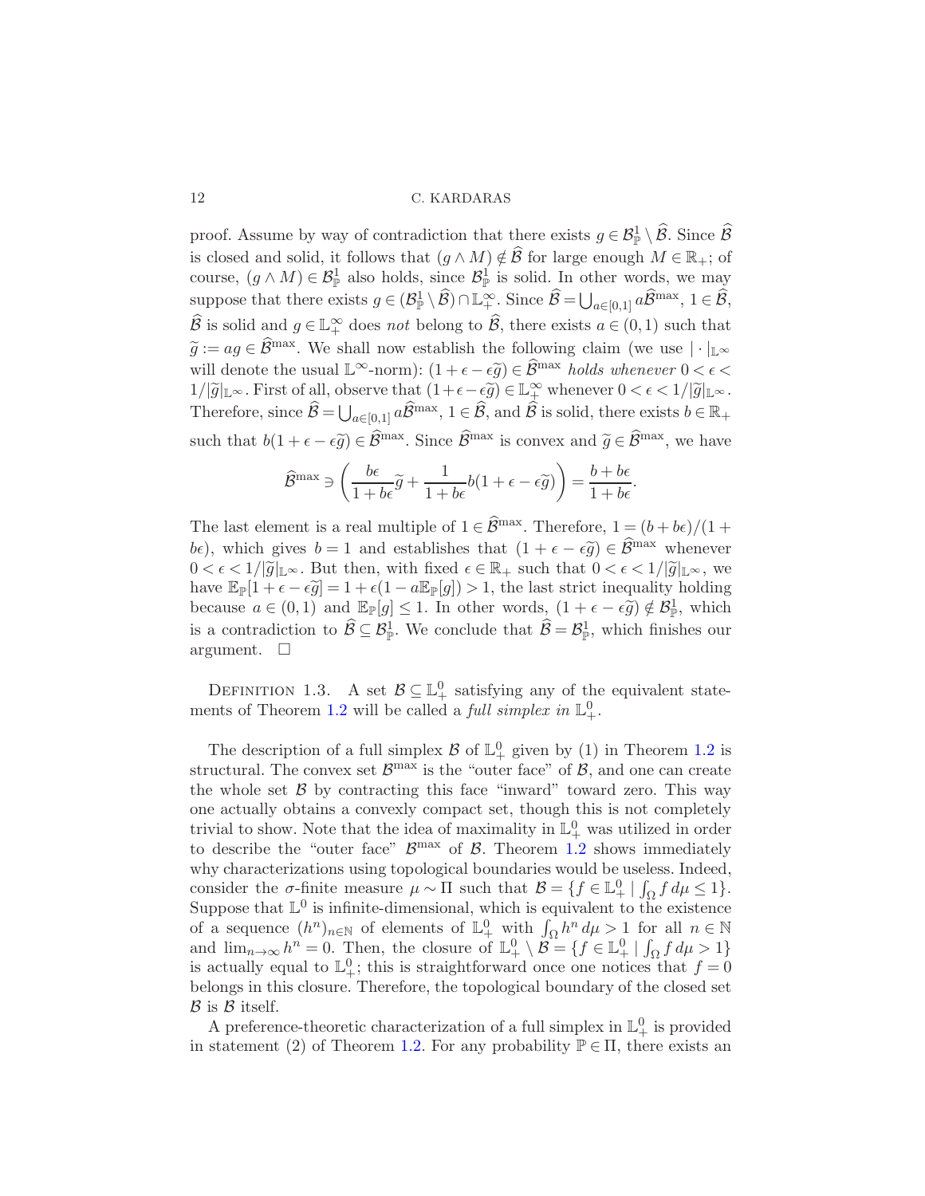proof. Assume by way of contradiction that there exists $g \in \mathcal{B}^1_{\mathbb{P}} \setminus \widehat{\mathcal{B}}$. Since $\widehat{\mathcal{B}}$ is closed and solid, it follows that $(g \wedge M) \notin \widehat{\mathcal{B}}$ for large enough $M \in \mathbb{R}_+$; of course, $(g \wedge M) \in \mathcal{B}^1_{\mathbb{P}}$ also holds, since $\mathcal{B}^1_{\mathbb{P}}$ is solid. In other words, we may suppose that there exists $g \in (\mathcal{B}^1_{\mathbb{P}} \setminus \widehat{\mathcal{B}}) \cap \mathbb{L}^\infty_+$. Since $\widehat{\mathcal{B}} = \bigcup_{a \in [0,1]} a\widehat{\mathcal{B}}^{\max}$, $1 \in \widehat{\mathcal{B}}$, $\widehat{\mathcal{B}}$ is solid and $g \in \mathbb{L}^\infty_+$ does *not* belong to $\widehat{\mathcal{B}}$, there exists $a \in (0,1)$ such that $\widetilde{g} := ag \in \widehat{\mathcal{B}}^{\max}$. We shall now establish the following claim (we use $|\cdot|_{\mathbb{L}^\infty}$ will denote the usual $\mathbb{L}^\infty$-norm): $(1 + \epsilon - \epsilon\widetilde{g}) \in \widehat{\mathcal{B}}^{\max}$ *holds whenever* $0 < \epsilon < 1/|\widetilde{g}|_{\mathbb{L}^\infty}$. First of all, observe that $(1+\epsilon-\epsilon\widetilde{g}) \in \mathbb{L}^\infty_+$ whenever $0 < \epsilon < 1/|\widetilde{g}|_{\mathbb{L}^\infty}$. Therefore, since $\widehat{\mathcal{B}} = \bigcup_{a \in [0,1]} a\widehat{\mathcal{B}}^{\max}$, $1 \in \widehat{\mathcal{B}}$, and $\widehat{\mathcal{B}}$ is solid, there exists $b \in \mathbb{R}_+$ such that $b(1 + \epsilon - \epsilon\widetilde{g}) \in \widehat{\mathcal{B}}^{\max}$. Since $\widehat{\mathcal{B}}^{\max}$ is convex and $\widetilde{g} \in \widehat{\mathcal{B}}^{\max}$, we have

$$\widehat{\mathcal{B}}^{\max} \ni \left( \frac{b\epsilon}{1 + b\epsilon}\widetilde{g} + \frac{1}{1 + b\epsilon} b(1 + \epsilon - \epsilon\widetilde{g}) \right) = \frac{b + b\epsilon}{1 + b\epsilon}.$$

The last element is a real multiple of $1 \in \widehat{\mathcal{B}}^{\max}$. Therefore, $1 = (b + b\epsilon)/(1 + b\epsilon)$, which gives $b = 1$ and establishes that $(1 + \epsilon - \epsilon\widetilde{g}) \in \widehat{\mathcal{B}}^{\max}$ whenever $0 < \epsilon < 1/|\widetilde{g}|_{\mathbb{L}^\infty}$. But then, with fixed $\epsilon \in \mathbb{R}_+$ such that $0 < \epsilon < 1/|\widetilde{g}|_{\mathbb{L}^\infty}$, we have $\mathbb{E}_{\mathbb{P}}[1 + \epsilon - \epsilon\widetilde{g}] = 1 + \epsilon(1 - a\mathbb{E}_{\mathbb{P}}[g]) > 1$, the last strict inequality holding because $a \in (0,1)$ and $\mathbb{E}_{\mathbb{P}}[g] \leq 1$. In other words, $(1 + \epsilon - \epsilon\widetilde{g}) \notin \mathcal{B}^1_{\mathbb{P}}$, which is a contradiction to $\widehat{\mathcal{B}} \subseteq \mathcal{B}^1_{\mathbb{P}}$. We conclude that $\widehat{\mathcal{B}} = \mathcal{B}^1_{\mathbb{P}}$, which finishes our argument. $\square$

DEFINITION 1.3. A set $\mathcal{B} \subseteq \mathbb{L}^0_+$ satisfying any of the equivalent statements of Theorem 1.2 will be called a *full simplex in* $\mathbb{L}^0_+$.

The description of a full simplex $\mathcal{B}$ of $\mathbb{L}^0_+$ given by (1) in Theorem 1.2 is structural. The convex set $\mathcal{B}^{\max}$ is the "outer face" of $\mathcal{B}$, and one can create the whole set $\mathcal{B}$ by contracting this face "inward" toward zero. This way one actually obtains a convexly compact set, though this is not completely trivial to show. Note that the idea of maximality in $\mathbb{L}^0_+$ was utilized in order to describe the "outer face" $\mathcal{B}^{\max}$ of $\mathcal{B}$. Theorem 1.2 shows immediately why characterizations using topological boundaries would be useless. Indeed, consider the $\sigma$-finite measure $\mu \sim \Pi$ such that $\mathcal{B} = \{f \in \mathbb{L}^0_+ \mid \int_\Omega f \, d\mu \leq 1\}$. Suppose that $\mathbb{L}^0$ is infinite-dimensional, which is equivalent to the existence of a sequence $(h^n)_{n \in \mathbb{N}}$ of elements of $\mathbb{L}^0_+$ with $\int_\Omega h^n \, d\mu > 1$ for all $n \in \mathbb{N}$ and $\lim_{n \to \infty} h^n = 0$. Then, the closure of $\mathbb{L}^0_+ \setminus \mathcal{B} = \{f \in \mathbb{L}^0_+ \mid \int_\Omega f \, d\mu > 1\}$ is actually equal to $\mathbb{L}^0_+$; this is straightforward once one notices that $f = 0$ belongs in this closure. Therefore, the topological boundary of the closed set $\mathcal{B}$ is $\mathcal{B}$ itself.

A preference-theoretic characterization of a full simplex in $\mathbb{L}^0_+$ is provided in statement (2) of Theorem 1.2. For any probability $\mathbb{P} \in \Pi$, there exists an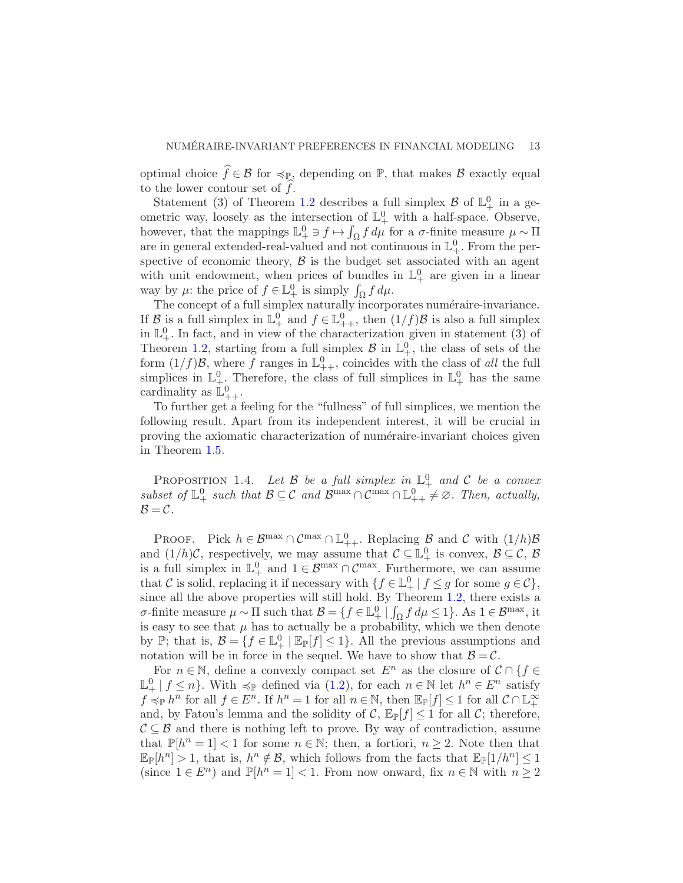optimal choice $\widehat{f} \in \mathcal{B}$ for $\preccurlyeq_{\mathbb{P}}$, depending on $\mathbb{P}$, that makes $\mathcal{B}$ exactly equal to the lower contour set of $\widehat{f}$.

Statement (3) of Theorem 1.2 describes a full simplex $\mathcal{B}$ of $\mathbb{L}^0_+$ in a geometric way, loosely as the intersection of $\mathbb{L}^0_+$ with a half-space. Observe, however, that the mappings $\mathbb{L}^0_+ \ni f \mapsto \int_\Omega f \, d\mu$ for a $\sigma$-finite measure $\mu \sim \Pi$ are in general extended-real-valued and not continuous in $\mathbb{L}^0_+$. From the perspective of economic theory, $\mathcal{B}$ is the budget set associated with an agent with unit endowment, when prices of bundles in $\mathbb{L}^0_+$ are given in a linear way by $\mu$: the price of $f \in \mathbb{L}^0_+$ is simply $\int_\Omega f \, d\mu$.

The concept of a full simplex naturally incorporates numéraire-invariance. If $\mathcal{B}$ is a full simplex in $\mathbb{L}^0_+$ and $f \in \mathbb{L}^0_{++}$, then $(1/f)\mathcal{B}$ is also a full simplex in $\mathbb{L}^0_+$. In fact, and in view of the characterization given in statement (3) of Theorem 1.2, starting from a full simplex $\mathcal{B}$ in $\mathbb{L}^0_+$, the class of sets of the form $(1/f)\mathcal{B}$, where $f$ ranges in $\mathbb{L}^0_{++}$, coincides with the class of *all* the full simplices in $\mathbb{L}^0_+$. Therefore, the class of full simplices in $\mathbb{L}^0_+$ has the same cardinality as $\mathbb{L}^0_{++}$.

To further get a feeling for the "fullness" of full simplices, we mention the following result. Apart from its independent interest, it will be crucial in proving the axiomatic characterization of numéraire-invariant choices given in Theorem 1.5.

Proposition 1.4. *Let $\mathcal{B}$ be a full simplex in $\mathbb{L}^0_+$ and $\mathcal{C}$ be a convex subset of $\mathbb{L}^0_+$ such that $\mathcal{B} \subseteq \mathcal{C}$ and $\mathcal{B}^{\max} \cap \mathcal{C}^{\max} \cap \mathbb{L}^0_{++} \neq \varnothing$. Then, actually, $\mathcal{B} = \mathcal{C}$.*

Proof. Pick $h \in \mathcal{B}^{\max} \cap \mathcal{C}^{\max} \cap \mathbb{L}^0_{++}$. Replacing $\mathcal{B}$ and $\mathcal{C}$ with $(1/h)\mathcal{B}$ and $(1/h)\mathcal{C}$, respectively, we may assume that $\mathcal{C} \subseteq \mathbb{L}^0_+$ is convex, $\mathcal{B} \subseteq \mathcal{C}$, $\mathcal{B}$ is a full simplex in $\mathbb{L}^0_+$ and $1 \in \mathcal{B}^{\max} \cap \mathcal{C}^{\max}$. Furthermore, we can assume that $\mathcal{C}$ is solid, replacing it if necessary with $\{f \in \mathbb{L}^0_+ \mid f \leq g \text{ for some } g \in \mathcal{C}\}$, since all the above properties will still hold. By Theorem 1.2, there exists a $\sigma$-finite measure $\mu \sim \Pi$ such that $\mathcal{B} = \{f \in \mathbb{L}^0_+ \mid \int_\Omega f \, d\mu \leq 1\}$. As $1 \in \mathcal{B}^{\max}$, it is easy to see that $\mu$ has to actually be a probability, which we then denote by $\mathbb{P}$; that is, $\mathcal{B} = \{f \in \mathbb{L}^0_+ \mid \mathbb{E}_{\mathbb{P}}[f] \leq 1\}$. All the previous assumptions and notation will be in force in the sequel. We have to show that $\mathcal{B} = \mathcal{C}$.

For $n \in \mathbb{N}$, define a convexly compact set $E^n$ as the closure of $\mathcal{C} \cap \{f \in \mathbb{L}^0_+ \mid f \leq n\}$. With $\preccurlyeq_{\mathbb{P}}$ defined via (1.2), for each $n \in \mathbb{N}$ let $h^n \in E^n$ satisfy $f \preccurlyeq_{\mathbb{P}} h^n$ for all $f \in E^n$. If $h^n = 1$ for all $n \in \mathbb{N}$, then $\mathbb{E}_{\mathbb{P}}[f] \leq 1$ for all $\mathcal{C} \cap \mathbb{L}^\infty_+$ and, by Fatou's lemma and the solidity of $\mathcal{C}$, $\mathbb{E}_{\mathbb{P}}[f] \leq 1$ for all $\mathcal{C}$; therefore, $\mathcal{C} \subseteq \mathcal{B}$ and there is nothing left to prove. By way of contradiction, assume that $\mathbb{P}[h^n = 1] < 1$ for some $n \in \mathbb{N}$; then, a fortiori, $n \geq 2$. Note then that $\mathbb{E}_{\mathbb{P}}[h^n] > 1$, that is, $h^n \notin \mathcal{B}$, which follows from the facts that $\mathbb{E}_{\mathbb{P}}[1/h^n] \leq 1$ (since $1 \in E^n$) and $\mathbb{P}[h^n = 1] < 1$. From now onward, fix $n \in \mathbb{N}$ with $n \geq 2$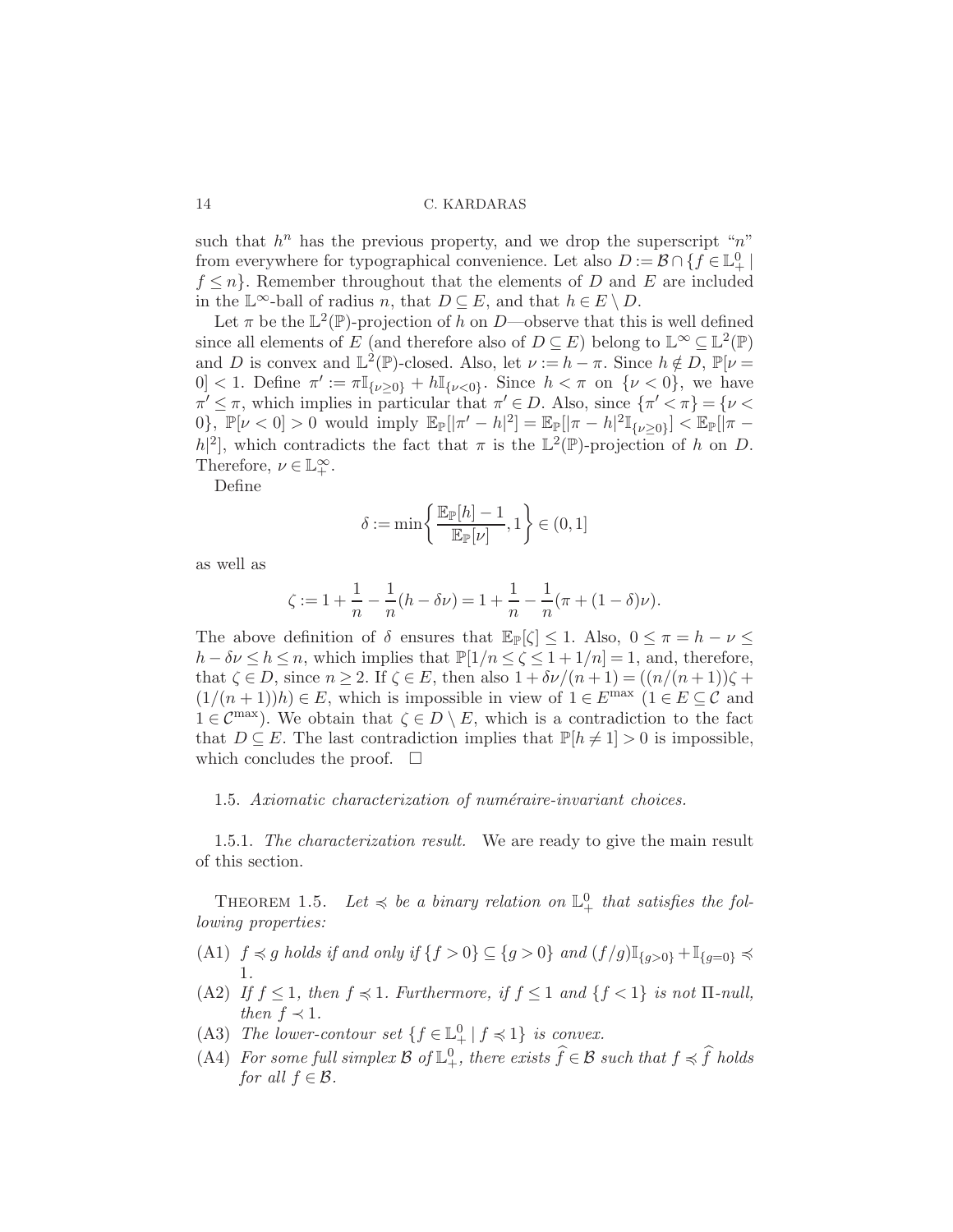such that $h^n$ has the previous property, and we drop the superscript "$n$" from everywhere for typographical convenience. Let also $D := \mathcal{B} \cap \{f \in \mathbb{L}^0_+ \mid f \le n\}$. Remember throughout that the elements of $D$ and $E$ are included in the $\mathbb{L}^\infty$-ball of radius $n$, that $D \subseteq E$, and that $h \in E \setminus D$.

Let $\pi$ be the $\mathbb{L}^2(\mathbb{P})$-projection of $h$ on $D$—observe that this is well defined since all elements of $E$ (and therefore also of $D \subseteq E$) belong to $\mathbb{L}^\infty \subseteq \mathbb{L}^2(\mathbb{P})$ and $D$ is convex and $\mathbb{L}^2(\mathbb{P})$-closed. Also, let $\nu := h - \pi$. Since $h \notin D$, $\mathbb{P}[\nu = 0] < 1$. Define $\pi' := \pi \mathbb{I}_{\{\nu \ge 0\}} + h \mathbb{I}_{\{\nu < 0\}}$. Since $h < \pi$ on $\{\nu < 0\}$, we have $\pi' \le \pi$, which implies in particular that $\pi' \in D$. Also, since $\{\pi' < \pi\} = \{\nu < 0\}$, $\mathbb{P}[\nu < 0] > 0$ would imply $\mathbb{E}_\mathbb{P}[|\pi' - h|^2] = \mathbb{E}_\mathbb{P}[|\pi - h|^2 \mathbb{I}_{\{\nu \ge 0\}}] < \mathbb{E}_\mathbb{P}[|\pi - h|^2]$, which contradicts the fact that $\pi$ is the $\mathbb{L}^2(\mathbb{P})$-projection of $h$ on $D$. Therefore, $\nu \in \mathbb{L}^\infty_+$.

Define

$$\delta := \min\left\{ \frac{\mathbb{E}_\mathbb{P}[h] - 1}{\mathbb{E}_\mathbb{P}[\nu]}, 1 \right\} \in (0, 1]$$

as well as

$$\zeta := 1 + \frac{1}{n} - \frac{1}{n}(h - \delta \nu) = 1 + \frac{1}{n} - \frac{1}{n}(\pi + (1 - \delta)\nu).$$

The above definition of $\delta$ ensures that $\mathbb{E}_\mathbb{P}[\zeta] \le 1$. Also, $0 \le \pi = h - \nu \le h - \delta\nu \le h \le n$, which implies that $\mathbb{P}[1/n \le \zeta \le 1 + 1/n] = 1$, and, therefore, that $\zeta \in D$, since $n \ge 2$. If $\zeta \in E$, then also $1 + \delta\nu/(n+1) = ((n/(n+1))\zeta + (1/(n+1))h) \in E$, which is impossible in view of $1 \in E^{\max}$ ($1 \in E \subseteq \mathcal{C}$ and $1 \in \mathcal{C}^{\max}$). We obtain that $\zeta \in D \setminus E$, which is a contradiction to the fact that $D \subseteq E$. The last contradiction implies that $\mathbb{P}[h \ne 1] > 0$ is impossible, which concludes the proof. $\square$

### 1.5. *Axiomatic characterization of numéraire-invariant choices.*

#### 1.5.1. *The characterization result.*

We are ready to give the main result of this section.

THEOREM 1.5. *Let $\preccurlyeq$ be a binary relation on $\mathbb{L}^0_+$ that satisfies the following properties:*

- (A1) *$f \preccurlyeq g$ holds if and only if $\{f > 0\} \subseteq \{g > 0\}$ and $(f/g)\mathbb{I}_{\{g>0\}} + \mathbb{I}_{\{g=0\}} \preccurlyeq 1$.*
- (A2) *If $f \le 1$, then $f \preccurlyeq 1$. Furthermore, if $f \le 1$ and $\{f < 1\}$ is not $\Pi$-null, then $f \prec 1$.*
- (A3) *The lower-contour set $\{f \in \mathbb{L}^0_+ \mid f \preccurlyeq 1\}$ is convex.*
- (A4) *For some full simplex $\mathcal{B}$ of $\mathbb{L}^0_+$, there exists $\widehat{f} \in \mathcal{B}$ such that $f \preccurlyeq \widehat{f}$ holds for all $f \in \mathcal{B}$.*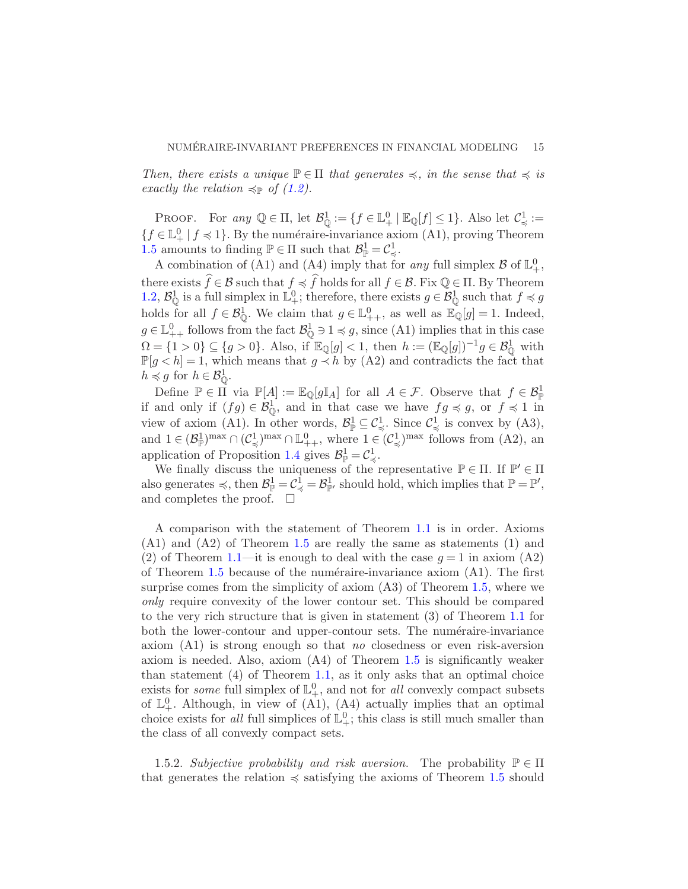*Then, there exists a unique $\mathbb{P} \in \Pi$ that generates $\preccurlyeq$, in the sense that $\preccurlyeq$ is exactly the relation $\preccurlyeq_{\mathbb{P}}$ of (1.2).*

PROOF. For *any* $\mathbb{Q} \in \Pi$, let $\mathcal{B}^1_{\mathbb{Q}} := \{f \in \mathbb{L}^0_+ \mid \mathbb{E}_{\mathbb{Q}}[f] \le 1\}$. Also let $\mathcal{C}^1_{\preccurlyeq} := \{f \in \mathbb{L}^0_+ \mid f \preccurlyeq 1\}$. By the numéraire-invariance axiom (A1), proving Theorem 1.5 amounts to finding $\mathbb{P} \in \Pi$ such that $\mathcal{B}^1_{\mathbb{P}} = \mathcal{C}^1_{\preccurlyeq}$.

A combination of (A1) and (A4) imply that for *any* full simplex $\mathcal{B}$ of $\mathbb{L}^0_+$, there exists $\widehat{f} \in \mathcal{B}$ such that $f \preccurlyeq \widehat{f}$ holds for all $f \in \mathcal{B}$. Fix $\mathbb{Q} \in \Pi$. By Theorem 1.2, $\mathcal{B}^1_{\mathbb{Q}}$ is a full simplex in $\mathbb{L}^0_+$; therefore, there exists $g \in \mathcal{B}^1_{\mathbb{Q}}$ such that $f \preccurlyeq g$ holds for all $f \in \mathcal{B}^1_{\mathbb{Q}}$. We claim that $g \in \mathbb{L}^0_{++}$, as well as $\mathbb{E}_{\mathbb{Q}}[g] = 1$. Indeed, $g \in \mathbb{L}^0_{++}$ follows from the fact $\mathcal{B}^1_{\mathbb{Q}} \ni 1 \preccurlyeq g$, since (A1) implies that in this case $\Omega = \{1 > 0\} \subseteq \{g > 0\}$. Also, if $\mathbb{E}_{\mathbb{Q}}[g] < 1$, then $h := (\mathbb{E}_{\mathbb{Q}}[g])^{-1} g \in \mathcal{B}^1_{\mathbb{Q}}$ with $\mathbb{P}[g < h] = 1$, which means that $g \prec h$ by (A2) and contradicts the fact that $h \preccurlyeq g$ for $h \in \mathcal{B}^1_{\mathbb{Q}}$.

Define $\mathbb{P} \in \Pi$ via $\mathbb{P}[A] := \mathbb{E}_{\mathbb{Q}}[g \mathbb{I}_A]$ for all $A \in \mathcal{F}$. Observe that $f \in \mathcal{B}^1_{\mathbb{P}}$ if and only if $(fg) \in \mathcal{B}^1_{\mathbb{Q}}$, and in that case we have $fg \preccurlyeq g$, or $f \preccurlyeq 1$ in view of axiom (A1). In other words, $\mathcal{B}^1_{\mathbb{P}} \subseteq \mathcal{C}^1_{\preccurlyeq}$. Since $\mathcal{C}^1_{\preccurlyeq}$ is convex by (A3), and $1 \in (\mathcal{B}^1_{\mathbb{P}})^{\max} \cap (\mathcal{C}^1_{\preccurlyeq})^{\max} \cap \mathbb{L}^0_{++}$, where $1 \in (\mathcal{C}^1_{\preccurlyeq})^{\max}$ follows from (A2), an application of Proposition 1.4 gives $\mathcal{B}^1_{\mathbb{P}} = \mathcal{C}^1_{\preccurlyeq}$.

We finally discuss the uniqueness of the representative $\mathbb{P} \in \Pi$. If $\mathbb{P}' \in \Pi$ also generates $\preccurlyeq$, then $\mathcal{B}^1_{\mathbb{P}} = \mathcal{C}^1_{\preccurlyeq} = \mathcal{B}^1_{\mathbb{P}'}$ should hold, which implies that $\mathbb{P} = \mathbb{P}'$, and completes the proof. $\square$

A comparison with the statement of Theorem 1.1 is in order. Axioms (A1) and (A2) of Theorem 1.5 are really the same as statements (1) and (2) of Theorem 1.1—it is enough to deal with the case $g = 1$ in axiom (A2) of Theorem 1.5 because of the numéraire-invariance axiom (A1). The first surprise comes from the simplicity of axiom (A3) of Theorem 1.5, where we *only* require convexity of the lower contour set. This should be compared to the very rich structure that is given in statement (3) of Theorem 1.1 for both the lower-contour and upper-contour sets. The numéraire-invariance axiom (A1) is strong enough so that *no* closedness or even risk-aversion axiom is needed. Also, axiom (A4) of Theorem 1.5 is significantly weaker than statement (4) of Theorem 1.1, as it only asks that an optimal choice exists for *some* full simplex of $\mathbb{L}^0_+$, and not for *all* convexly compact subsets of $\mathbb{L}^0_+$. Although, in view of (A1), (A4) actually implies that an optimal choice exists for *all* full simplices of $\mathbb{L}^0_+$; this class is still much smaller than the class of all convexly compact sets.

1.5.2. *Subjective probability and risk aversion.* The probability $\mathbb{P} \in \Pi$ that generates the relation $\preccurlyeq$ satisfying the axioms of Theorem 1.5 should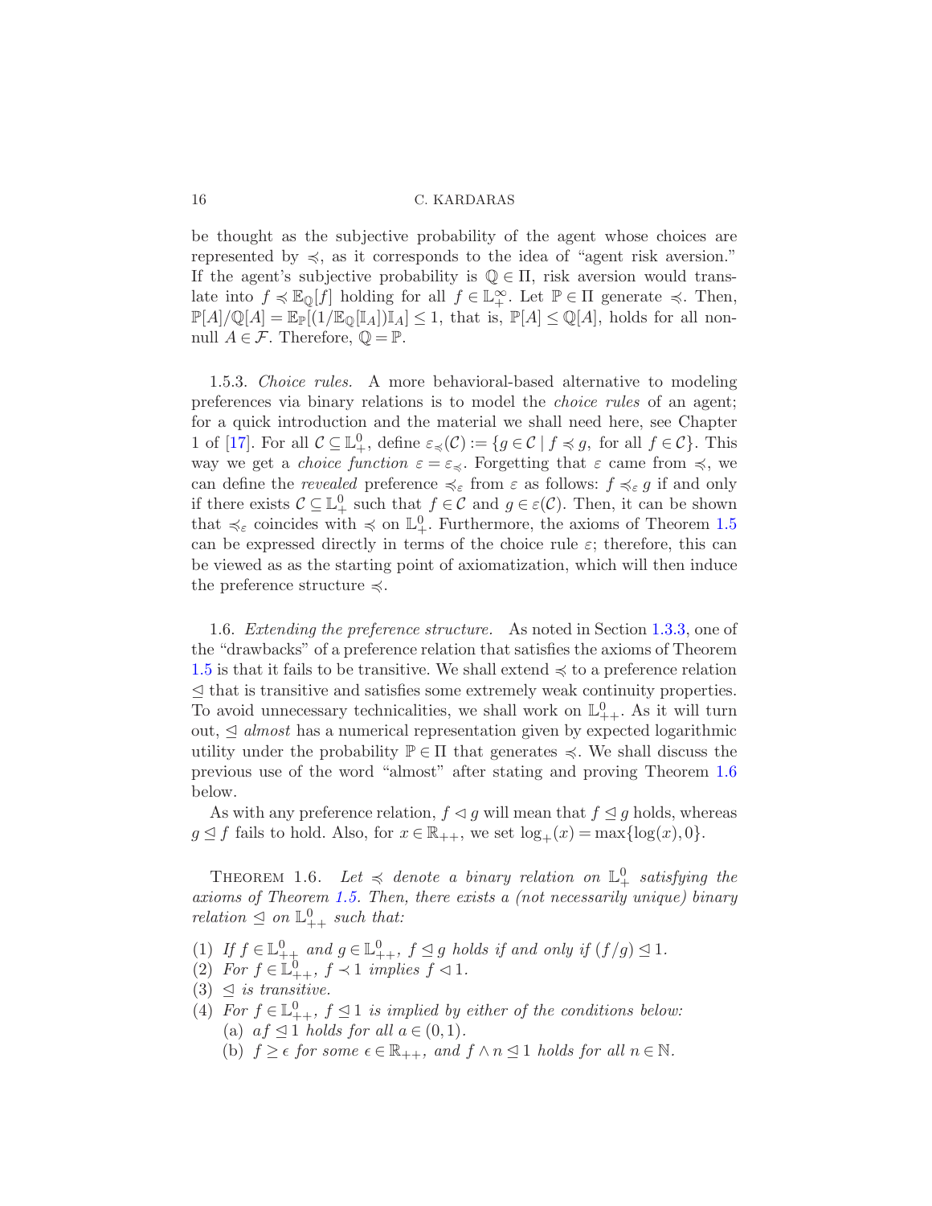be thought as the subjective probability of the agent whose choices are represented by $\preccurlyeq$, as it corresponds to the idea of "agent risk aversion." If the agent's subjective probability is $\mathbb{Q} \in \Pi$, risk aversion would translate into $f \preccurlyeq \mathbb{E}_{\mathbb{Q}}[f]$ holding for all $f \in \mathbb{L}^{\infty}_{+}$. Let $\mathbb{P} \in \Pi$ generate $\preccurlyeq$. Then, $\mathbb{P}[A]/\mathbb{Q}[A] = \mathbb{E}_{\mathbb{P}}[(1/\mathbb{E}_{\mathbb{Q}}[\mathbb{I}_A])\mathbb{I}_A] \leq 1$, that is, $\mathbb{P}[A] \leq \mathbb{Q}[A]$, holds for all non-null $A \in \mathcal{F}$. Therefore, $\mathbb{Q} = \mathbb{P}$.

1.5.3. *Choice rules.* A more behavioral-based alternative to modeling preferences via binary relations is to model the *choice rules* of an agent; for a quick introduction and the material we shall need here, see Chapter 1 of [17]. For all $\mathcal{C} \subseteq \mathbb{L}^0_+$, define $\varepsilon_{\preccurlyeq}(\mathcal{C}) := \{g \in \mathcal{C} \mid f \preccurlyeq g, \text{ for all } f \in \mathcal{C}\}$. This way we get a *choice function* $\varepsilon = \varepsilon_{\preccurlyeq}$. Forgetting that $\varepsilon$ came from $\preccurlyeq$, we can define the *revealed* preference $\preccurlyeq_{\varepsilon}$ from $\varepsilon$ as follows: $f \preccurlyeq_{\varepsilon} g$ if and only if there exists $\mathcal{C} \subseteq \mathbb{L}^0_+$ such that $f \in \mathcal{C}$ and $g \in \varepsilon(\mathcal{C})$. Then, it can be shown that $\preccurlyeq_{\varepsilon}$ coincides with $\preccurlyeq$ on $\mathbb{L}^0_+$. Furthermore, the axioms of Theorem 1.5 can be expressed directly in terms of the choice rule $\varepsilon$; therefore, this can be viewed as as the starting point of axiomatization, which will then induce the preference structure $\preccurlyeq$.

1.6. *Extending the preference structure.* As noted in Section 1.3.3, one of the "drawbacks" of a preference relation that satisfies the axioms of Theorem 1.5 is that it fails to be transitive. We shall extend $\preccurlyeq$ to a preference relation $\trianglelefteq$ that is transitive and satisfies some extremely weak continuity properties. To avoid unnecessary technicalities, we shall work on $\mathbb{L}^0_{++}$. As it will turn out, $\trianglelefteq$ *almost* has a numerical representation given by expected logarithmic utility under the probability $\mathbb{P} \in \Pi$ that generates $\preccurlyeq$. We shall discuss the previous use of the word "almost" after stating and proving Theorem 1.6 below.

As with any preference relation, $f \triangleleft g$ will mean that $f \trianglelefteq g$ holds, whereas $g \trianglelefteq f$ fails to hold. Also, for $x \in \mathbb{R}_{++}$, we set $\log_+(x) = \max\{\log(x), 0\}$.

THEOREM 1.6. *Let $\preccurlyeq$ denote a binary relation on $\mathbb{L}^0_+$ satisfying the axioms of Theorem 1.5. Then, there exists a (not necessarily unique) binary relation $\trianglelefteq$ on $\mathbb{L}^0_{++}$ such that:*

1. *If $f \in \mathbb{L}^0_{++}$ and $g \in \mathbb{L}^0_{++}$, $f \trianglelefteq g$ holds if and only if $(f/g) \trianglelefteq 1$.*
2. *For $f \in \mathbb{L}^0_{++}$, $f \prec 1$ implies $f \triangleleft 1$.*
3. *$\trianglelefteq$ is transitive.*
4. *For $f \in \mathbb{L}^0_{++}$, $f \trianglelefteq 1$ is implied by either of the conditions below:*
   - (a) *$af \trianglelefteq 1$ holds for all $a \in (0, 1)$.*
   - (b) *$f \geq \epsilon$ for some $\epsilon \in \mathbb{R}_{++}$, and $f \wedge n \trianglelefteq 1$ holds for all $n \in \mathbb{N}$.*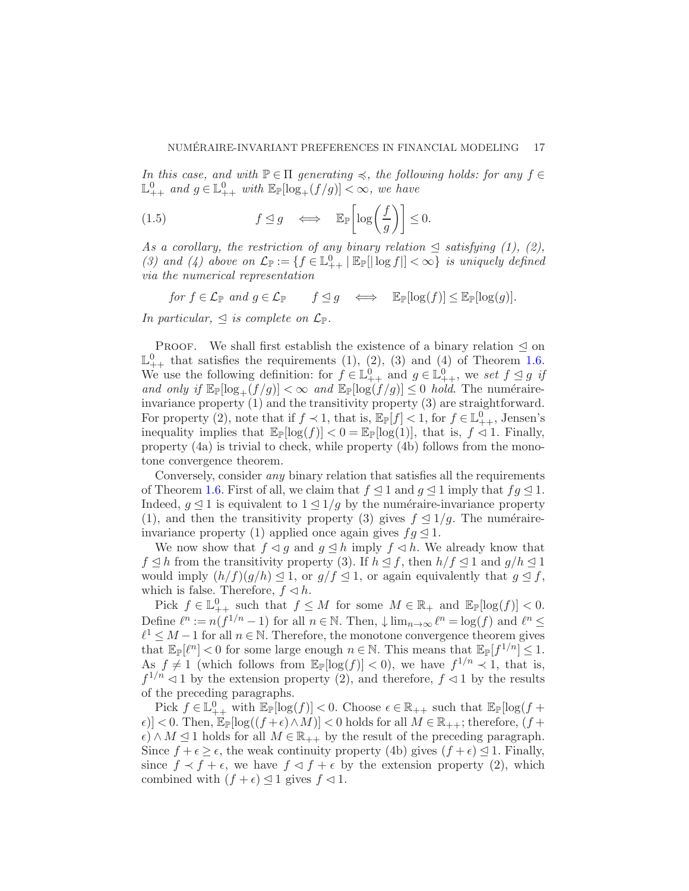*In this case, and with $\mathbb{P} \in \Pi$ generating $\preccurlyeq$, the following holds: for any $f \in \mathbb{L}^0_{++}$ and $g \in \mathbb{L}^0_{++}$ with $\mathbb{E}_\mathbb{P}[\log_+(f/g)] < \infty$, we have*

$$f \trianglelefteq g \quad \Longleftrightarrow \quad \mathbb{E}_\mathbb{P}\left[\log\left(\frac{f}{g}\right)\right] \leq 0. \tag{1.5}$$

*As a corollary, the restriction of any binary relation $\trianglelefteq$ satisfying (1), (2), (3) and (4) above on $\mathcal{L}_\mathbb{P} := \{f \in \mathbb{L}^0_{++} \mid \mathbb{E}_\mathbb{P}[|\log f|] < \infty\}$ is uniquely defined via the numerical representation*

$$\text{for } f \in \mathcal{L}_\mathbb{P} \text{ and } g \in \mathcal{L}_\mathbb{P} \qquad f \trianglelefteq g \quad \Longleftrightarrow \quad \mathbb{E}_\mathbb{P}[\log(f)] \leq \mathbb{E}_\mathbb{P}[\log(g)].$$

*In particular, $\trianglelefteq$ is complete on $\mathcal{L}_\mathbb{P}$.*

Proof. We shall first establish the existence of a binary relation $\trianglelefteq$ on $\mathbb{L}^0_{++}$ that satisfies the requirements (1), (2), (3) and (4) of Theorem 1.6. We use the following definition: for $f \in \mathbb{L}^0_{++}$ and $g \in \mathbb{L}^0_{++}$, we *set $f \trianglelefteq g$ if and only if $\mathbb{E}_\mathbb{P}[\log_+(f/g)] < \infty$ and $\mathbb{E}_\mathbb{P}[\log(f/g)] \leq 0$ hold*. The numéraire-invariance property (1) and the transitivity property (3) are straightforward. For property (2), note that if $f \prec 1$, that is, $\mathbb{E}_\mathbb{P}[f] < 1$, for $f \in \mathbb{L}^0_{++}$, Jensen's inequality implies that $\mathbb{E}_\mathbb{P}[\log(f)] < 0 = \mathbb{E}_\mathbb{P}[\log(1)]$, that is, $f \triangleleft 1$. Finally, property (4a) is trivial to check, while property (4b) follows from the monotone convergence theorem.

Conversely, consider *any* binary relation that satisfies all the requirements of Theorem 1.6. First of all, we claim that $f \trianglelefteq 1$ and $g \trianglelefteq 1$ imply that $fg \trianglelefteq 1$. Indeed, $g \trianglelefteq 1$ is equivalent to $1 \trianglelefteq 1/g$ by the numéraire-invariance property (1), and then the transitivity property (3) gives $f \trianglelefteq 1/g$. The numéraire-invariance property (1) applied once again gives $fg \trianglelefteq 1$.

We now show that $f \triangleleft g$ and $g \trianglelefteq h$ imply $f \triangleleft h$. We already know that $f \trianglelefteq h$ from the transitivity property (3). If $h \trianglelefteq f$, then $h/f \trianglelefteq 1$ and $g/h \trianglelefteq 1$ would imply $(h/f)(g/h) \trianglelefteq 1$, or $g/f \trianglelefteq 1$, or again equivalently that $g \trianglelefteq f$, which is false. Therefore, $f \triangleleft h$.

Pick $f \in \mathbb{L}^0_{++}$ such that $f \leq M$ for some $M \in \mathbb{R}_+$ and $\mathbb{E}_\mathbb{P}[\log(f)] < 0$. Define $\ell^n := n(f^{1/n} - 1)$ for all $n \in \mathbb{N}$. Then, $\downarrow \lim_{n\to\infty} \ell^n = \log(f)$ and $\ell^n \leq \ell^1 \leq M - 1$ for all $n \in \mathbb{N}$. Therefore, the monotone convergence theorem gives that $\mathbb{E}_\mathbb{P}[\ell^n] < 0$ for some large enough $n \in \mathbb{N}$. This means that $\mathbb{E}_\mathbb{P}[f^{1/n}] \leq 1$. As $f \neq 1$ (which follows from $\mathbb{E}_\mathbb{P}[\log(f)] < 0$), we have $f^{1/n} \prec 1$, that is, $f^{1/n} \triangleleft 1$ by the extension property (2), and therefore, $f \triangleleft 1$ by the results of the preceding paragraphs.

Pick $f \in \mathbb{L}^0_{++}$ with $\mathbb{E}_\mathbb{P}[\log(f)] < 0$. Choose $\epsilon \in \mathbb{R}_{++}$ such that $\mathbb{E}_\mathbb{P}[\log(f + \epsilon)] < 0$. Then, $\mathbb{E}_\mathbb{P}[\log((f + \epsilon) \wedge M)] < 0$ holds for all $M \in \mathbb{R}_{++}$; therefore, $(f + \epsilon) \wedge M \trianglelefteq 1$ holds for all $M \in \mathbb{R}_{++}$ by the result of the preceding paragraph. Since $f + \epsilon \geq \epsilon$, the weak continuity property (4b) gives $(f + \epsilon) \trianglelefteq 1$. Finally, since $f \prec f + \epsilon$, we have $f \triangleleft f + \epsilon$ by the extension property (2), which combined with $(f + \epsilon) \trianglelefteq 1$ gives $f \triangleleft 1$.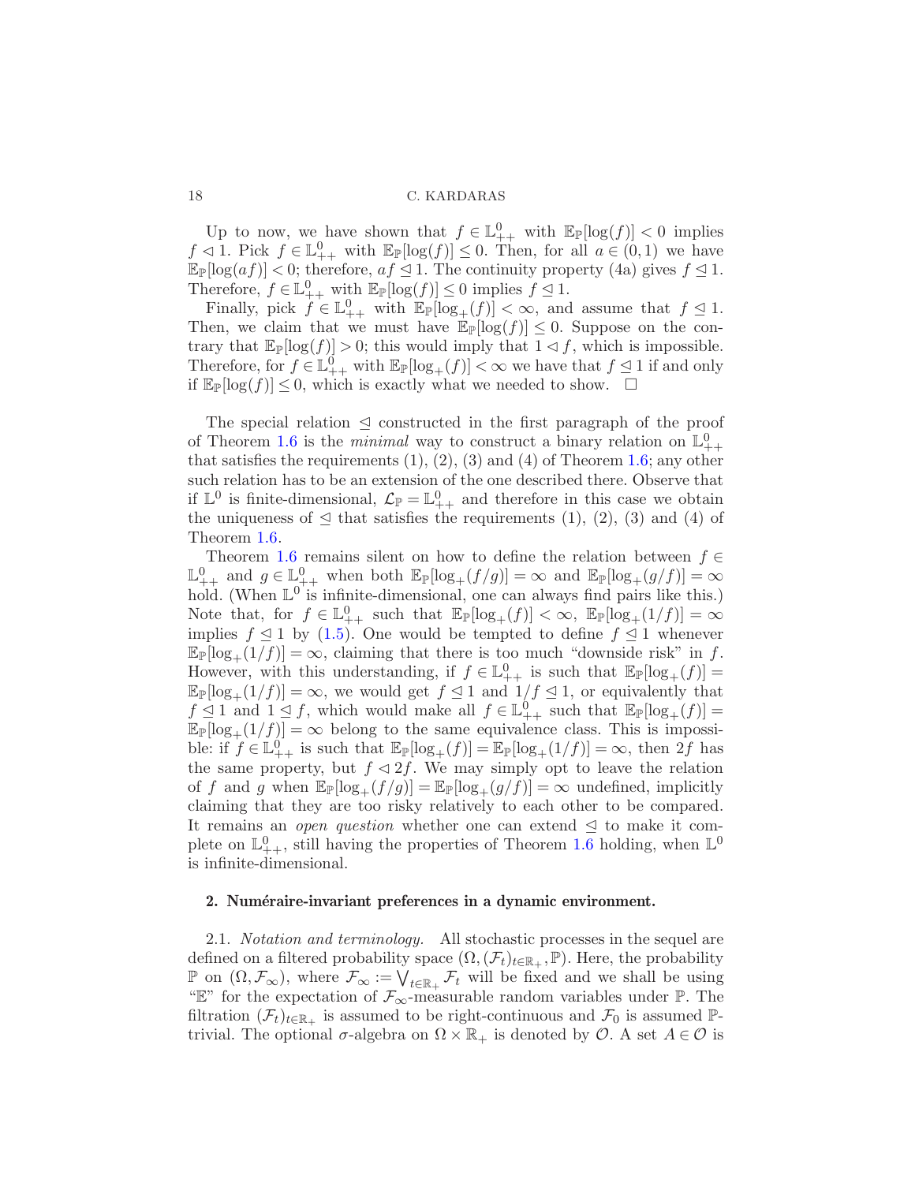Up to now, we have shown that $f \in \mathbb{L}^0_{++}$ with $\mathbb{E}_\mathbb{P}[\log(f)] < 0$ implies $f \lhd 1$. Pick $f \in \mathbb{L}^0_{++}$ with $\mathbb{E}_\mathbb{P}[\log(f)] \leq 0$. Then, for all $a \in (0,1)$ we have $\mathbb{E}_\mathbb{P}[\log(af)] < 0$; therefore, $af \unlhd 1$. The continuity property (4a) gives $f \unlhd 1$. Therefore, $f \in \mathbb{L}^0_{++}$ with $\mathbb{E}_\mathbb{P}[\log(f)] \leq 0$ implies $f \unlhd 1$.

Finally, pick $f \in \mathbb{L}^0_{++}$ with $\mathbb{E}_\mathbb{P}[\log_+(f)] < \infty$, and assume that $f \unlhd 1$. Then, we claim that we must have $\mathbb{E}_\mathbb{P}[\log(f)] \leq 0$. Suppose on the contrary that $\mathbb{E}_\mathbb{P}[\log(f)] > 0$; this would imply that $1 \lhd f$, which is impossible. Therefore, for $f \in \mathbb{L}^0_{++}$ with $\mathbb{E}_\mathbb{P}[\log_+(f)] < \infty$ we have that $f \unlhd 1$ if and only if $\mathbb{E}_\mathbb{P}[\log(f)] \leq 0$, which is exactly what we needed to show. $\square$

The special relation $\unlhd$ constructed in the first paragraph of the proof of Theorem 1.6 is the *minimal* way to construct a binary relation on $\mathbb{L}^0_{++}$ that satisfies the requirements (1), (2), (3) and (4) of Theorem 1.6; any other such relation has to be an extension of the one described there. Observe that if $\mathbb{L}^0$ is finite-dimensional, $\mathcal{L}_\mathbb{P} = \mathbb{L}^0_{++}$ and therefore in this case we obtain the uniqueness of $\unlhd$ that satisfies the requirements (1), (2), (3) and (4) of Theorem 1.6.

Theorem 1.6 remains silent on how to define the relation between $f \in \mathbb{L}^0_{++}$ and $g \in \mathbb{L}^0_{++}$ when both $\mathbb{E}_\mathbb{P}[\log_+(f/g)] = \infty$ and $\mathbb{E}_\mathbb{P}[\log_+(g/f)] = \infty$ hold. (When $\mathbb{L}^0$ is infinite-dimensional, one can always find pairs like this.) Note that, for $f \in \mathbb{L}^0_{++}$ such that $\mathbb{E}_\mathbb{P}[\log_+(f)] < \infty$, $\mathbb{E}_\mathbb{P}[\log_+(1/f)] = \infty$ implies $f \unlhd 1$ by (1.5). One would be tempted to define $f \unlhd 1$ whenever $\mathbb{E}_\mathbb{P}[\log_+(1/f)] = \infty$, claiming that there is too much "downside risk" in $f$. However, with this understanding, if $f \in \mathbb{L}^0_{++}$ is such that $\mathbb{E}_\mathbb{P}[\log_+(f)] = \mathbb{E}_\mathbb{P}[\log_+(1/f)] = \infty$, we would get $f \unlhd 1$ and $1/f \unlhd 1$, or equivalently that $f \unlhd 1$ and $1 \unlhd f$, which would make all $f \in \mathbb{L}^0_{++}$ such that $\mathbb{E}_\mathbb{P}[\log_+(f)] = \mathbb{E}_\mathbb{P}[\log_+(1/f)] = \infty$ belong to the same equivalence class. This is impossible: if $f \in \mathbb{L}^0_{++}$ is such that $\mathbb{E}_\mathbb{P}[\log_+(f)] = \mathbb{E}_\mathbb{P}[\log_+(1/f)] = \infty$, then $2f$ has the same property, but $f \lhd 2f$. We may simply opt to leave the relation of $f$ and $g$ when $\mathbb{E}_\mathbb{P}[\log_+(f/g)] = \mathbb{E}_\mathbb{P}[\log_+(g/f)] = \infty$ undefined, implicitly claiming that they are too risky relatively to each other to be compared. It remains an *open question* whether one can extend $\unlhd$ to make it complete on $\mathbb{L}^0_{++}$, still having the properties of Theorem 1.6 holding, when $\mathbb{L}^0$ is infinite-dimensional.

## 2. Numéraire-invariant preferences in a dynamic environment.

2.1. *Notation and terminology.* All stochastic processes in the sequel are defined on a filtered probability space $(\Omega, (\mathcal{F}_t)_{t \in \mathbb{R}_+}, \mathbb{P})$. Here, the probability $\mathbb{P}$ on $(\Omega, \mathcal{F}_\infty)$, where $\mathcal{F}_\infty := \bigvee_{t \in \mathbb{R}_+} \mathcal{F}_t$ will be fixed and we shall be using "$\mathbb{E}$" for the expectation of $\mathcal{F}_\infty$-measurable random variables under $\mathbb{P}$. The filtration $(\mathcal{F}_t)_{t \in \mathbb{R}_+}$ is assumed to be right-continuous and $\mathcal{F}_0$ is assumed $\mathbb{P}$-trivial. The optional $\sigma$-algebra on $\Omega \times \mathbb{R}_+$ is denoted by $\mathcal{O}$. A set $A \in \mathcal{O}$ is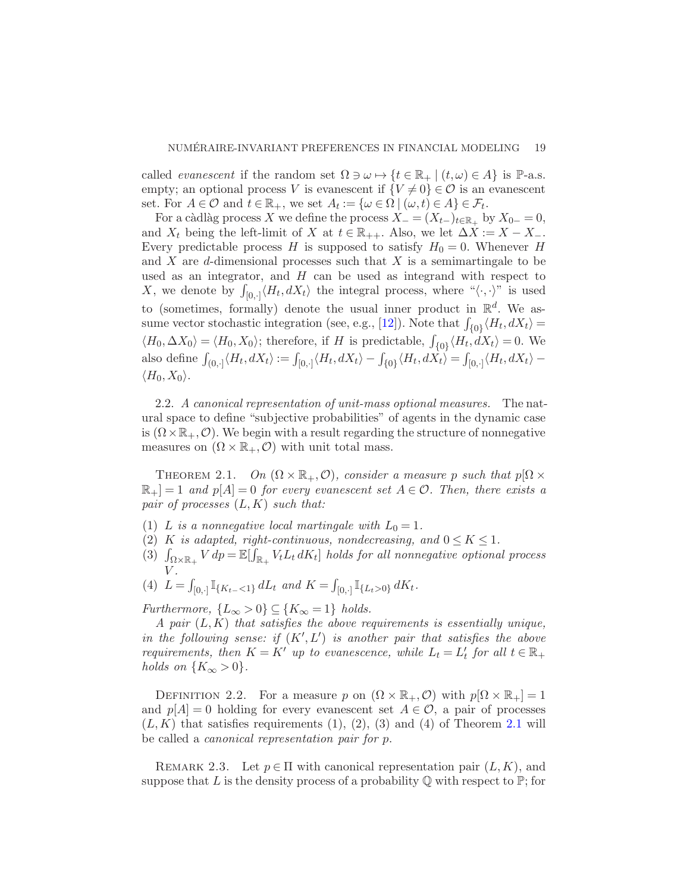called *evanescent* if the random set $\Omega \ni \omega \mapsto \{t \in \mathbb{R}_+ \mid (t, \omega) \in A\}$ is $\mathbb{P}$-a.s. empty; an optional process $V$ is evanescent if $\{V \neq 0\} \in \mathcal{O}$ is an evanescent set. For $A \in \mathcal{O}$ and $t \in \mathbb{R}_+$, we set $A_t := \{\omega \in \Omega \mid (\omega, t) \in A\} \in \mathcal{F}_t$.

For a càdlàg process $X$ we define the process $X_- = (X_{t-})_{t \in \mathbb{R}_+}$ by $X_{0-} = 0$, and $X_t$ being the left-limit of $X$ at $t \in \mathbb{R}_{++}$. Also, we let $\Delta X := X - X_-$. Every predictable process $H$ is supposed to satisfy $H_0 = 0$. Whenever $H$ and $X$ are $d$-dimensional processes such that $X$ is a semimartingale to be used as an integrator, and $H$ can be used as integrand with respect to $X$, we denote by $\int_{[0,\cdot]} \langle H_t, dX_t \rangle$ the integral process, where "$\langle \cdot, \cdot \rangle$" is used to (sometimes, formally) denote the usual inner product in $\mathbb{R}^d$. We assume vector stochastic integration (see, e.g., [12]). Note that $\int_{\{0\}} \langle H_t, dX_t \rangle = \langle H_0, \Delta X_0 \rangle = \langle H_0, X_0 \rangle$; therefore, if $H$ is predictable, $\int_{\{0\}} \langle H_t, dX_t \rangle = 0$. We also define $\int_{(0,\cdot]} \langle H_t, dX_t \rangle := \int_{[0,\cdot]} \langle H_t, dX_t \rangle - \int_{\{0\}} \langle H_t, dX_t \rangle = \int_{[0,\cdot]} \langle H_t, dX_t \rangle - \langle H_0, X_0 \rangle$.

2.2. *A canonical representation of unit-mass optional measures.* The natural space to define "subjective probabilities" of agents in the dynamic case is $(\Omega \times \mathbb{R}_+, \mathcal{O})$. We begin with a result regarding the structure of nonnegative measures on $(\Omega \times \mathbb{R}_+, \mathcal{O})$ with unit total mass.

THEOREM 2.1. *On $(\Omega \times \mathbb{R}_+, \mathcal{O})$, consider a measure $p$ such that $p[\Omega \times \mathbb{R}_+] = 1$ and $p[A] = 0$ for every evanescent set $A \in \mathcal{O}$. Then, there exists a pair of processes $(L, K)$ such that:*

1. *$L$ is a nonnegative local martingale with $L_0 = 1$.*
2. *$K$ is adapted, right-continuous, nondecreasing, and $0 \leq K \leq 1$.*
3. *$\int_{\Omega \times \mathbb{R}_+} V \, dp = \mathbb{E}[\int_{\mathbb{R}_+} V_t L_t \, dK_t]$ holds for all nonnegative optional process $V$.*
4. *$L = \int_{[0,\cdot]} \mathbb{I}_{\{K_{t-} < 1\}} \, dL_t$ and $K = \int_{[0,\cdot]} \mathbb{I}_{\{L_t > 0\}} \, dK_t$.*

*Furthermore, $\{L_\infty > 0\} \subseteq \{K_\infty = 1\}$ holds.*

*A pair $(L, K)$ that satisfies the above requirements is essentially unique, in the following sense: if $(K', L')$ is another pair that satisfies the above requirements, then $K = K'$ up to evanescence, while $L_t = L'_t$ for all $t \in \mathbb{R}_+$ holds on $\{K_\infty > 0\}$.*

DEFINITION 2.2. For a measure $p$ on $(\Omega \times \mathbb{R}_+, \mathcal{O})$ with $p[\Omega \times \mathbb{R}_+] = 1$ and $p[A] = 0$ holding for every evanescent set $A \in \mathcal{O}$, a pair of processes $(L, K)$ that satisfies requirements (1), (2), (3) and (4) of Theorem 2.1 will be called a *canonical representation pair for $p$*.

REMARK 2.3. Let $p \in \Pi$ with canonical representation pair $(L, K)$, and suppose that $L$ is the density process of a probability $\mathbb{Q}$ with respect to $\mathbb{P}$; for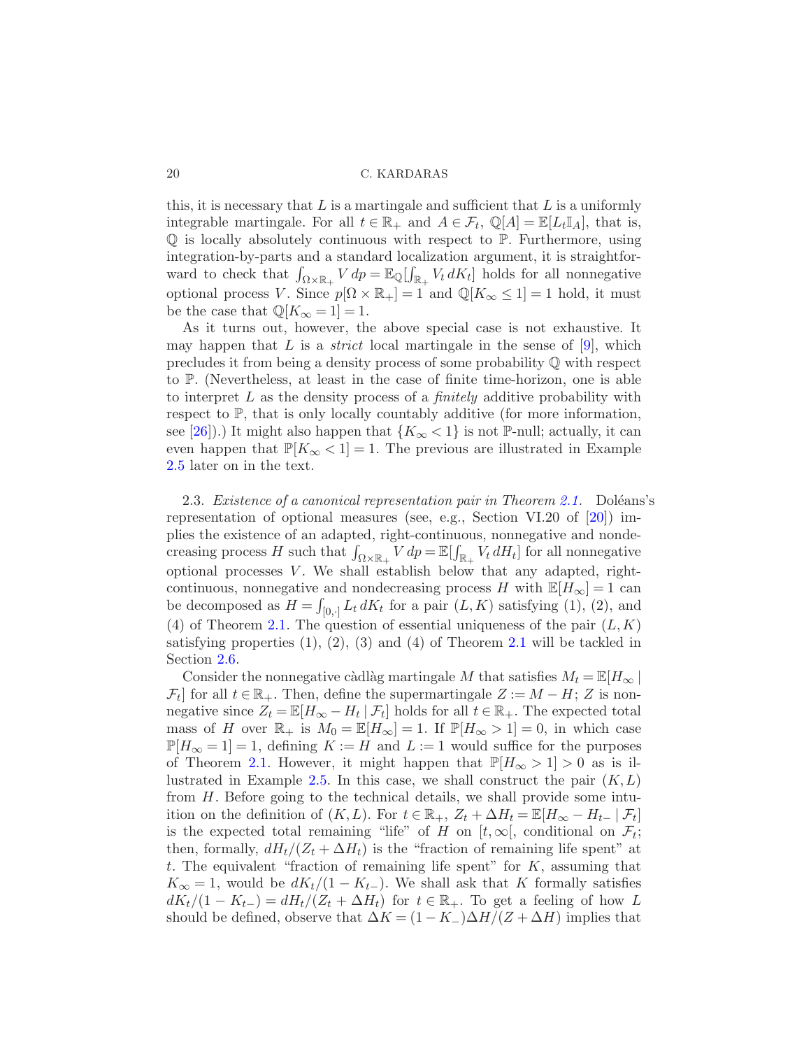this, it is necessary that $L$ is a martingale and sufficient that $L$ is a uniformly integrable martingale. For all $t \in \mathbb{R}_+$ and $A \in \mathcal{F}_t$, $\mathbb{Q}[A] = \mathbb{E}[L_t \mathbb{I}_A]$, that is, $\mathbb{Q}$ is locally absolutely continuous with respect to $\mathbb{P}$. Furthermore, using integration-by-parts and a standard localization argument, it is straightforward to check that $\int_{\Omega \times \mathbb{R}_+} V \, dp = \mathbb{E}_{\mathbb{Q}}[\int_{\mathbb{R}_+} V_t \, dK_t]$ holds for all nonnegative optional process $V$. Since $p[\Omega \times \mathbb{R}_+] = 1$ and $\mathbb{Q}[K_\infty \le 1] = 1$ hold, it must be the case that $\mathbb{Q}[K_\infty = 1] = 1$.

As it turns out, however, the above special case is not exhaustive. It may happen that $L$ is a *strict* local martingale in the sense of [9], which precludes it from being a density process of some probability $\mathbb{Q}$ with respect to $\mathbb{P}$. (Nevertheless, at least in the case of finite time-horizon, one is able to interpret $L$ as the density process of a *finitely* additive probability with respect to $\mathbb{P}$, that is only locally countably additive (for more information, see [26]).) It might also happen that $\{K_\infty < 1\}$ is not $\mathbb{P}$-null; actually, it can even happen that $\mathbb{P}[K_\infty < 1] = 1$. The previous are illustrated in Example 2.5 later on in the text.

2.3. *Existence of a canonical representation pair in Theorem 2.1.* Doléans's representation of optional measures (see, e.g., Section VI.20 of [20]) implies the existence of an adapted, right-continuous, nonnegative and nondecreasing process $H$ such that $\int_{\Omega \times \mathbb{R}_+} V \, dp = \mathbb{E}[\int_{\mathbb{R}_+} V_t \, dH_t]$ for all nonnegative optional processes $V$. We shall establish below that any adapted, right-continuous, nonnegative and nondecreasing process $H$ with $\mathbb{E}[H_\infty] = 1$ can be decomposed as $H = \int_{[0,\cdot]} L_t \, dK_t$ for a pair $(L, K)$ satisfying (1), (2), and (4) of Theorem 2.1. The question of essential uniqueness of the pair $(L, K)$ satisfying properties (1), (2), (3) and (4) of Theorem 2.1 will be tackled in Section 2.6.

Consider the nonnegative càdlàg martingale $M$ that satisfies $M_t = \mathbb{E}[H_\infty \mid \mathcal{F}_t]$ for all $t \in \mathbb{R}_+$. Then, define the supermartingale $Z := M - H$; $Z$ is nonnegative since $Z_t = \mathbb{E}[H_\infty - H_t \mid \mathcal{F}_t]$ holds for all $t \in \mathbb{R}_+$. The expected total mass of $H$ over $\mathbb{R}_+$ is $M_0 = \mathbb{E}[H_\infty] = 1$. If $\mathbb{P}[H_\infty > 1] = 0$, in which case $\mathbb{P}[H_\infty = 1] = 1$, defining $K := H$ and $L := 1$ would suffice for the purposes of Theorem 2.1. However, it might happen that $\mathbb{P}[H_\infty > 1] > 0$ as is illustrated in Example 2.5. In this case, we shall construct the pair $(K, L)$ from $H$. Before going to the technical details, we shall provide some intuition on the definition of $(K, L)$. For $t \in \mathbb{R}_+$, $Z_t + \Delta H_t = \mathbb{E}[H_\infty - H_{t-} \mid \mathcal{F}_t]$ is the expected total remaining "life" of $H$ on $[t, \infty[$, conditional on $\mathcal{F}_t$; then, formally, $dH_t/(Z_t + \Delta H_t)$ is the "fraction of remaining life spent" at $t$. The equivalent "fraction of remaining life spent" for $K$, assuming that $K_\infty = 1$, would be $dK_t/(1 - K_{t-})$. We shall ask that $K$ formally satisfies $dK_t/(1 - K_{t-}) = dH_t/(Z_t + \Delta H_t)$ for $t \in \mathbb{R}_+$. To get a feeling of how $L$ should be defined, observe that $\Delta K = (1 - K_-)\Delta H/(Z + \Delta H)$ implies that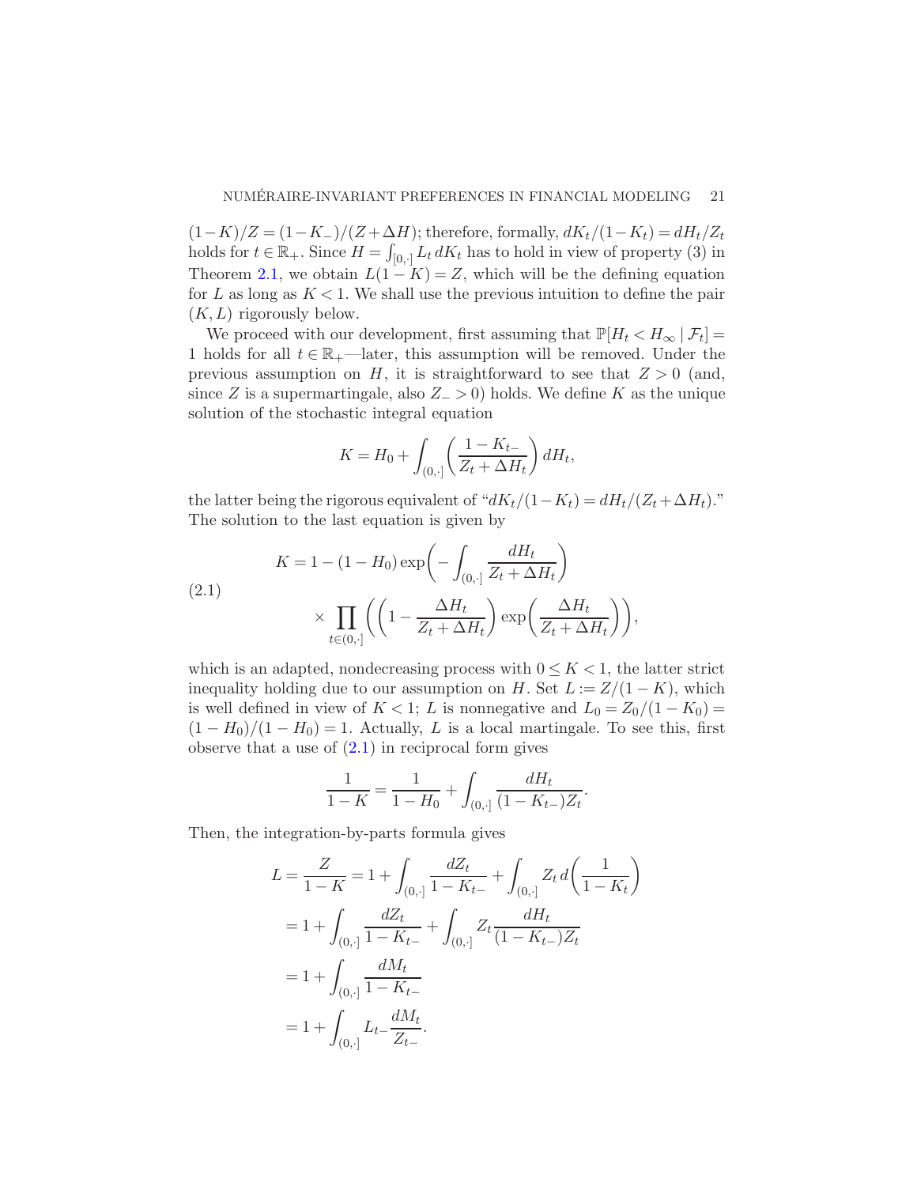$(1-K)/Z = (1-K_-)/(Z+\Delta H)$; therefore, formally, $dK_t/(1-K_t) = dH_t/Z_t$ holds for $t \in \mathbb{R}_+$. Since $H = \int_{[0,\cdot]} L_t \, dK_t$ has to hold in view of property (3) in Theorem 2.1, we obtain $L(1-K) = Z$, which will be the defining equation for $L$ as long as $K < 1$. We shall use the previous intuition to define the pair $(K, L)$ rigorously below.

We proceed with our development, first assuming that $\mathbb{P}[H_t < H_\infty \mid \mathcal{F}_t] = 1$ holds for all $t \in \mathbb{R}_+$—later, this assumption will be removed. Under the previous assumption on $H$, it is straightforward to see that $Z > 0$ (and, since $Z$ is a supermartingale, also $Z_- > 0$) holds. We define $K$ as the unique solution of the stochastic integral equation

$$K = H_0 + \int_{(0,\cdot]} \left( \frac{1 - K_{t-}}{Z_t + \Delta H_t} \right) dH_t,$$

the latter being the rigorous equivalent of "$dK_t/(1-K_t) = dH_t/(Z_t + \Delta H_t)$." The solution to the last equation is given by

$$\begin{aligned} K = 1 - (1 - H_0) \exp\!\left( - \int_{(0,\cdot]} \frac{dH_t}{Z_t + \Delta H_t} \right) \\ \times \prod_{t \in (0,\cdot]} \left( \left( 1 - \frac{\Delta H_t}{Z_t + \Delta H_t} \right) \exp\!\left( \frac{\Delta H_t}{Z_t + \Delta H_t} \right) \right), \end{aligned} \tag{2.1}$$

which is an adapted, nondecreasing process with $0 \le K < 1$, the latter strict inequality holding due to our assumption on $H$. Set $L := Z/(1-K)$, which is well defined in view of $K < 1$; $L$ is nonnegative and $L_0 = Z_0/(1-K_0) = (1-H_0)/(1-H_0) = 1$. Actually, $L$ is a local martingale. To see this, first observe that a use of (2.1) in reciprocal form gives

$$\frac{1}{1-K} = \frac{1}{1-H_0} + \int_{(0,\cdot]} \frac{dH_t}{(1-K_{t-}) Z_t}.$$

Then, the integration-by-parts formula gives

$$\begin{aligned} L = \frac{Z}{1-K} &= 1 + \int_{(0,\cdot]} \frac{dZ_t}{1-K_{t-}} + \int_{(0,\cdot]} Z_t \, d\!\left( \frac{1}{1-K_t} \right) \\ &= 1 + \int_{(0,\cdot]} \frac{dZ_t}{1-K_{t-}} + \int_{(0,\cdot]} Z_t \frac{dH_t}{(1-K_{t-}) Z_t} \\ &= 1 + \int_{(0,\cdot]} \frac{dM_t}{1-K_{t-}} \\ &= 1 + \int_{(0,\cdot]} L_{t-} \frac{dM_t}{Z_{t-}}. \end{aligned}$$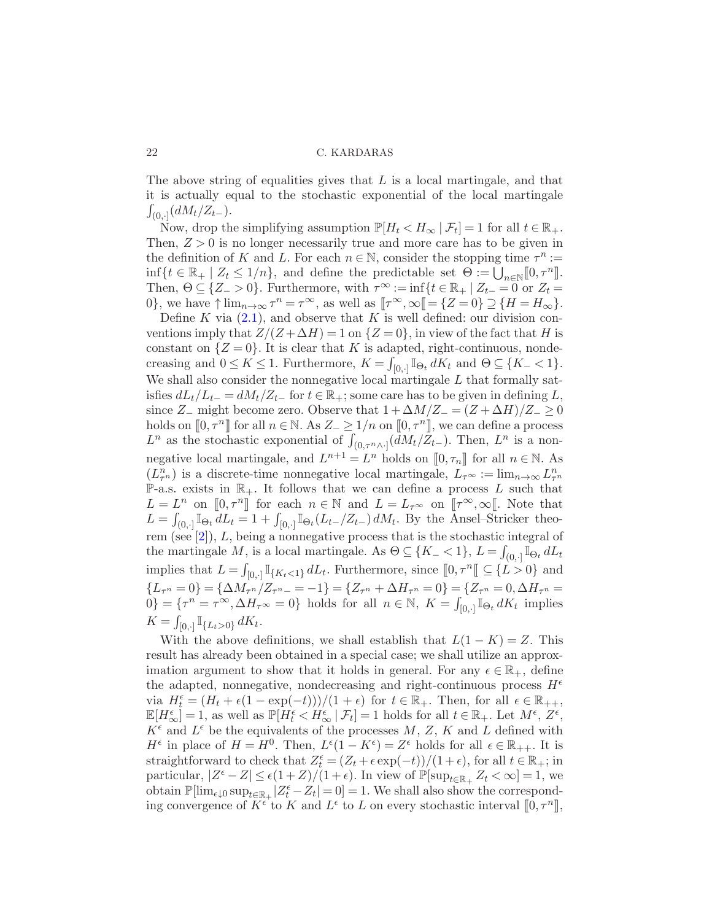The above string of equalities gives that $L$ is a local martingale, and that it is actually equal to the stochastic exponential of the local martingale $\int_{(0,\cdot]}(dM_t/Z_{t-})$.

Now, drop the simplifying assumption $\mathbb{P}[H_t < H_\infty \mid \mathcal{F}_t] = 1$ for all $t \in \mathbb{R}_+$. Then, $Z > 0$ is no longer necessarily true and more care has to be given in the definition of $K$ and $L$. For each $n \in \mathbb{N}$, consider the stopping time $\tau^n := \inf\{t \in \mathbb{R}_+ \mid Z_t \leq 1/n\}$, and define the predictable set $\Theta := \bigcup_{n\in\mathbb{N}} [\![0, \tau^n]\!]$. Then, $\Theta \subseteq \{Z_- > 0\}$. Furthermore, with $\tau^\infty := \inf\{t \in \mathbb{R}_+ \mid Z_{t-} = 0 \text{ or } Z_t = 0\}$, we have $\uparrow \lim_{n\to\infty} \tau^n = \tau^\infty$, as well as $[\![\tau^\infty, \infty[\![ = \{Z = 0\} \supseteq \{H = H_\infty\}$.

Define $K$ via (2.1), and observe that $K$ is well defined: our division conventions imply that $Z/(Z + \Delta H) = 1$ on $\{Z = 0\}$, in view of the fact that $H$ is constant on $\{Z = 0\}$. It is clear that $K$ is adapted, right-continuous, nondecreasing and $0 \leq K \leq 1$. Furthermore, $K = \int_{[0,\cdot]} \mathbb{I}_{\Theta_t}\, dK_t$ and $\Theta \subseteq \{K_- < 1\}$. We shall also consider the nonnegative local martingale $L$ that formally satisfies $dL_t/L_{t-} = dM_t/Z_{t-}$ for $t \in \mathbb{R}_+$; some care has to be given in defining $L$, since $Z_-$ might become zero. Observe that $1 + \Delta M/Z_- = (Z + \Delta H)/Z_- \geq 0$ holds on $[\![0, \tau^n]\!]$ for all $n \in \mathbb{N}$. As $Z_- \geq 1/n$ on $[\![0, \tau^n]\!]$, we can define a process $L^n$ as the stochastic exponential of $\int_{(0,\tau^n \wedge \cdot]}(dM_t/Z_{t-})$. Then, $L^n$ is a nonnegative local martingale, and $L^{n+1} = L^n$ holds on $[\![0, \tau_n]\!]$ for all $n \in \mathbb{N}$. As $(L^n_{\tau^n})$ is a discrete-time nonnegative local martingale, $L_{\tau^\infty} := \lim_{n\to\infty} L^n_{\tau^n}$ $\mathbb{P}$-a.s. exists in $\mathbb{R}_+$. It follows that we can define a process $L$ such that $L = L^n$ on $[\![0, \tau^n]\!]$ for each $n \in \mathbb{N}$ and $L = L_{\tau^\infty}$ on $[\![\tau^\infty, \infty[\![$. Note that $L = \int_{(0,\cdot]} \mathbb{I}_{\Theta_t}\, dL_t = 1 + \int_{[0,\cdot]} \mathbb{I}_{\Theta_t}(L_{t-}/Z_{t-})\, dM_t$. By the Ansel–Stricker theorem (see [2]), $L$, being a nonnegative process that is the stochastic integral of the martingale $M$, is a local martingale. As $\Theta \subseteq \{K_- < 1\}$, $L = \int_{(0,\cdot]} \mathbb{I}_{\Theta_t}\, dL_t$ implies that $L = \int_{[0,\cdot]} \mathbb{I}_{\{K_t < 1\}}\, dL_t$. Furthermore, since $[\![0, \tau^n[\![ \subseteq \{L > 0\}$ and $\{L_{\tau^n} = 0\} = \{\Delta M_{\tau^n}/Z_{\tau^n -} = -1\} = \{Z_{\tau^n} + \Delta H_{\tau^n} = 0\} = \{Z_{\tau^n} = 0, \Delta H_{\tau^n} = 0\} = \{\tau^n = \tau^\infty, \Delta H_{\tau^\infty} = 0\}$ holds for all $n \in \mathbb{N}$, $K = \int_{[0,\cdot]} \mathbb{I}_{\Theta_t}\, dK_t$ implies $K = \int_{[0,\cdot]} \mathbb{I}_{\{L_t > 0\}}\, dK_t$.

With the above definitions, we shall establish that $L(1 - K) = Z$. This result has already been obtained in a special case; we shall utilize an approximation argument to show that it holds in general. For any $\epsilon \in \mathbb{R}_+$, define the adapted, nonnegative, nondecreasing and right-continuous process $H^\epsilon$ via $H^\epsilon_t = (H_t + \epsilon(1 - \exp(-t)))/(1 + \epsilon)$ for $t \in \mathbb{R}_+$. Then, for all $\epsilon \in \mathbb{R}_{++}$, $\mathbb{E}[H^\epsilon_\infty] = 1$, as well as $\mathbb{P}[H^\epsilon_t < H^\epsilon_\infty \mid \mathcal{F}_t] = 1$ holds for all $t \in \mathbb{R}_+$. Let $M^\epsilon$, $Z^\epsilon$, $K^\epsilon$ and $L^\epsilon$ be the equivalents of the processes $M$, $Z$, $K$ and $L$ defined with $H^\epsilon$ in place of $H = H^0$. Then, $L^\epsilon(1 - K^\epsilon) = Z^\epsilon$ holds for all $\epsilon \in \mathbb{R}_{++}$. It is straightforward to check that $Z^\epsilon_t = (Z_t + \epsilon \exp(-t))/(1 + \epsilon)$, for all $t \in \mathbb{R}_+$; in particular, $|Z^\epsilon - Z| \leq \epsilon(1 + Z)/(1 + \epsilon)$. In view of $\mathbb{P}[\sup_{t\in\mathbb{R}_+} Z_t < \infty] = 1$, we obtain $\mathbb{P}[\lim_{\epsilon\downarrow 0} \sup_{t\in\mathbb{R}_+} |Z^\epsilon_t - Z_t| = 0] = 1$. We shall also show the corresponding convergence of $K^\epsilon$ to $K$ and $L^\epsilon$ to $L$ on every stochastic interval $[\![0, \tau^n]\!]$,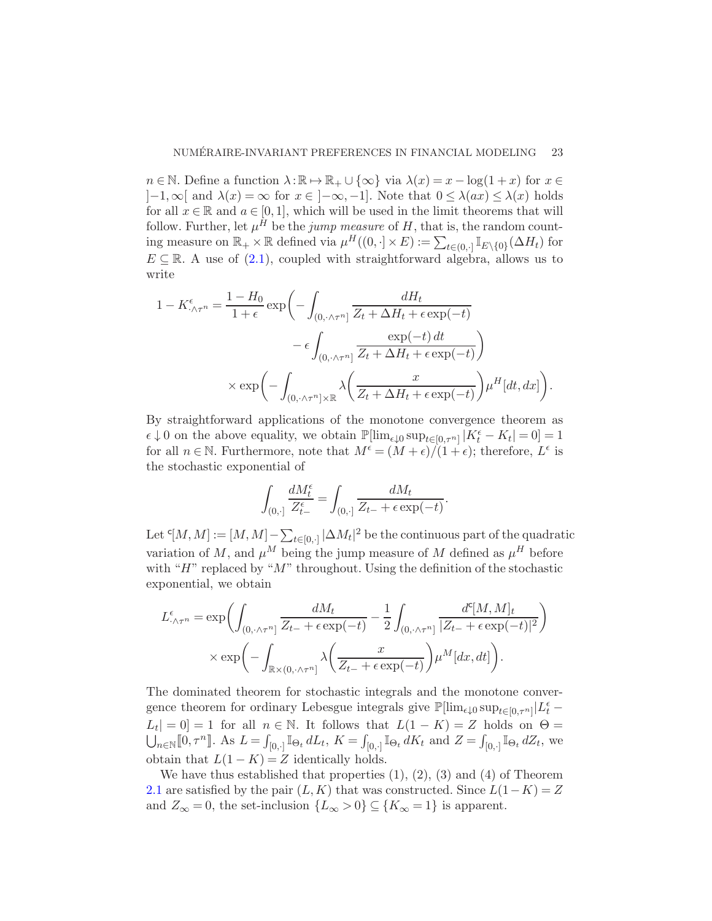$n \in \mathbb{N}$. Define a function $\lambda : \mathbb{R} \mapsto \mathbb{R}_+ \cup \{\infty\}$ via $\lambda(x) = x - \log(1+x)$ for $x \in ]-1, \infty[$ and $\lambda(x) = \infty$ for $x \in ]-\infty, -1]$. Note that $0 \leq \lambda(ax) \leq \lambda(x)$ holds for all $x \in \mathbb{R}$ and $a \in [0,1]$, which will be used in the limit theorems that will follow. Further, let $\mu^H$ be the *jump measure* of $H$, that is, the random counting measure on $\mathbb{R}_+ \times \mathbb{R}$ defined via $\mu^H((0,\cdot] \times E) := \sum_{t \in (0,\cdot]} \mathbb{I}_{E \setminus \{0\}}(\Delta H_t)$ for $E \subseteq \mathbb{R}$. A use of (2.1), coupled with straightforward algebra, allows us to write

$$
\begin{aligned}
1 - K^{\epsilon}_{\cdot \wedge \tau^n} = \frac{1 - H_0}{1+\epsilon} \exp\bigg( &- \int_{(0, \cdot \wedge \tau^n]} \frac{dH_t}{Z_t + \Delta H_t + \epsilon \exp(-t)} \\
&- \epsilon \int_{(0, \cdot \wedge \tau^n]} \frac{\exp(-t)\, dt}{Z_t + \Delta H_t + \epsilon \exp(-t)} \bigg) \\
\times \exp\bigg( &- \int_{(0, \cdot \wedge \tau^n] \times \mathbb{R}} \lambda\bigg( \frac{x}{Z_t + \Delta H_t + \epsilon \exp(-t)} \bigg) \mu^H[dt, dx] \bigg).
\end{aligned}
$$

By straightforward applications of the monotone convergence theorem as $\epsilon \downarrow 0$ on the above equality, we obtain $\mathbb{P}[\lim_{\epsilon \downarrow 0} \sup_{t \in [0, \tau^n]} |K^{\epsilon}_t - K_t| = 0] = 1$ for all $n \in \mathbb{N}$. Furthermore, note that $M^{\epsilon} = (M + \epsilon)/(1+\epsilon)$; therefore, $L^{\epsilon}$ is the stochastic exponential of

$$
\int_{(0,\cdot]} \frac{dM^{\epsilon}_t}{Z^{\epsilon}_{t-}} = \int_{(0,\cdot]} \frac{dM_t}{Z_{t-} + \epsilon \exp(-t)}.
$$

Let ${}^{\mathsf{c}}[M,M] := [M,M] - \sum_{t \in [0,\cdot]} |\Delta M_t|^2$ be the continuous part of the quadratic variation of $M$, and $\mu^M$ being the jump measure of $M$ defined as $\mu^H$ before with "$H$" replaced by "$M$" throughout. Using the definition of the stochastic exponential, we obtain

$$
\begin{aligned}
L^{\epsilon}_{\cdot \wedge \tau^n} = \exp\bigg( &\int_{(0, \cdot \wedge \tau^n]} \frac{dM_t}{Z_{t-} + \epsilon \exp(-t)} - \frac{1}{2} \int_{(0, \cdot \wedge \tau^n]} \frac{d^{\mathsf{c}}[M,M]_t}{|Z_{t-} + \epsilon \exp(-t)|^2} \bigg) \\
\times \exp\bigg( &- \int_{\mathbb{R} \times (0, \cdot \wedge \tau^n]} \lambda\bigg( \frac{x}{Z_{t-} + \epsilon \exp(-t)} \bigg) \mu^M[dx, dt] \bigg).
\end{aligned}
$$

The dominated theorem for stochastic integrals and the monotone convergence theorem for ordinary Lebesgue integrals give $\mathbb{P}[\lim_{\epsilon \downarrow 0} \sup_{t \in [0, \tau^n]} |L^{\epsilon}_t - L_t| = 0] = 1$ for all $n \in \mathbb{N}$. It follows that $L(1-K) = Z$ holds on $\Theta = \bigcup_{n \in \mathbb{N}} [\![0, \tau^n]\!]$. As $L = \int_{[0,\cdot]} \mathbb{I}_{\Theta_t}\, dL_t$, $K = \int_{[0,\cdot]} \mathbb{I}_{\Theta_t}\, dK_t$ and $Z = \int_{[0,\cdot]} \mathbb{I}_{\Theta_t}\, dZ_t$, we obtain that $L(1-K) = Z$ identically holds.

We have thus established that properties (1), (2), (3) and (4) of Theorem 2.1 are satisfied by the pair $(L, K)$ that was constructed. Since $L(1-K) = Z$ and $Z_\infty = 0$, the set-inclusion $\{L_\infty > 0\} \subseteq \{K_\infty = 1\}$ is apparent.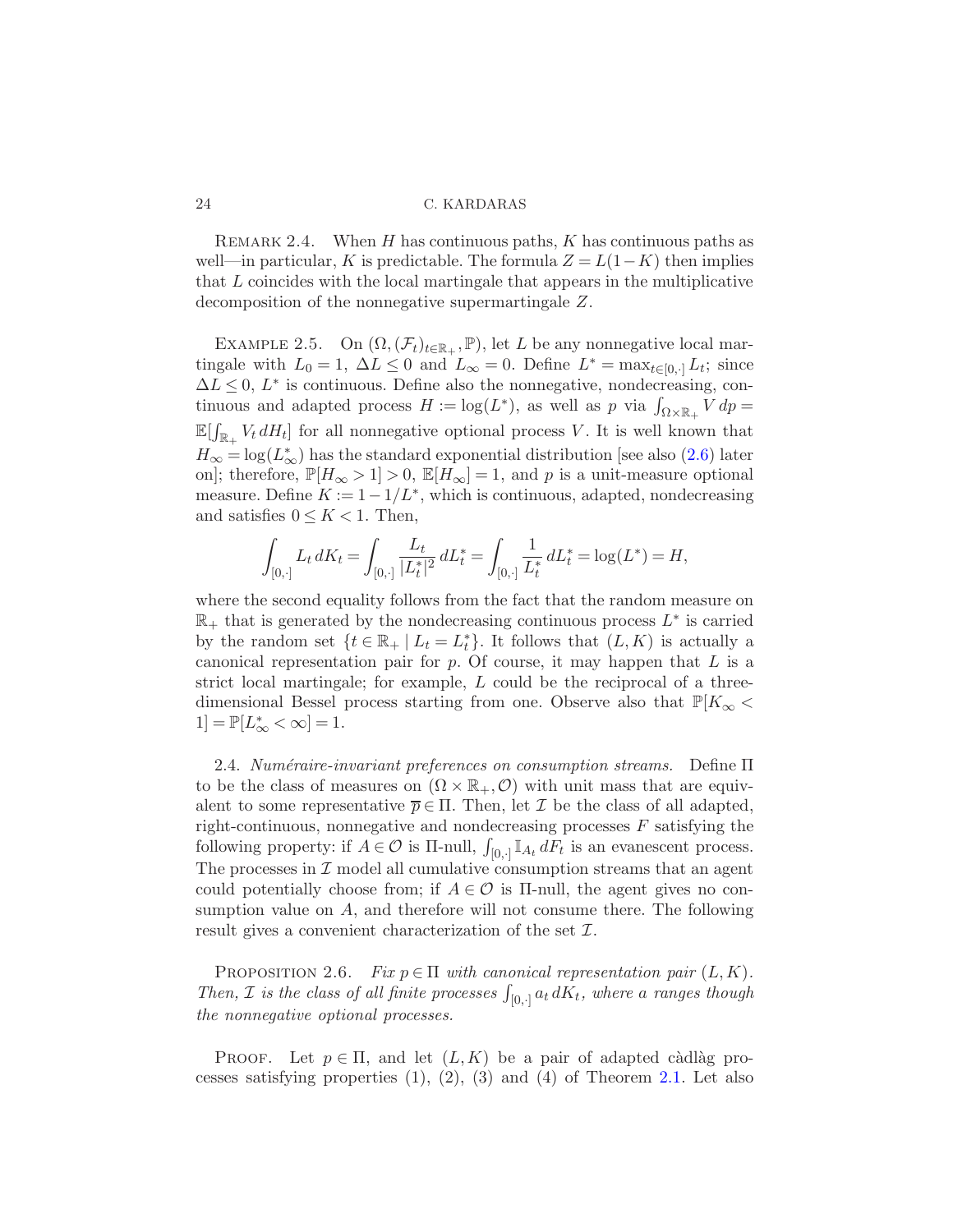Remark 2.4. When $H$ has continuous paths, $K$ has continuous paths as well—in particular, $K$ is predictable. The formula $Z = L(1-K)$ then implies that $L$ coincides with the local martingale that appears in the multiplicative decomposition of the nonnegative supermartingale $Z$.

Example 2.5. On $(\Omega, (\mathcal{F}_t)_{t \in \mathbb{R}_+}, \mathbb{P})$, let $L$ be any nonnegative local martingale with $L_0 = 1$, $\Delta L \leq 0$ and $L_\infty = 0$. Define $L^* = \max_{t \in [0,\cdot]} L_t$; since $\Delta L \leq 0$, $L^*$ is continuous. Define also the nonnegative, nondecreasing, continuous and adapted process $H := \log(L^*)$, as well as $p$ via $\int_{\Omega \times \mathbb{R}_+} V \, dp = \mathbb{E}[\int_{\mathbb{R}_+} V_t \, dH_t]$ for all nonnegative optional process $V$. It is well known that $H_\infty = \log(L^*_\infty)$ has the standard exponential distribution [see also (2.6) later on]; therefore, $\mathbb{P}[H_\infty > 1] > 0$, $\mathbb{E}[H_\infty] = 1$, and $p$ is a unit-measure optional measure. Define $K := 1 - 1/L^*$, which is continuous, adapted, nondecreasing and satisfies $0 \leq K < 1$. Then,

$$\int_{[0,\cdot]} L_t \, dK_t = \int_{[0,\cdot]} \frac{L_t}{|L^*_t|^2} \, dL^*_t = \int_{[0,\cdot]} \frac{1}{L^*_t} \, dL^*_t = \log(L^*) = H,$$

where the second equality follows from the fact that the random measure on $\mathbb{R}_+$ that is generated by the nondecreasing continuous process $L^*$ is carried by the random set $\{t \in \mathbb{R}_+ \mid L_t = L^*_t\}$. It follows that $(L, K)$ is actually a canonical representation pair for $p$. Of course, it may happen that $L$ is a strict local martingale; for example, $L$ could be the reciprocal of a three-dimensional Bessel process starting from one. Observe also that $\mathbb{P}[K_\infty < 1] = \mathbb{P}[L^*_\infty < \infty] = 1$.

2.4. *Numéraire-invariant preferences on consumption streams.* Define $\Pi$ to be the class of measures on $(\Omega \times \mathbb{R}_+, \mathcal{O})$ with unit mass that are equivalent to some representative $\overline{p} \in \Pi$. Then, let $\mathcal{I}$ be the class of all adapted, right-continuous, nonnegative and nondecreasing processes $F$ satisfying the following property: if $A \in \mathcal{O}$ is $\Pi$-null, $\int_{[0,\cdot]} \mathbb{I}_{A_t} \, dF_t$ is an evanescent process. The processes in $\mathcal{I}$ model all cumulative consumption streams that an agent could potentially choose from; if $A \in \mathcal{O}$ is $\Pi$-null, the agent gives no consumption value on $A$, and therefore will not consume there. The following result gives a convenient characterization of the set $\mathcal{I}$.

Proposition 2.6. *Fix $p \in \Pi$ with canonical representation pair $(L, K)$. Then, $\mathcal{I}$ is the class of all finite processes $\int_{[0,\cdot]} a_t \, dK_t$, where $a$ ranges though the nonnegative optional processes.*

Proof. Let $p \in \Pi$, and let $(L, K)$ be a pair of adapted càdlàg processes satisfying properties (1), (2), (3) and (4) of Theorem 2.1. Let also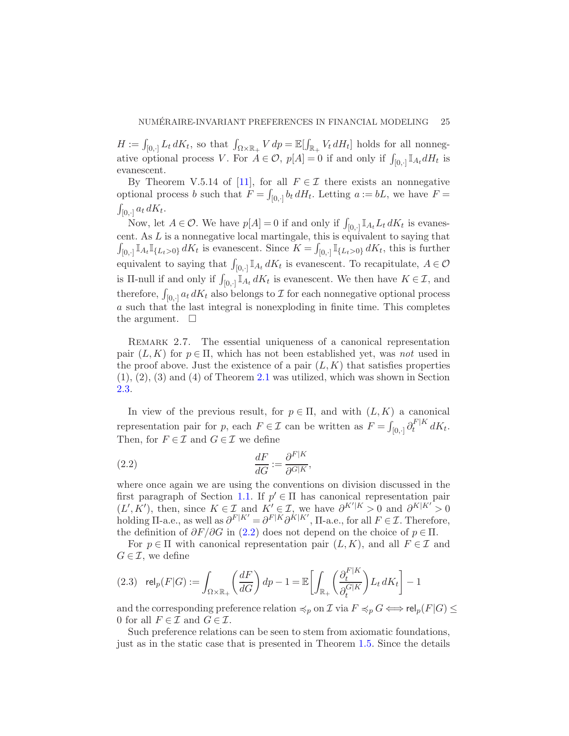$H := \int_{[0,\cdot]} L_t \, dK_t$, so that $\int_{\Omega \times \mathbb{R}_+} V \, dp = \mathbb{E}[\int_{\mathbb{R}_+} V_t \, dH_t]$ holds for all nonnegative optional process $V$. For $A \in \mathcal{O}$, $p[A] = 0$ if and only if $\int_{[0,\cdot]} \mathbb{I}_{A_t} dH_t$ is evanescent.

By Theorem V.5.14 of [11], for all $F \in \mathcal{I}$ there exists an nonnegative optional process $b$ such that $F = \int_{[0,\cdot]} b_t \, dH_t$. Letting $a := bL$, we have $F = \int_{[0,\cdot]} a_t \, dK_t$.

Now, let $A \in \mathcal{O}$. We have $p[A] = 0$ if and only if $\int_{[0,\cdot]} \mathbb{I}_{A_t} L_t \, dK_t$ is evanescent. As $L$ is a nonnegative local martingale, this is equivalent to saying that $\int_{[0,\cdot]} \mathbb{I}_{A_t} \mathbb{I}_{\{L_t > 0\}} \, dK_t$ is evanescent. Since $K = \int_{[0,\cdot]} \mathbb{I}_{\{L_t > 0\}} \, dK_t$, this is further equivalent to saying that $\int_{[0,\cdot]} \mathbb{I}_{A_t} \, dK_t$ is evanescent. To recapitulate, $A \in \mathcal{O}$ is $\Pi$-null if and only if $\int_{[0,\cdot]} \mathbb{I}_{A_t} \, dK_t$ is evanescent. We then have $K \in \mathcal{I}$, and therefore, $\int_{[0,\cdot]} a_t \, dK_t$ also belongs to $\mathcal{I}$ for each nonnegative optional process $a$ such that the last integral is nonexploding in finite time. This completes the argument. $\square$

Remark 2.7. The essential uniqueness of a canonical representation pair $(L, K)$ for $p \in \Pi$, which has not been established yet, was *not* used in the proof above. Just the existence of a pair $(L, K)$ that satisfies properties (1), (2), (3) and (4) of Theorem 2.1 was utilized, which was shown in Section 2.3.

In view of the previous result, for $p \in \Pi$, and with $(L, K)$ a canonical representation pair for $p$, each $F \in \mathcal{I}$ can be written as $F = \int_{[0,\cdot]} \partial_t^{F|K} \, dK_t$. Then, for $F \in \mathcal{I}$ and $G \in \mathcal{I}$ we define

$$\frac{dF}{dG} := \frac{\partial^{F|K}}{\partial^{G|K}}, \tag{2.2}$$

where once again we are using the conventions on division discussed in the first paragraph of Section 1.1. If $p' \in \Pi$ has canonical representation pair $(L', K')$, then, since $K \in \mathcal{I}$ and $K' \in \mathcal{I}$, we have $\partial^{K'|K} > 0$ and $\partial^{K|K'} > 0$ holding $\Pi$-a.e., as well as $\partial^{F|K'} = \partial^{F|K} \partial^{K|K'}$, $\Pi$-a.e., for all $F \in \mathcal{I}$. Therefore, the definition of $\partial F / \partial G$ in (2.2) does not depend on the choice of $p \in \Pi$.

For $p \in \Pi$ with canonical representation pair $(L, K)$, and all $F \in \mathcal{I}$ and $G \in \mathcal{I}$, we define

$$\mathsf{rel}_p(F|G) := \int_{\Omega \times \mathbb{R}_+} \left( \frac{dF}{dG} \right) dp - 1 = \mathbb{E}\left[ \int_{\mathbb{R}_+} \left( \frac{\partial_t^{F|K}}{\partial_t^{G|K}} \right) L_t \, dK_t \right] - 1 \tag{2.3}$$

and the corresponding preference relation $\preccurlyeq_p$ on $\mathcal{I}$ via $F \preccurlyeq_p G \iff \mathsf{rel}_p(F|G) \leq 0$ for all $F \in \mathcal{I}$ and $G \in \mathcal{I}$.

Such preference relations can be seen to stem from axiomatic foundations, just as in the static case that is presented in Theorem 1.5. Since the details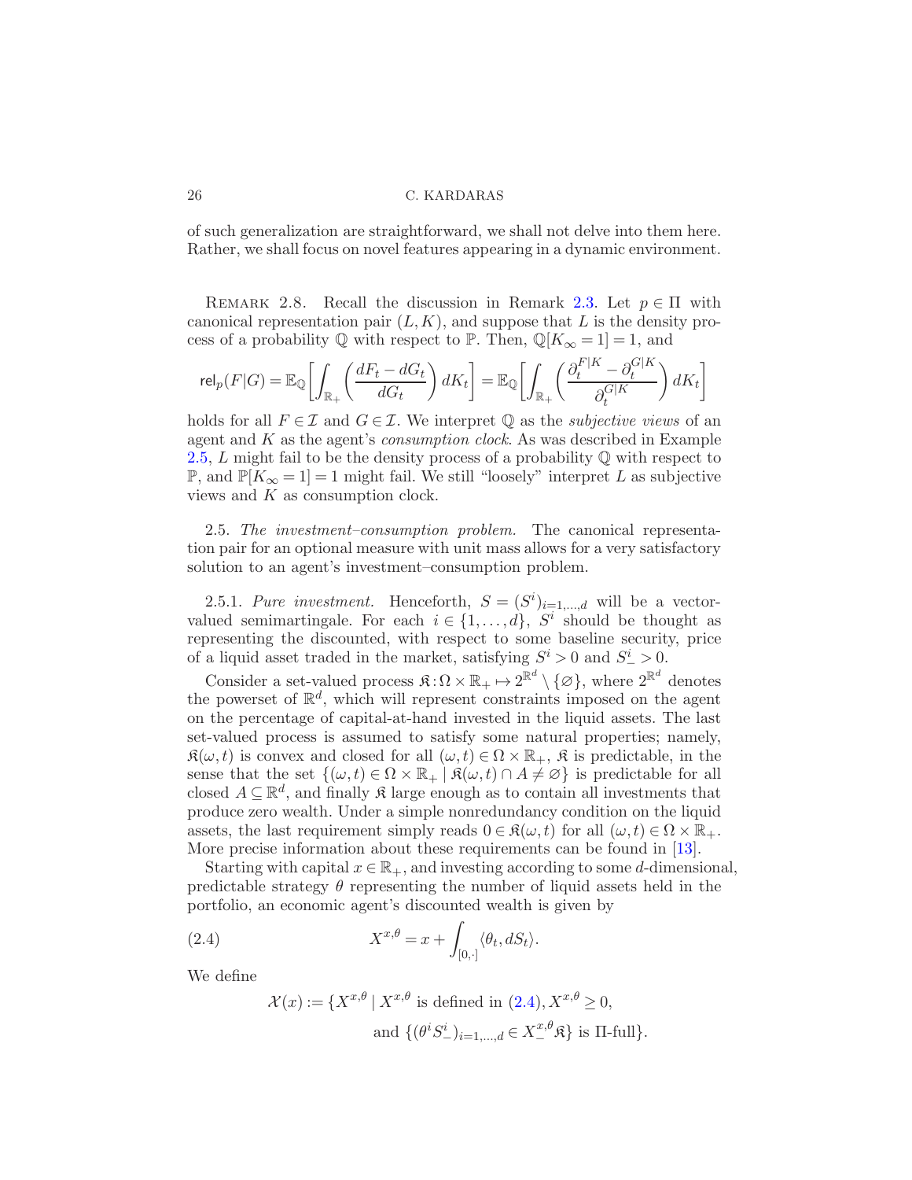of such generalization are straightforward, we shall not delve into them here. Rather, we shall focus on novel features appearing in a dynamic environment.

REMARK 2.8. Recall the discussion in Remark 2.3. Let $p \in \Pi$ with canonical representation pair $(L, K)$, and suppose that $L$ is the density process of a probability $\mathbb{Q}$ with respect to $\mathbb{P}$. Then, $\mathbb{Q}[K_\infty = 1] = 1$, and

$$\mathsf{rel}_p(F|G) = \mathbb{E}_{\mathbb{Q}}\left[\int_{\mathbb{R}_+} \left(\frac{dF_t - dG_t}{dG_t}\right) dK_t\right] = \mathbb{E}_{\mathbb{Q}}\left[\int_{\mathbb{R}_+} \left(\frac{\partial_t^{F|K} - \partial_t^{G|K}}{\partial_t^{G|K}}\right) dK_t\right]$$

holds for all $F \in \mathcal{I}$ and $G \in \mathcal{I}$. We interpret $\mathbb{Q}$ as the *subjective views* of an agent and $K$ as the agent's *consumption clock*. As was described in Example 2.5, $L$ might fail to be the density process of a probability $\mathbb{Q}$ with respect to $\mathbb{P}$, and $\mathbb{P}[K_\infty = 1] = 1$ might fail. We still "loosely" interpret $L$ as subjective views and $K$ as consumption clock.

2.5. *The investment–consumption problem.* The canonical representation pair for an optional measure with unit mass allows for a very satisfactory solution to an agent's investment–consumption problem.

2.5.1. *Pure investment.* Henceforth, $S = (S^i)_{i=1,\dots,d}$ will be a vector-valued semimartingale. For each $i \in \{1, \dots, d\}$, $S^i$ should be thought as representing the discounted, with respect to some baseline security, price of a liquid asset traded in the market, satisfying $S^i > 0$ and $S^i_- > 0$.

Consider a set-valued process $\mathfrak{K} : \Omega \times \mathbb{R}_+ \mapsto 2^{\mathbb{R}^d} \setminus \{\varnothing\}$, where $2^{\mathbb{R}^d}$ denotes the powerset of $\mathbb{R}^d$, which will represent constraints imposed on the agent on the percentage of capital-at-hand invested in the liquid assets. The last set-valued process is assumed to satisfy some natural properties; namely, $\mathfrak{K}(\omega, t)$ is convex and closed for all $(\omega, t) \in \Omega \times \mathbb{R}_+$, $\mathfrak{K}$ is predictable, in the sense that the set $\{(\omega, t) \in \Omega \times \mathbb{R}_+ \mid \mathfrak{K}(\omega, t) \cap A \neq \varnothing\}$ is predictable for all closed $A \subseteq \mathbb{R}^d$, and finally $\mathfrak{K}$ large enough as to contain all investments that produce zero wealth. Under a simple nonredundancy condition on the liquid assets, the last requirement simply reads $0 \in \mathfrak{K}(\omega, t)$ for all $(\omega, t) \in \Omega \times \mathbb{R}_+$. More precise information about these requirements can be found in [13].

Starting with capital $x \in \mathbb{R}_+$, and investing according to some $d$-dimensional, predictable strategy $\theta$ representing the number of liquid assets held in the portfolio, an economic agent's discounted wealth is given by

$$X^{x,\theta} = x + \int_{[0,\cdot]} \langle \theta_t, dS_t \rangle. \tag{2.4}$$

We define

$$\mathcal{X}(x) := \{X^{x,\theta} \mid X^{x,\theta} \text{ is defined in (2.4)}, X^{x,\theta} \geq 0,$$
$$\text{and } \{(\theta^i S^i_-)_{i=1,\dots,d} \in X^{x,\theta}_- \mathfrak{K}\} \text{ is } \Pi\text{-full}\}.$$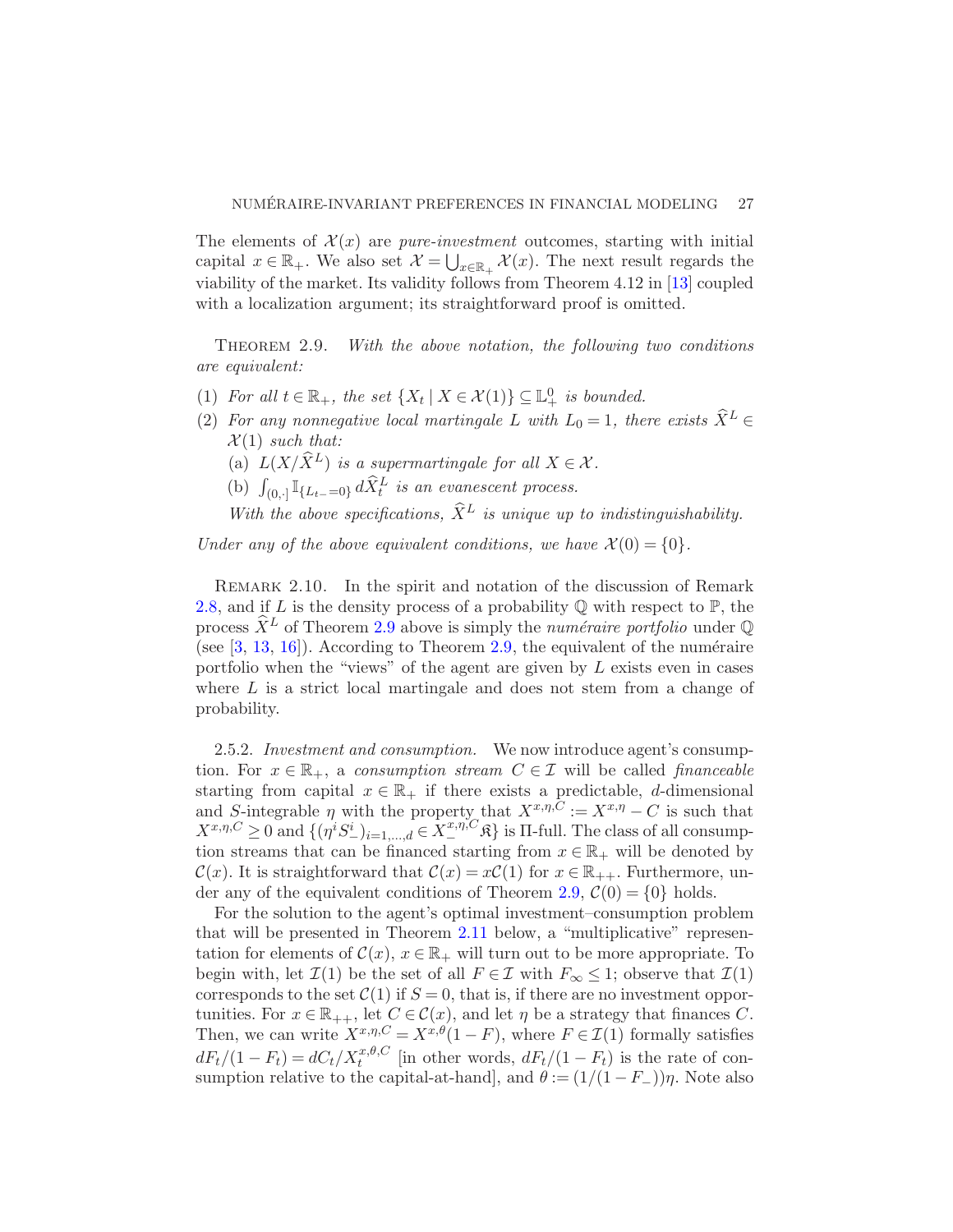The elements of $\mathcal{X}(x)$ are *pure-investment* outcomes, starting with initial capital $x \in \mathbb{R}_+$. We also set $\mathcal{X} = \bigcup_{x \in \mathbb{R}_+} \mathcal{X}(x)$. The next result regards the viability of the market. Its validity follows from Theorem 4.12 in [13] coupled with a localization argument; its straightforward proof is omitted.

THEOREM 2.9. *With the above notation, the following two conditions are equivalent:*

(1) *For all $t \in \mathbb{R}_+$, the set $\{X_t \mid X \in \mathcal{X}(1)\} \subseteq \mathbb{L}^0_+$ is bounded.*
(2) *For any nonnegative local martingale $L$ with $L_0 = 1$, there exists $\widehat{X}^L \in \mathcal{X}(1)$ such that:*
   (a) *$L(X/\widehat{X}^L)$ is a supermartingale for all $X \in \mathcal{X}$.*
   (b) *$\int_{(0,\cdot]} \mathbb{I}_{\{L_{t-}=0\}} \, d\widehat{X}^L_t$ is an evanescent process.*

   *With the above specifications, $\widehat{X}^L$ is unique up to indistinguishability.*

*Under any of the above equivalent conditions, we have $\mathcal{X}(0) = \{0\}$.*

REMARK 2.10. In the spirit and notation of the discussion of Remark 2.8, and if $L$ is the density process of a probability $\mathbb{Q}$ with respect to $\mathbb{P}$, the process $\widehat{X}^L$ of Theorem 2.9 above is simply the *numéraire portfolio* under $\mathbb{Q}$ (see [3, 13, 16]). According to Theorem 2.9, the equivalent of the numéraire portfolio when the "views" of the agent are given by $L$ exists even in cases where $L$ is a strict local martingale and does not stem from a change of probability.

2.5.2. *Investment and consumption.* We now introduce agent's consumption. For $x \in \mathbb{R}_+$, a *consumption stream* $C \in \mathcal{I}$ will be called *financeable* starting from capital $x \in \mathbb{R}_+$ if there exists a predictable, $d$-dimensional and $S$-integrable $\eta$ with the property that $X^{x,\eta,C} := X^{x,\eta} - C$ is such that $X^{x,\eta,C} \geq 0$ and $\{(\eta^i S^i_-)_{i=1,\dots,d} \in X^{x,\eta,C}_- \mathfrak{K}\}$ is $\Pi$-full. The class of all consumption streams that can be financed starting from $x \in \mathbb{R}_+$ will be denoted by $\mathcal{C}(x)$. It is straightforward that $\mathcal{C}(x) = x\mathcal{C}(1)$ for $x \in \mathbb{R}_{++}$. Furthermore, under any of the equivalent conditions of Theorem 2.9, $\mathcal{C}(0) = \{0\}$ holds.

For the solution to the agent's optimal investment–consumption problem that will be presented in Theorem 2.11 below, a "multiplicative" representation for elements of $\mathcal{C}(x)$, $x \in \mathbb{R}_+$ will turn out to be more appropriate. To begin with, let $\mathcal{I}(1)$ be the set of all $F \in \mathcal{I}$ with $F_\infty \leq 1$; observe that $\mathcal{I}(1)$ corresponds to the set $\mathcal{C}(1)$ if $S = 0$, that is, if there are no investment opportunities. For $x \in \mathbb{R}_{++}$, let $C \in \mathcal{C}(x)$, and let $\eta$ be a strategy that finances $C$. Then, we can write $X^{x,\eta,C} = X^{x,\theta}(1 - F)$, where $F \in \mathcal{I}(1)$ formally satisfies $dF_t/(1 - F_t) = dC_t/X^{x,\theta,C}_t$ [in other words, $dF_t/(1 - F_t)$ is the rate of consumption relative to the capital-at-hand], and $\theta := (1/(1 - F_-))\eta$. Note also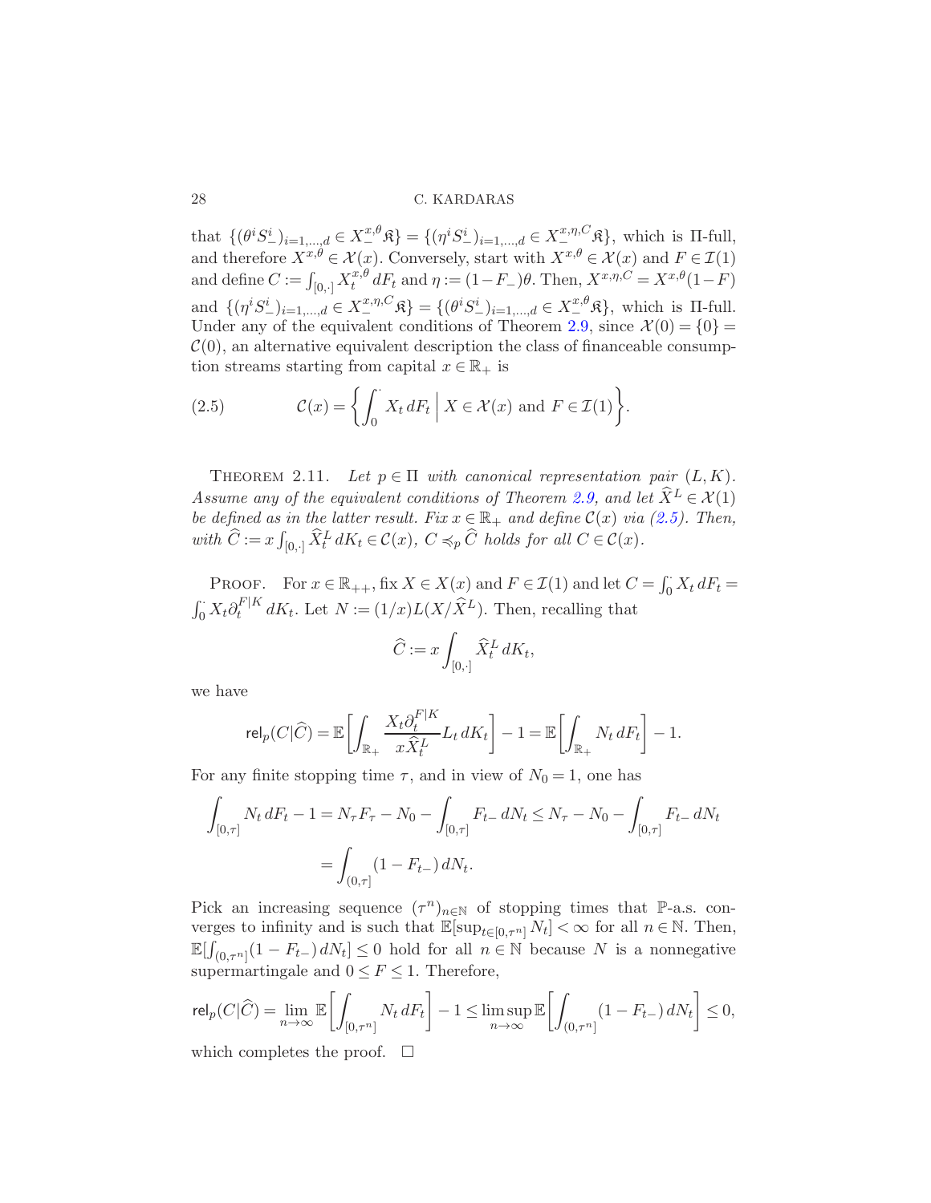that $\{(\theta^i S^i_-)_{i=1,\dots,d} \in X^{x,\theta}_- \mathfrak{K}\} = \{(\eta^i S^i_-)_{i=1,\dots,d} \in X^{x,\eta,C}_- \mathfrak{K}\}$, which is $\Pi$-full, and therefore $X^{x,\theta} \in \mathcal{X}(x)$. Conversely, start with $X^{x,\theta} \in \mathcal{X}(x)$ and $F \in \mathcal{I}(1)$ and define $C := \int_{[0,\cdot]} X^{x,\theta}_t \, dF_t$ and $\eta := (1 - F_-)\theta$. Then, $X^{x,\eta,C} = X^{x,\theta}(1-F)$ and $\{(\eta^i S^i_-)_{i=1,\dots,d} \in X^{x,\eta,C}_- \mathfrak{K}\} = \{(\theta^i S^i_-)_{i=1,\dots,d} \in X^{x,\theta}_- \mathfrak{K}\}$, which is $\Pi$-full. Under any of the equivalent conditions of Theorem 2.9, since $\mathcal{X}(0) = \{0\} = \mathcal{C}(0)$, an alternative equivalent description the class of financeable consumption streams starting from capital $x \in \mathbb{R}_+$ is

$$
\mathcal{C}(x) = \left\{ \int_0^\cdot X_t \, dF_t \;\middle|\; X \in \mathcal{X}(x) \text{ and } F \in \mathcal{I}(1) \right\}. \tag{2.5}
$$

THEOREM 2.11. *Let $p \in \Pi$ with canonical representation pair $(L, K)$. Assume any of the equivalent conditions of Theorem 2.9, and let $\widehat{X}^L \in \mathcal{X}(1)$ be defined as in the latter result. Fix $x \in \mathbb{R}_+$ and define $\mathcal{C}(x)$ via (2.5). Then, with $\widehat{C} := x \int_{[0,\cdot]} \widehat{X}^L_t \, dK_t \in \mathcal{C}(x)$, $C \preccurlyeq_p \widehat{C}$ holds for all $C \in \mathcal{C}(x)$.*

PROOF. For $x \in \mathbb{R}_{++}$, fix $X \in X(x)$ and $F \in \mathcal{I}(1)$ and let $C = \int_0^\cdot X_t \, dF_t = \int_0^\cdot X_t \partial^{F|K}_t \, dK_t$. Let $N := (1/x) L (X / \widehat{X}^L)$. Then, recalling that

$$
\widehat{C} := x \int_{[0,\cdot]} \widehat{X}^L_t \, dK_t,
$$

we have

$$
\mathsf{rel}_p(C | \widehat{C}) = \mathbb{E}\left[ \int_{\mathbb{R}_+} \frac{X_t \partial^{F|K}_t}{x \widehat{X}^L_t} L_t \, dK_t \right] - 1 = \mathbb{E}\left[ \int_{\mathbb{R}_+} N_t \, dF_t \right] - 1.
$$

For any finite stopping time $\tau$, and in view of $N_0 = 1$, one has

$$
\begin{aligned}
\int_{[0,\tau]} N_t \, dF_t - 1 &= N_\tau F_\tau - N_0 - \int_{[0,\tau]} F_{t-} \, dN_t \leq N_\tau - N_0 - \int_{[0,\tau]} F_{t-} \, dN_t \\
&= \int_{(0,\tau]} (1 - F_{t-}) \, dN_t.
\end{aligned}
$$

Pick an increasing sequence $(\tau^n)_{n \in \mathbb{N}}$ of stopping times that $\mathbb{P}$-a.s. converges to infinity and is such that $\mathbb{E}[\sup_{t \in [0,\tau^n]} N_t] < \infty$ for all $n \in \mathbb{N}$. Then, $\mathbb{E}[\int_{(0,\tau^n]} (1 - F_{t-}) \, dN_t] \leq 0$ hold for all $n \in \mathbb{N}$ because $N$ is a nonnegative supermartingale and $0 \leq F \leq 1$. Therefore,

$$
\mathsf{rel}_p(C | \widehat{C}) = \lim_{n \to \infty} \mathbb{E}\left[ \int_{[0,\tau^n]} N_t \, dF_t \right] - 1 \leq \limsup_{n \to \infty} \mathbb{E}\left[ \int_{(0,\tau^n]} (1 - F_{t-}) \, dN_t \right] \leq 0,
$$

which completes the proof. $\square$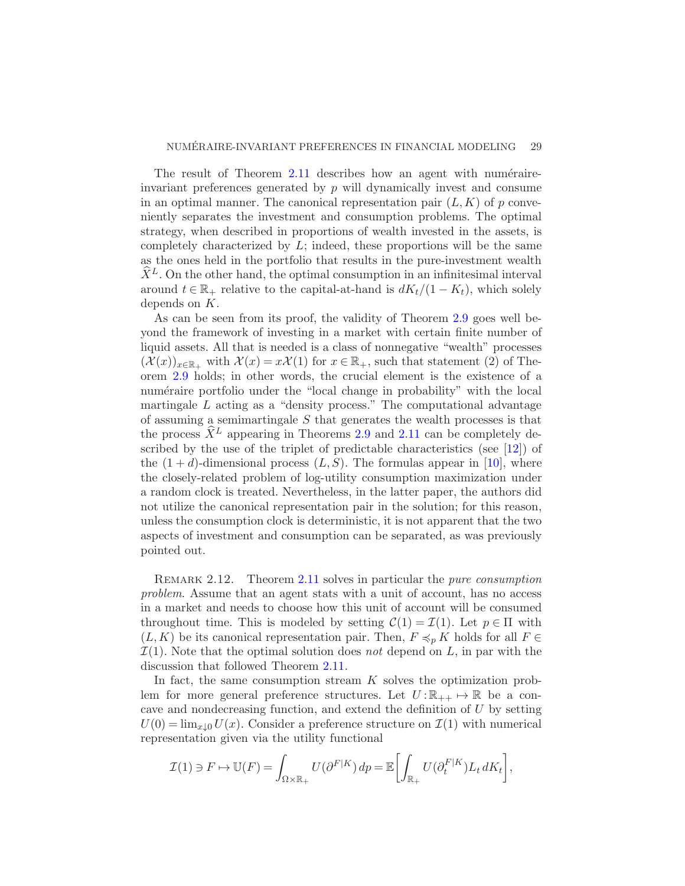The result of Theorem 2.11 describes how an agent with numéraire-invariant preferences generated by $p$ will dynamically invest and consume in an optimal manner. The canonical representation pair $(L, K)$ of $p$ conveniently separates the investment and consumption problems. The optimal strategy, when described in proportions of wealth invested in the assets, is completely characterized by $L$; indeed, these proportions will be the same as the ones held in the portfolio that results in the pure-investment wealth $\widehat{X}^L$. On the other hand, the optimal consumption in an infinitesimal interval around $t \in \mathbb{R}_+$ relative to the capital-at-hand is $dK_t/(1 - K_t)$, which solely depends on $K$.

As can be seen from its proof, the validity of Theorem 2.9 goes well beyond the framework of investing in a market with certain finite number of liquid assets. All that is needed is a class of nonnegative "wealth" processes $(\mathcal{X}(x))_{x \in \mathbb{R}_+}$ with $\mathcal{X}(x) = x\mathcal{X}(1)$ for $x \in \mathbb{R}_+$, such that statement (2) of Theorem 2.9 holds; in other words, the crucial element is the existence of a numéraire portfolio under the "local change in probability" with the local martingale $L$ acting as a "density process." The computational advantage of assuming a semimartingale $S$ that generates the wealth processes is that the process $\widehat{X}^L$ appearing in Theorems 2.9 and 2.11 can be completely described by the use of the triplet of predictable characteristics (see [12]) of the $(1 + d)$-dimensional process $(L, S)$. The formulas appear in [10], where the closely-related problem of log-utility consumption maximization under a random clock is treated. Nevertheless, in the latter paper, the authors did not utilize the canonical representation pair in the solution; for this reason, unless the consumption clock is deterministic, it is not apparent that the two aspects of investment and consumption can be separated, as was previously pointed out.

Remark 2.12. Theorem 2.11 solves in particular the *pure consumption problem*. Assume that an agent stats with a unit of account, has no access in a market and needs to choose how this unit of account will be consumed throughout time. This is modeled by setting $\mathcal{C}(1) = \mathcal{I}(1)$. Let $p \in \Pi$ with $(L, K)$ be its canonical representation pair. Then, $F \preccurlyeq_p K$ holds for all $F \in \mathcal{I}(1)$. Note that the optimal solution does *not* depend on $L$, in par with the discussion that followed Theorem 2.11.

In fact, the same consumption stream $K$ solves the optimization problem for more general preference structures. Let $U : \mathbb{R}_{++} \mapsto \mathbb{R}$ be a concave and nondecreasing function, and extend the definition of $U$ by setting $U(0) = \lim_{x \downarrow 0} U(x)$. Consider a preference structure on $\mathcal{I}(1)$ with numerical representation given via the utility functional

$$\mathcal{I}(1) \ni F \mapsto \mathbb{U}(F) = \int_{\Omega \times \mathbb{R}_+} U(\partial^{F|K})\, dp = \mathbb{E}\left[\int_{\mathbb{R}_+} U(\partial_t^{F|K}) L_t \, dK_t\right],$$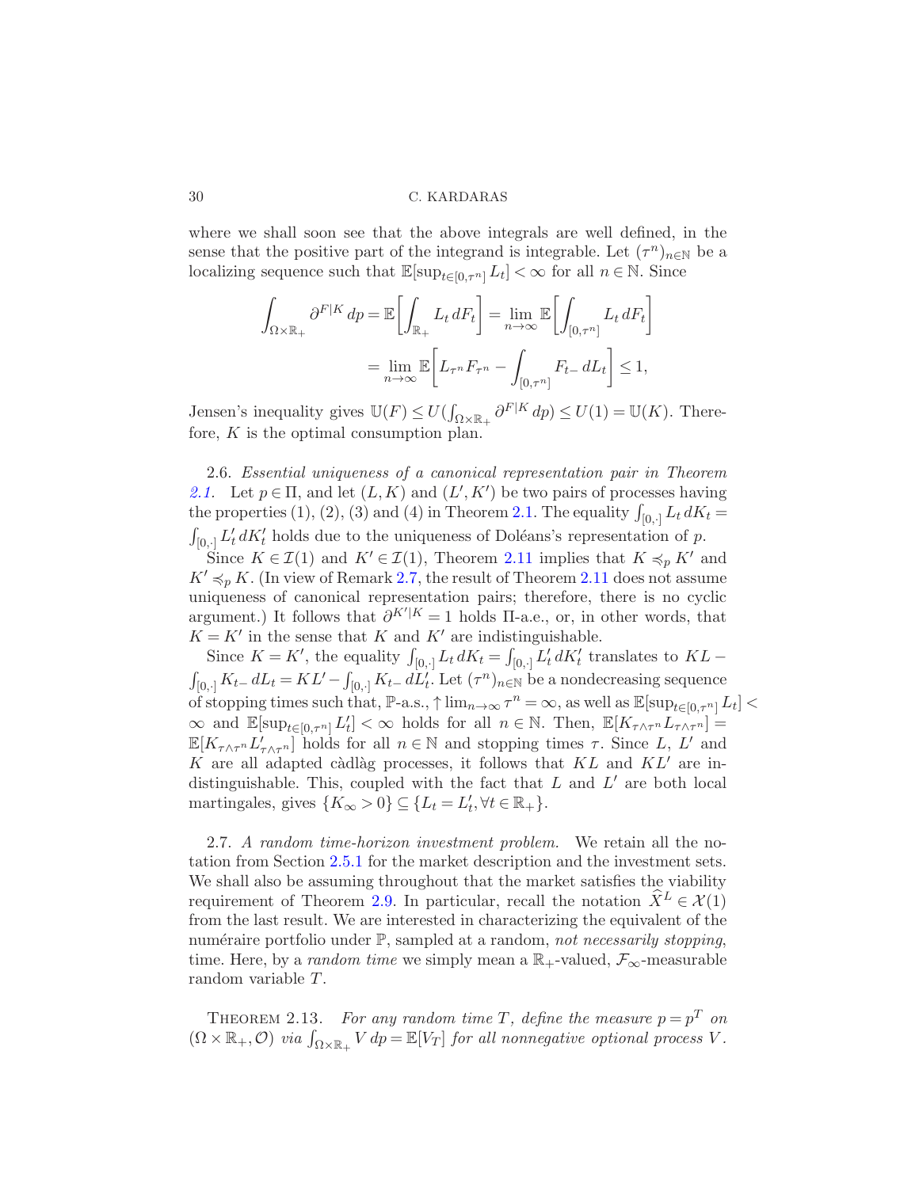where we shall soon see that the above integrals are well defined, in the sense that the positive part of the integrand is integrable. Let $(\tau^n)_{n\in\mathbb{N}}$ be a localizing sequence such that $\mathbb{E}[\sup_{t\in[0,\tau^n]} L_t] < \infty$ for all $n \in \mathbb{N}$. Since

$$\int_{\Omega\times\mathbb{R}_+} \partial^{F|K}\, dp = \mathbb{E}\left[\int_{\mathbb{R}_+} L_t\, dF_t\right] = \lim_{n\to\infty} \mathbb{E}\left[\int_{[0,\tau^n]} L_t\, dF_t\right]$$
$$= \lim_{n\to\infty} \mathbb{E}\left[L_{\tau^n} F_{\tau^n} - \int_{[0,\tau^n]} F_{t-}\, dL_t\right] \le 1,$$

Jensen's inequality gives $\mathbb{U}(F) \le U(\int_{\Omega\times\mathbb{R}_+} \partial^{F|K}\, dp) \le U(1) = \mathbb{U}(K)$. Therefore, $K$ is the optimal consumption plan.

2.6. *Essential uniqueness of a canonical representation pair in Theorem 2.1.* Let $p \in \Pi$, and let $(L, K)$ and $(L', K')$ be two pairs of processes having the properties (1), (2), (3) and (4) in Theorem 2.1. The equality $\int_{[0,\cdot]} L_t\, dK_t = \int_{[0,\cdot]} L'_t\, dK'_t$ holds due to the uniqueness of Doléans's representation of $p$.

Since $K \in \mathcal{I}(1)$ and $K' \in \mathcal{I}(1)$, Theorem 2.11 implies that $K \preccurlyeq_p K'$ and $K' \preccurlyeq_p K$. (In view of Remark 2.7, the result of Theorem 2.11 does not assume uniqueness of canonical representation pairs; therefore, there is no cyclic argument.) It follows that $\partial^{K'|K} = 1$ holds $\Pi$-a.e., or, in other words, that $K = K'$ in the sense that $K$ and $K'$ are indistinguishable.

Since $K = K'$, the equality $\int_{[0,\cdot]} L_t\, dK_t = \int_{[0,\cdot]} L'_t\, dK'_t$ translates to $KL - \int_{[0,\cdot]} K_{t-}\, dL_t = KL' - \int_{[0,\cdot]} K_{t-}\, dL'_t$. Let $(\tau^n)_{n\in\mathbb{N}}$ be a nondecreasing sequence of stopping times such that, $\mathbb{P}$-a.s., $\uparrow \lim_{n\to\infty} \tau^n = \infty$, as well as $\mathbb{E}[\sup_{t\in[0,\tau^n]} L_t] < \infty$ and $\mathbb{E}[\sup_{t\in[0,\tau^n]} L'_t] < \infty$ holds for all $n \in \mathbb{N}$. Then, $\mathbb{E}[K_{\tau\wedge\tau^n} L_{\tau\wedge\tau^n}] = \mathbb{E}[K_{\tau\wedge\tau^n} L'_{\tau\wedge\tau^n}]$ holds for all $n \in \mathbb{N}$ and stopping times $\tau$. Since $L$, $L'$ and $K$ are all adapted càdlàg processes, it follows that $KL$ and $KL'$ are indistinguishable. This, coupled with the fact that $L$ and $L'$ are both local martingales, gives $\{K_\infty > 0\} \subseteq \{L_t = L'_t, \forall t \in \mathbb{R}_+\}$.

2.7. *A random time-horizon investment problem.* We retain all the notation from Section 2.5.1 for the market description and the investment sets. We shall also be assuming throughout that the market satisfies the viability requirement of Theorem 2.9. In particular, recall the notation $\widehat{X}^L \in \mathcal{X}(1)$ from the last result. We are interested in characterizing the equivalent of the numéraire portfolio under $\mathbb{P}$, sampled at a random, *not necessarily stopping*, time. Here, by a *random time* we simply mean a $\mathbb{R}_+$-valued, $\mathcal{F}_\infty$-measurable random variable $T$.

THEOREM 2.13. *For any random time $T$, define the measure $p = p^T$ on $(\Omega \times \mathbb{R}_+, \mathcal{O})$ via $\int_{\Omega\times\mathbb{R}_+} V\, dp = \mathbb{E}[V_T]$ for all nonnegative optional process $V$.*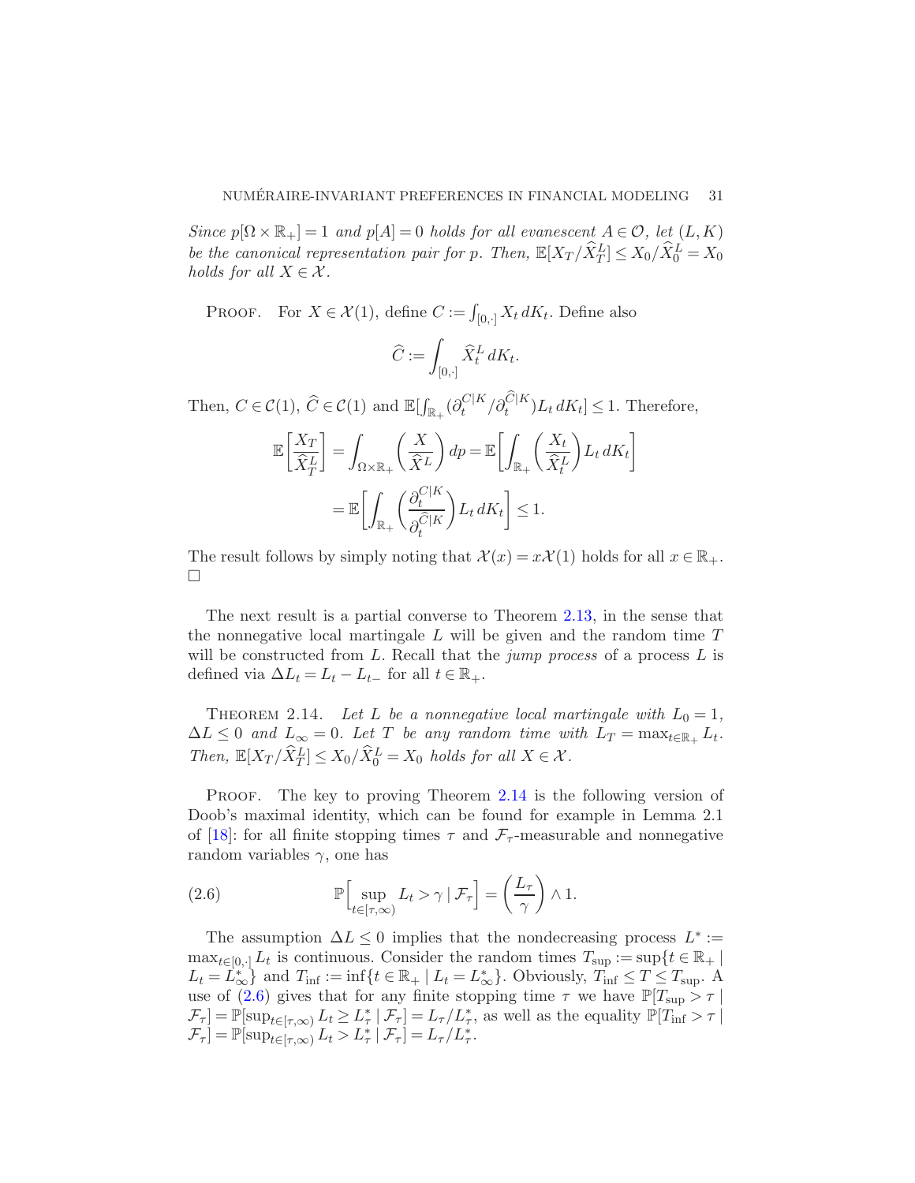*Since $p[\Omega \times \mathbb{R}_+] = 1$ and $p[A] = 0$ holds for all evanescent $A \in \mathcal{O}$, let $(L, K)$ be the canonical representation pair for $p$. Then, $\mathbb{E}[X_T/\widehat{X}^L_T] \leq X_0/\widehat{X}^L_0 = X_0$ holds for all $X \in \mathcal{X}$.*

Proof. For $X \in \mathcal{X}(1)$, define $C := \int_{[0,\cdot]} X_t \, dK_t$. Define also

$$\widehat{C} := \int_{[0,\cdot]} \widehat{X}^L_t \, dK_t.$$

Then, $C \in \mathcal{C}(1)$, $\widehat{C} \in \mathcal{C}(1)$ and $\mathbb{E}[\int_{\mathbb{R}_+} (\partial^{C|K}_t / \partial^{\widehat{C}|K}_t) L_t \, dK_t] \leq 1$. Therefore,

$$\begin{aligned}
\mathbb{E}\left[\frac{X_T}{\widehat{X}^L_T}\right] &= \int_{\Omega \times \mathbb{R}_+} \left(\frac{X}{\widehat{X}^L}\right) dp = \mathbb{E}\left[\int_{\mathbb{R}_+} \left(\frac{X_t}{\widehat{X}^L_t}\right) L_t \, dK_t\right] \\
&= \mathbb{E}\left[\int_{\mathbb{R}_+} \left(\frac{\partial^{C|K}_t}{\partial^{\widehat{C}|K}_t}\right) L_t \, dK_t\right] \leq 1.
\end{aligned}$$

The result follows by simply noting that $\mathcal{X}(x) = x\mathcal{X}(1)$ holds for all $x \in \mathbb{R}_+$. □

The next result is a partial converse to Theorem 2.13, in the sense that the nonnegative local martingale $L$ will be given and the random time $T$ will be constructed from $L$. Recall that the *jump process* of a process $L$ is defined via $\Delta L_t = L_t - L_{t-}$ for all $t \in \mathbb{R}_+$.

Theorem 2.14. *Let $L$ be a nonnegative local martingale with $L_0 = 1$, $\Delta L \leq 0$ and $L_\infty = 0$. Let $T$ be any random time with $L_T = \max_{t \in \mathbb{R}_+} L_t$. Then, $\mathbb{E}[X_T/\widehat{X}^L_T] \leq X_0/\widehat{X}^L_0 = X_0$ holds for all $X \in \mathcal{X}$.*

Proof. The key to proving Theorem 2.14 is the following version of Doob's maximal identity, which can be found for example in Lemma 2.1 of [18]: for all finite stopping times $\tau$ and $\mathcal{F}_\tau$-measurable and nonnegative random variables $\gamma$, one has

$$\mathbb{P}\Big[\sup_{t \in [\tau, \infty)} L_t > \gamma \mid \mathcal{F}_\tau\Big] = \left(\frac{L_\tau}{\gamma}\right) \wedge 1. \tag{2.6}$$

The assumption $\Delta L \leq 0$ implies that the nondecreasing process $L^* := \max_{t \in [0,\cdot]} L_t$ is continuous. Consider the random times $T_{\sup} := \sup\{t \in \mathbb{R}_+ \mid L_t = L^*_\infty\}$ and $T_{\inf} := \inf\{t \in \mathbb{R}_+ \mid L_t = L^*_\infty\}$. Obviously, $T_{\inf} \leq T \leq T_{\sup}$. A use of (2.6) gives that for any finite stopping time $\tau$ we have $\mathbb{P}[T_{\sup} > \tau \mid \mathcal{F}_\tau] = \mathbb{P}[\sup_{t \in [\tau, \infty)} L_t \geq L^*_\tau \mid \mathcal{F}_\tau] = L_\tau / L^*_\tau$, as well as the equality $\mathbb{P}[T_{\inf} > \tau \mid \mathcal{F}_\tau] = \mathbb{P}[\sup_{t \in [\tau, \infty)} L_t > L^*_\tau \mid \mathcal{F}_\tau] = L_\tau / L^*_\tau$.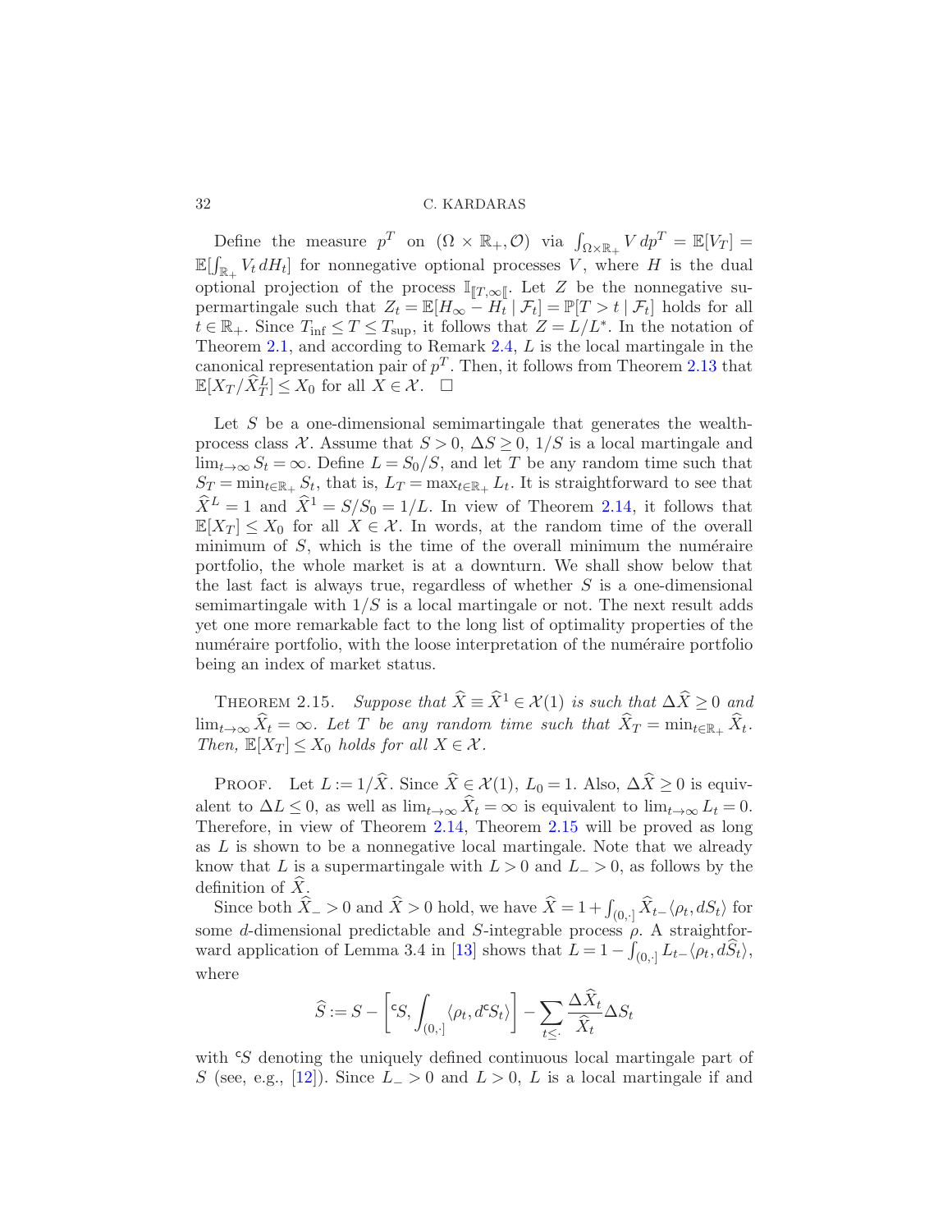Define the measure $p^T$ on $(\Omega \times \mathbb{R}_+, \mathcal{O})$ via $\int_{\Omega\times\mathbb{R}_+} V\, dp^T = \mathbb{E}[V_T] = \mathbb{E}[\int_{\mathbb{R}_+} V_t\, dH_t]$ for nonnegative optional processes $V$, where $H$ is the dual optional projection of the process $\mathbb{I}_{[\![T,\infty[\![}$. Let $Z$ be the nonnegative supermartingale such that $Z_t = \mathbb{E}[H_\infty - H_t \mid \mathcal{F}_t] = \mathbb{P}[T > t \mid \mathcal{F}_t]$ holds for all $t \in \mathbb{R}_+$. Since $T_{\inf} \leq T \leq T_{\sup}$, it follows that $Z = L/L^*$. In the notation of Theorem 2.1, and according to Remark 2.4, $L$ is the local martingale in the canonical representation pair of $p^T$. Then, it follows from Theorem 2.13 that $\mathbb{E}[X_T/\widehat{X}^L_T] \leq X_0$ for all $X \in \mathcal{X}$. $\square$

Let $S$ be a one-dimensional semimartingale that generates the wealth-process class $\mathcal{X}$. Assume that $S > 0$, $\Delta S \geq 0$, $1/S$ is a local martingale and $\lim_{t\to\infty} S_t = \infty$. Define $L = S_0/S$, and let $T$ be any random time such that $S_T = \min_{t\in\mathbb{R}_+} S_t$, that is, $L_T = \max_{t\in\mathbb{R}_+} L_t$. It is straightforward to see that $\widehat{X}^L = 1$ and $\widehat{X}^1 = S/S_0 = 1/L$. In view of Theorem 2.14, it follows that $\mathbb{E}[X_T] \leq X_0$ for all $X \in \mathcal{X}$. In words, at the random time of the overall minimum of $S$, which is the time of the overall minimum the numéraire portfolio, the whole market is at a downturn. We shall show below that the last fact is always true, regardless of whether $S$ is a one-dimensional semimartingale with $1/S$ is a local martingale or not. The next result adds yet one more remarkable fact to the long list of optimality properties of the numéraire portfolio, with the loose interpretation of the numéraire portfolio being an index of market status.

THEOREM 2.15. *Suppose that $\widehat{X} \equiv \widehat{X}^1 \in \mathcal{X}(1)$ is such that $\Delta\widehat{X} \geq 0$ and $\lim_{t\to\infty}\widehat{X}_t = \infty$. Let $T$ be any random time such that $\widehat{X}_T = \min_{t\in\mathbb{R}_+}\widehat{X}_t$. Then, $\mathbb{E}[X_T] \leq X_0$ holds for all $X \in \mathcal{X}$.*

PROOF. Let $L := 1/\widehat{X}$. Since $\widehat{X} \in \mathcal{X}(1)$, $L_0 = 1$. Also, $\Delta\widehat{X} \geq 0$ is equivalent to $\Delta L \leq 0$, as well as $\lim_{t\to\infty}\widehat{X}_t = \infty$ is equivalent to $\lim_{t\to\infty} L_t = 0$. Therefore, in view of Theorem 2.14, Theorem 2.15 will be proved as long as $L$ is shown to be a nonnegative local martingale. Note that we already know that $L$ is a supermartingale with $L > 0$ and $L_- > 0$, as follows by the definition of $\widehat{X}$.

Since both $\widehat{X}_- > 0$ and $\widehat{X} > 0$ hold, we have $\widehat{X} = 1 + \int_{(0,\cdot]} \widehat{X}_{t-}\langle \rho_t, dS_t\rangle$ for some $d$-dimensional predictable and $S$-integrable process $\rho$. A straightforward application of Lemma 3.4 in [13] shows that $L = 1 - \int_{(0,\cdot]} L_{t-}\langle \rho_t, d\widehat{S}_t\rangle$, where

$$\widehat{S} := S - \left[{}^{\mathsf{c}}S, \int_{(0,\cdot]} \langle \rho_t, d^{\mathsf{c}}S_t\rangle\right] - \sum_{t\leq\cdot} \frac{\Delta\widehat{X}_t}{\widehat{X}_t}\Delta S_t$$

with ${}^{\mathsf{c}}S$ denoting the uniquely defined continuous local martingale part of $S$ (see, e.g., [12]). Since $L_- > 0$ and $L > 0$, $L$ is a local martingale if and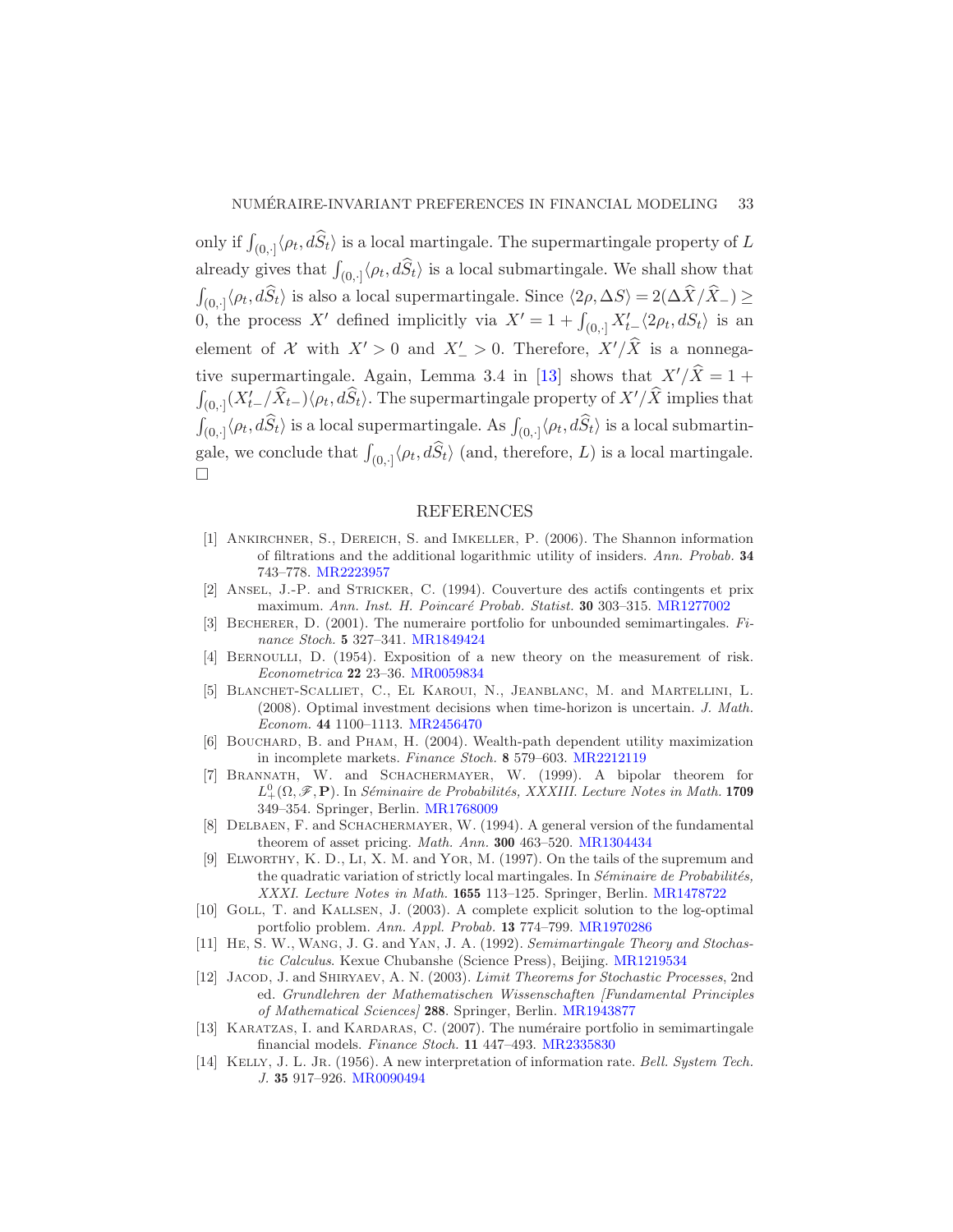only if $\int_{(0,\cdot]} \langle \rho_t, d\widehat{S}_t \rangle$ is a local martingale. The supermartingale property of $L$ already gives that $\int_{(0,\cdot]} \langle \rho_t, d\widehat{S}_t \rangle$ is a local submartingale. We shall show that $\int_{(0,\cdot]} \langle \rho_t, d\widehat{S}_t \rangle$ is also a local supermartingale. Since $\langle 2\rho, \Delta S \rangle = 2(\Delta \widehat{X}/\widehat{X}_-) \geq 0$, the process $X'$ defined implicitly via $X' = 1 + \int_{(0,\cdot]} X'_{t-} \langle 2\rho_t, dS_t \rangle$ is an element of $\mathcal{X}$ with $X' > 0$ and $X'_- > 0$. Therefore, $X'/\widehat{X}$ is a nonnegative supermartingale. Again, Lemma 3.4 in [13] shows that $X'/\widehat{X} = 1 + \int_{(0,\cdot]} (X'_{t-}/\widehat{X}_{t-}) \langle \rho_t, d\widehat{S}_t \rangle$. The supermartingale property of $X'/\widehat{X}$ implies that $\int_{(0,\cdot]} \langle \rho_t, d\widehat{S}_t \rangle$ is a local supermartingale. As $\int_{(0,\cdot]} \langle \rho_t, d\widehat{S}_t \rangle$ is a local submartingale, we conclude that $\int_{(0,\cdot]} \langle \rho_t, d\widehat{S}_t \rangle$ (and, therefore, $L$) is a local martingale. □

## REFERENCES

[1] Ankirchner, S., Dereich, S. and Imkeller, P. (2006). The Shannon information of filtrations and the additional logarithmic utility of insiders. *Ann. Probab.* **34** 743–778. MR2223957

[2] Ansel, J.-P. and Stricker, C. (1994). Couverture des actifs contingents et prix maximum. *Ann. Inst. H. Poincaré Probab. Statist.* **30** 303–315. MR1277002

[3] Becherer, D. (2001). The numeraire portfolio for unbounded semimartingales. *Finance Stoch.* **5** 327–341. MR1849424

[4] Bernoulli, D. (1954). Exposition of a new theory on the measurement of risk. *Econometrica* **22** 23–36. MR0059834

[5] Blanchet-Scalliet, C., El Karoui, N., Jeanblanc, M. and Martellini, L. (2008). Optimal investment decisions when time-horizon is uncertain. *J. Math. Econom.* **44** 1100–1113. MR2456470

[6] Bouchard, B. and Pham, H. (2004). Wealth-path dependent utility maximization in incomplete markets. *Finance Stoch.* **8** 579–603. MR2212119

[7] Brannath, W. and Schachermayer, W. (1999). A bipolar theorem for $L^0_+(\Omega, \mathscr{F}, \mathbf{P})$. In *Séminaire de Probabilités, XXXIII. Lecture Notes in Math.* **1709** 349–354. Springer, Berlin. MR1768009

[8] Delbaen, F. and Schachermayer, W. (1994). A general version of the fundamental theorem of asset pricing. *Math. Ann.* **300** 463–520. MR1304434

[9] Elworthy, K. D., Li, X. M. and Yor, M. (1997). On the tails of the supremum and the quadratic variation of strictly local martingales. In *Séminaire de Probabilités, XXXI. Lecture Notes in Math.* **1655** 113–125. Springer, Berlin. MR1478722

[10] Goll, T. and Kallsen, J. (2003). A complete explicit solution to the log-optimal portfolio problem. *Ann. Appl. Probab.* **13** 774–799. MR1970286

[11] He, S. W., Wang, J. G. and Yan, J. A. (1992). *Semimartingale Theory and Stochastic Calculus*. Kexue Chubanshe (Science Press), Beijing. MR1219534

[12] Jacod, J. and Shiryaev, A. N. (2003). *Limit Theorems for Stochastic Processes*, 2nd ed. *Grundlehren der Mathematischen Wissenschaften [Fundamental Principles of Mathematical Sciences]* **288**. Springer, Berlin. MR1943877

[13] Karatzas, I. and Kardaras, C. (2007). The numéraire portfolio in semimartingale financial models. *Finance Stoch.* **11** 447–493. MR2335830

[14] Kelly, J. L. Jr. (1956). A new interpretation of information rate. *Bell. System Tech. J.* **35** 917–926. MR0090494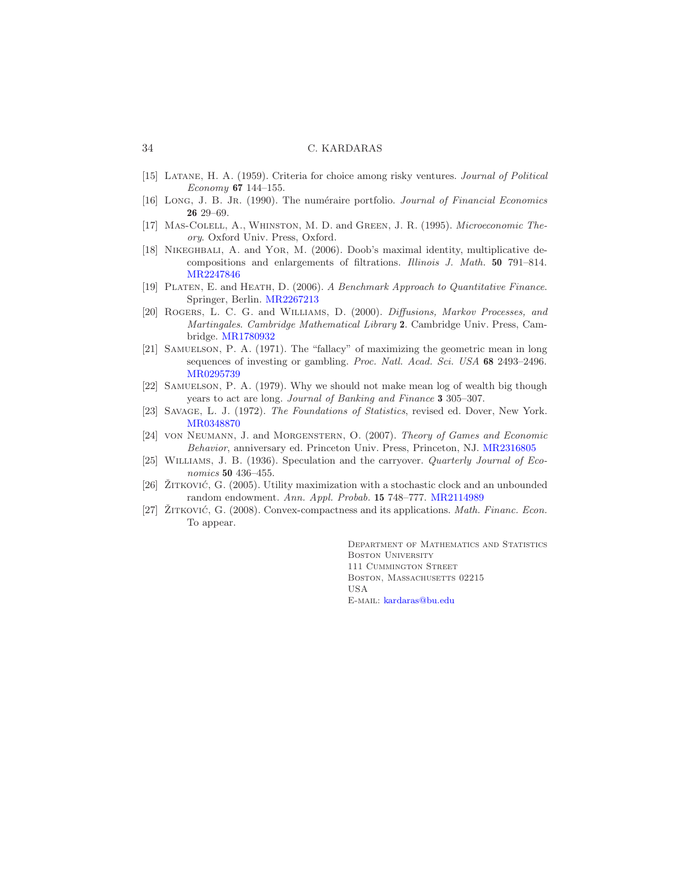[15] Latane, H. A. (1959). Criteria for choice among risky ventures. *Journal of Political Economy* **67** 144–155.

[16] Long, J. B. Jr. (1990). The numéraire portfolio. *Journal of Financial Economics* **26** 29–69.

[17] Mas-Colell, A., Whinston, M. D. and Green, J. R. (1995). *Microeconomic Theory*. Oxford Univ. Press, Oxford.

[18] Nikeghbali, A. and Yor, M. (2006). Doob's maximal identity, multiplicative decompositions and enlargements of filtrations. *Illinois J. Math.* **50** 791–814. MR2247846

[19] Platen, E. and Heath, D. (2006). *A Benchmark Approach to Quantitative Finance*. Springer, Berlin. MR2267213

[20] Rogers, L. C. G. and Williams, D. (2000). *Diffusions, Markov Processes, and Martingales*. *Cambridge Mathematical Library* **2**. Cambridge Univ. Press, Cambridge. MR1780932

[21] Samuelson, P. A. (1971). The "fallacy" of maximizing the geometric mean in long sequences of investing or gambling. *Proc. Natl. Acad. Sci. USA* **68** 2493–2496. MR0295739

[22] Samuelson, P. A. (1979). Why we should not make mean log of wealth big though years to act are long. *Journal of Banking and Finance* **3** 305–307.

[23] Savage, L. J. (1972). *The Foundations of Statistics*, revised ed. Dover, New York. MR0348870

[24] von Neumann, J. and Morgenstern, O. (2007). *Theory of Games and Economic Behavior*, anniversary ed. Princeton Univ. Press, Princeton, NJ. MR2316805

[25] Williams, J. B. (1936). Speculation and the carryover. *Quarterly Journal of Economics* **50** 436–455.

[26] Žitković, G. (2005). Utility maximization with a stochastic clock and an unbounded random endowment. *Ann. Appl. Probab.* **15** 748–777. MR2114989

[27] Žitković, G. (2008). Convex-compactness and its applications. *Math. Financ. Econ.* To appear.

Department of Mathematics and Statistics
Boston University
111 Cummington Street
Boston, Massachusetts 02215
USA
E-mail: kardaras@bu.edu